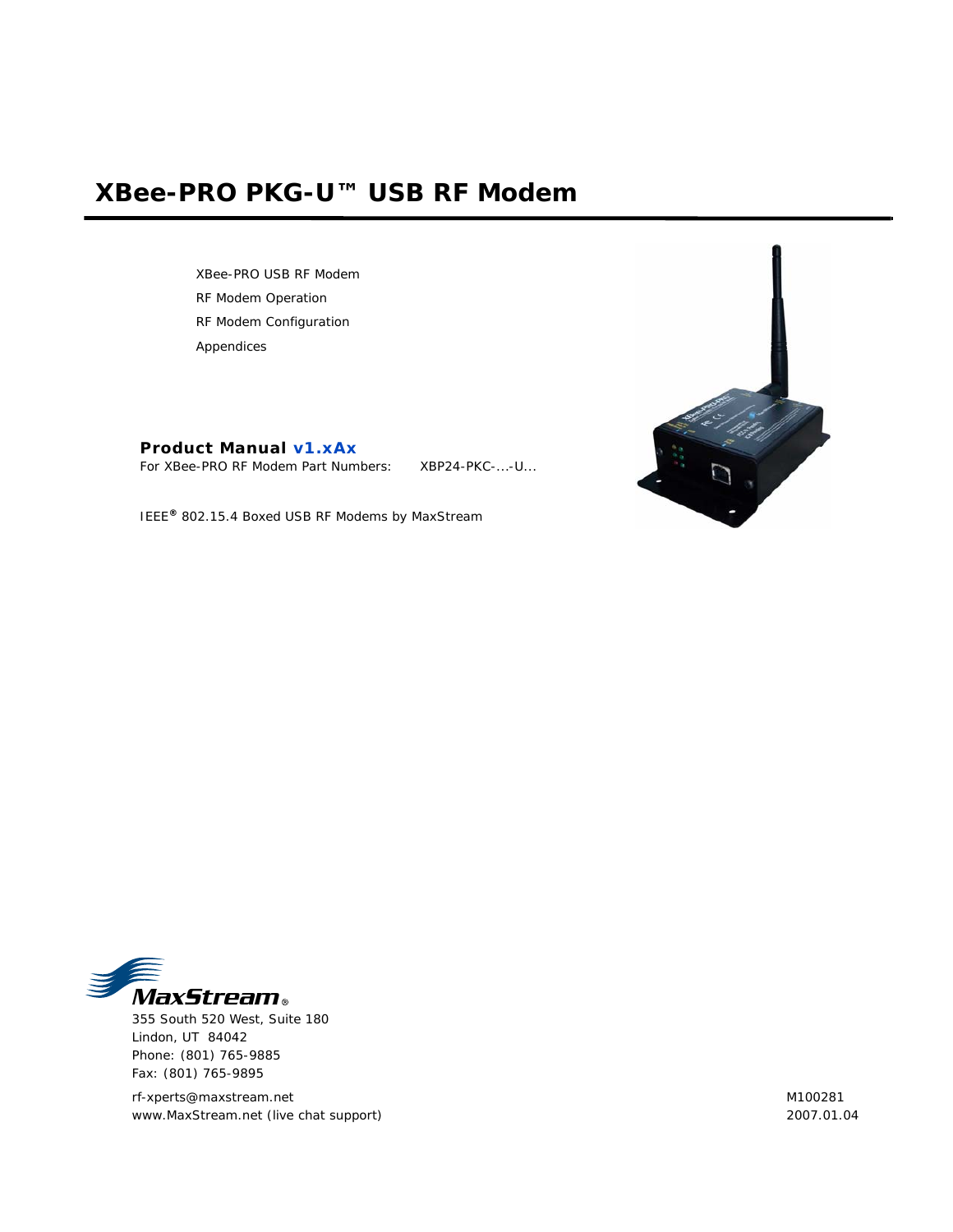# XBee-PRO PKG-U™ USB RF Modem

XBee-PRO USB RF Modem

RF Modem Operation

RF Modem Configuration

Appendices

**Product Manual v1.xAx**

For XBee-PRO RF Modem Part Numbers: XBP24-PKC-...-U...

IEEE® 802.15.4 Boxed USB RF Modems by MaxStream

MaxStream®

355 South 520 West, Suite 180
Lindon, UT 84042
Phone: (801) 765-9885
Fax: (801) 765-9895

rf-xperts@maxstream.net
www.MaxStream.net (live chat support)

M100281
2007.01.04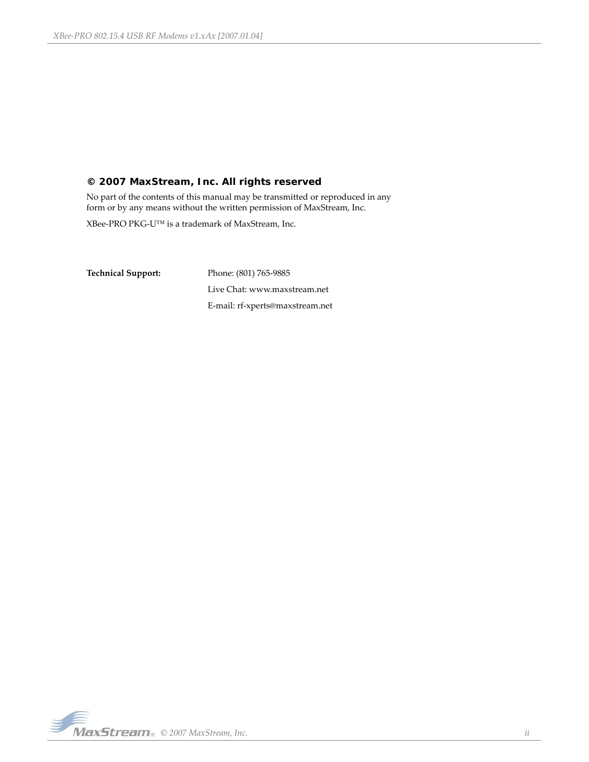## © 2007 MaxStream, Inc. All rights reserved

No part of the contents of this manual may be transmitted or reproduced in any form or by any means without the written permission of MaxStream, Inc.

XBee-PRO PKG-U™ is a trademark of MaxStream, Inc.

**Technical Support:**

Phone: (801) 765-9885

Live Chat: www.maxstream.net

E-mail: rf-xperts@maxstream.net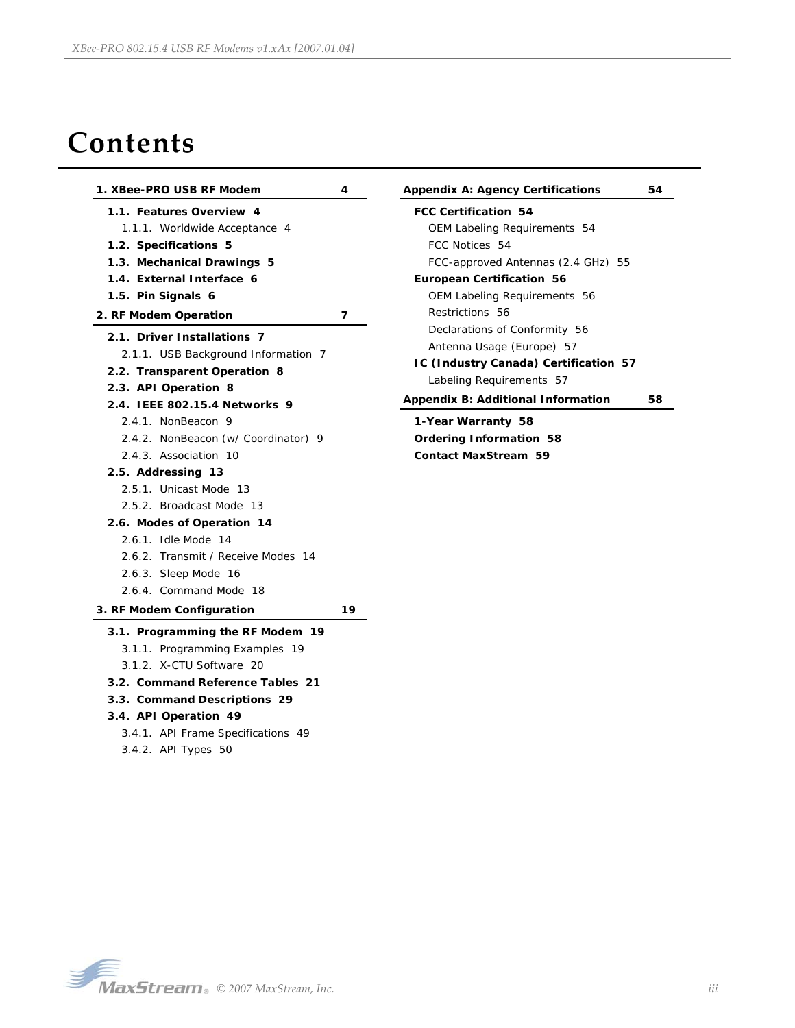# Contents

**1. XBee-PRO USB RF Modem 4**

- **1.1. Features Overview 4**
  - 1.1.1. Worldwide Acceptance 4
- **1.2. Specifications 5**
- **1.3. Mechanical Drawings 5**
- **1.4. External Interface 6**
- **1.5. Pin Signals 6**

**2. RF Modem Operation 7**

- **2.1. Driver Installations 7**
  - 2.1.1. USB Background Information 7
- **2.2. Transparent Operation 8**
- **2.3. API Operation 8**
- **2.4. IEEE 802.15.4 Networks 9**
  - 2.4.1. NonBeacon 9
  - 2.4.2. NonBeacon (w/ Coordinator) 9
  - 2.4.3. Association 10
- **2.5. Addressing 13**
  - 2.5.1. Unicast Mode 13
  - 2.5.2. Broadcast Mode 13
- **2.6. Modes of Operation 14**
  - 2.6.1. Idle Mode 14
  - 2.6.2. Transmit / Receive Modes 14
  - 2.6.3. Sleep Mode 16
  - 2.6.4. Command Mode 18

**3. RF Modem Configuration 19**

- **3.1. Programming the RF Modem 19**
  - 3.1.1. Programming Examples 19
  - 3.1.2. X-CTU Software 20
- **3.2. Command Reference Tables 21**
- **3.3. Command Descriptions 29**
- **3.4. API Operation 49**
  - 3.4.1. API Frame Specifications 49
  - 3.4.2. API Types 50

**Appendix A: Agency Certifications 54**

- **FCC Certification 54**
  - OEM Labeling Requirements 54
  - FCC Notices 54
  - FCC-approved Antennas (2.4 GHz) 55
- **European Certification 56**
  - OEM Labeling Requirements 56
  - Restrictions 56
  - Declarations of Conformity 56
  - Antenna Usage (Europe) 57
- **IC (Industry Canada) Certification 57**
  - Labeling Requirements 57

**Appendix B: Additional Information 58**

- **1-Year Warranty 58**
- **Ordering Information 58**
- **Contact MaxStream 59**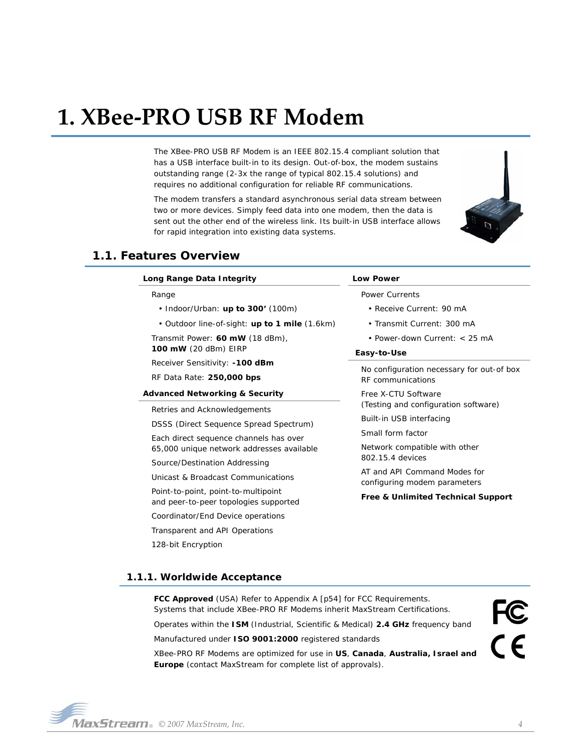# 1. XBee-PRO USB RF Modem

The XBee-PRO USB RF Modem is an IEEE 802.15.4 compliant solution that has a USB interface built-in to its design. Out-of-box, the modem sustains outstanding range (2-3x the range of typical 802.15.4 solutions) and requires no additional configuration for reliable RF communications.

The modem transfers a standard asynchronous serial data stream between two or more devices. Simply feed data into one modem, then the data is sent out the other end of the wireless link. Its built-in USB interface allows for rapid integration into existing data systems.

## 1.1. Features Overview

**Long Range Data Integrity**

Range

- Indoor/Urban: **up to 300'** (100m)
- Outdoor line-of-sight: **up to 1 mile** (1.6km)

Transmit Power: **60 mW** (18 dBm), **100 mW** (20 dBm) EIRP

Receiver Sensitivity: **-100 dBm**

RF Data Rate: **250,000 bps**

**Advanced Networking & Security**

Retries and Acknowledgements

DSSS (Direct Sequence Spread Spectrum)

Each direct sequence channels has over 65,000 unique network addresses available

Source/Destination Addressing

Unicast & Broadcast Communications

Point-to-point, point-to-multipoint and peer-to-peer topologies supported

Coordinator/End Device operations

Transparent and API Operations

128-bit Encryption

**Low Power**

Power Currents

- Receive Current: 90 mA
- Transmit Current: 300 mA
- Power-down Current: < 25 mA

**Easy-to-Use**

No configuration necessary for out-of box RF communications

Free X-CTU Software (Testing and configuration software)

Built-in USB interfacing

Small form factor

Network compatible with other 802.15.4 devices

AT and API Command Modes for configuring modem parameters

**Free & Unlimited Technical Support**

### 1.1.1. Worldwide Acceptance

**FCC Approved** (USA) Refer to Appendix A [p54] for FCC Requirements. Systems that include XBee-PRO RF Modems inherit MaxStream Certifications.

Operates within the **ISM** (Industrial, Scientific & Medical) **2.4 GHz** frequency band

Manufactured under **ISO 9001:2000** registered standards

XBee-PRO RF Modems are optimized for use in **US**, **Canada**, **Australia, Israel and Europe** (contact MaxStream for complete list of approvals).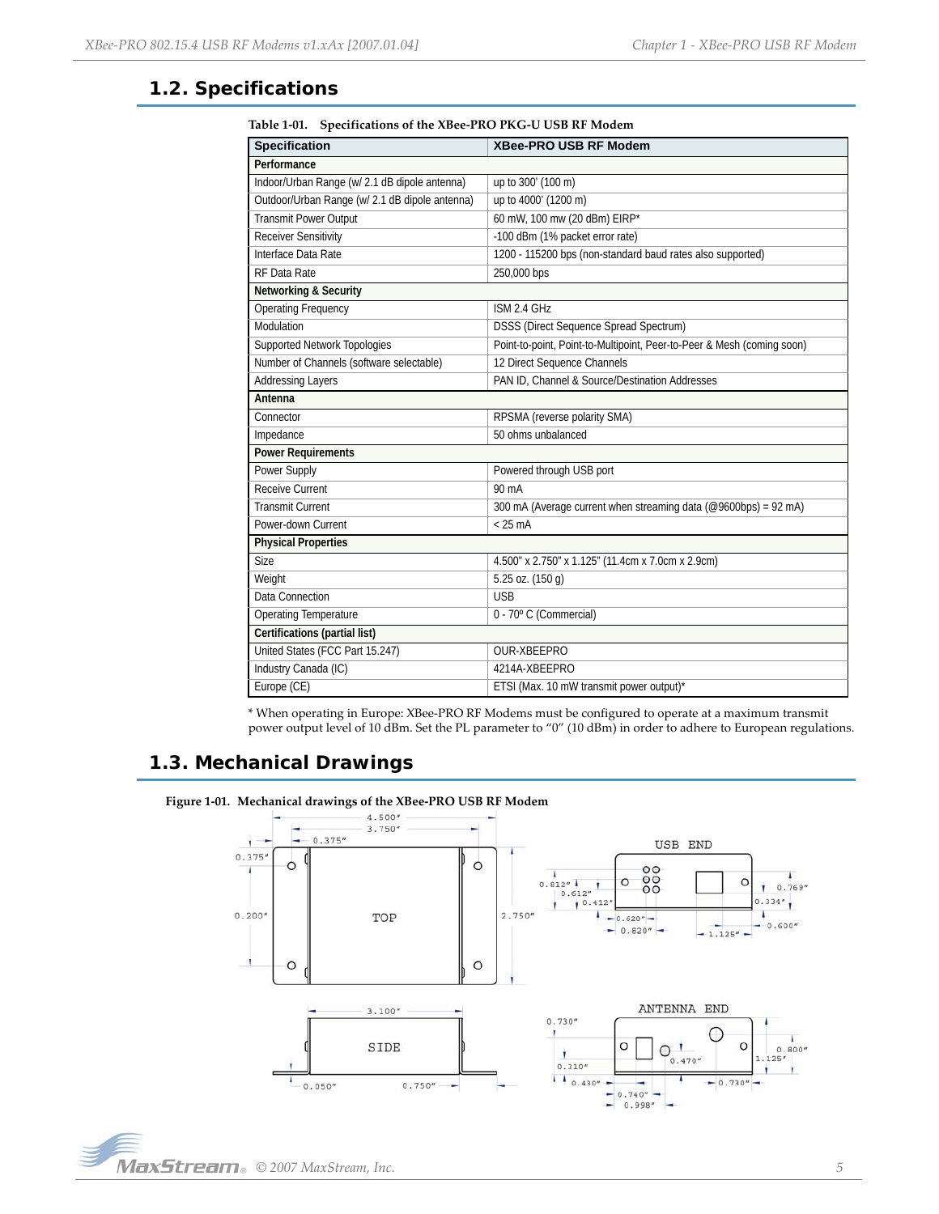## 1.2. Specifications

Table 1-01. Specifications of the XBee-PRO PKG-U USB RF Modem

| Specification | XBee-PRO USB RF Modem |
|---|---|
| **Performance** | |
| Indoor/Urban Range (w/ 2.1 dB dipole antenna) | up to 300' (100 m) |
| Outdoor/Urban Range (w/ 2.1 dB dipole antenna) | up to 4000' (1200 m) |
| Transmit Power Output | 60 mW, 100 mw (20 dBm) EIRP* |
| Receiver Sensitivity | -100 dBm (1% packet error rate) |
| Interface Data Rate | 1200 - 115200 bps (non-standard baud rates also supported) |
| RF Data Rate | 250,000 bps |
| **Networking & Security** | |
| Operating Frequency | ISM 2.4 GHz |
| Modulation | DSSS (Direct Sequence Spread Spectrum) |
| Supported Network Topologies | Point-to-point, Point-to-Multipoint, Peer-to-Peer & Mesh (coming soon) |
| Number of Channels (software selectable) | 12 Direct Sequence Channels |
| Addressing Layers | PAN ID, Channel & Source/Destination Addresses |
| **Antenna** | |
| Connector | RPSMA (reverse polarity SMA) |
| Impedance | 50 ohms unbalanced |
| **Power Requirements** | |
| Power Supply | Powered through USB port |
| Receive Current | 90 mA |
| Transmit Current | 300 mA (Average current when streaming data (@9600bps) = 92 mA) |
| Power-down Current | < 25 mA |
| **Physical Properties** | |
| Size | 4.500" x 2.750" x 1.125" (11.4cm x 7.0cm x 2.9cm) |
| Weight | 5.25 oz. (150 g) |
| Data Connection | USB |
| Operating Temperature | 0 - 70º C (Commercial) |
| **Certifications (partial list)** | |
| United States (FCC Part 15.247) | OUR-XBEEPRO |
| Industry Canada (IC) | 4214A-XBEEPRO |
| Europe (CE) | ETSI (Max. 10 mW transmit power output)* |

* When operating in Europe: XBee-PRO RF Modems must be configured to operate at a maximum transmit power output level of 10 dBm. Set the PL parameter to "0" (10 dBm) in order to adhere to European regulations.

## 1.3. Mechanical Drawings

Figure 1-01. Mechanical drawings of the XBee-PRO USB RF Modem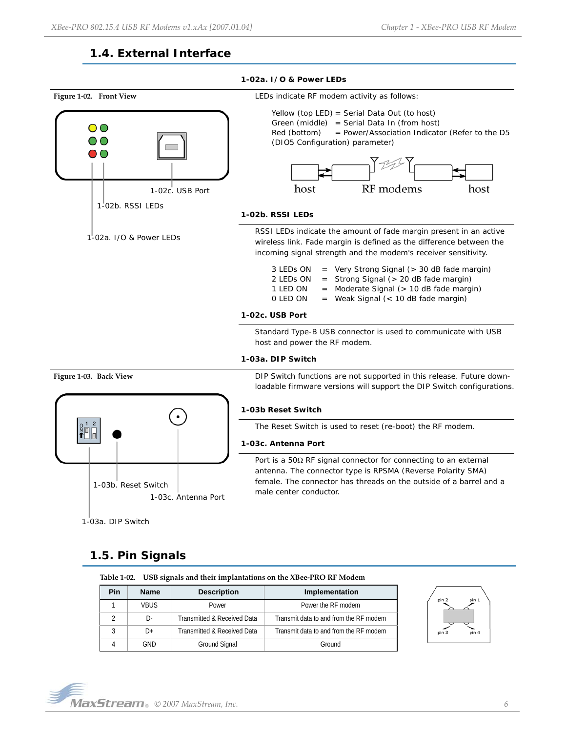## 1.4. External Interface

**Figure 1-02. Front View**

1-02c. USB Port

1-02b. RSSI LEDs

1-02a. I/O & Power LEDs

### 1-02a. I/O & Power LEDs

LEDs indicate RF modem activity as follows:

Yellow (top LED) = Serial Data Out (to host)
Green (middle) = Serial Data In (from host)
Red (bottom) = Power/Association Indicator (Refer to the D5 (DIO5 Configuration) parameter)

host RF modems host

### 1-02b. RSSI LEDs

RSSI LEDs indicate the amount of fade margin present in an active wireless link. Fade margin is defined as the difference between the incoming signal strength and the modem's receiver sensitivity.

3 LEDs ON = Very Strong Signal (> 30 dB fade margin)
2 LEDs ON = Strong Signal (> 20 dB fade margin)
1 LED ON = Moderate Signal (> 10 dB fade margin)
0 LED ON = Weak Signal (< 10 dB fade margin)

### 1-02c. USB Port

Standard Type-B USB connector is used to communicate with USB host and power the RF modem.

**Figure 1-03. Back View**

1-03b. Reset Switch

1-03c. Antenna Port

1-03a. DIP Switch

### 1-03a. DIP Switch

DIP Switch functions are not supported in this release. Future down-loadable firmware versions will support the DIP Switch configurations.

### 1-03b Reset Switch

The Reset Switch is used to reset (re-boot) the RF modem.

### 1-03c. Antenna Port

Port is a 50Ω RF signal connector for connecting to an external antenna. The connector type is RPSMA (Reverse Polarity SMA) female. The connector has threads on the outside of a barrel and a male center conductor.

## 1.5. Pin Signals

**Table 1-02. USB signals and their implantations on the XBee-PRO RF Modem**

| Pin | Name | Description | Implementation |
|---|---|---|---|
| 1 | VBUS | Power | Power the RF modem |
| 2 | D- | Transmitted & Received Data | Transmit data to and from the RF modem |
| 3 | D+ | Transmitted & Received Data | Transmit data to and from the RF modem |
| 4 | GND | Ground Signal | Ground |

pin 2 pin 1 pin 3 pin 4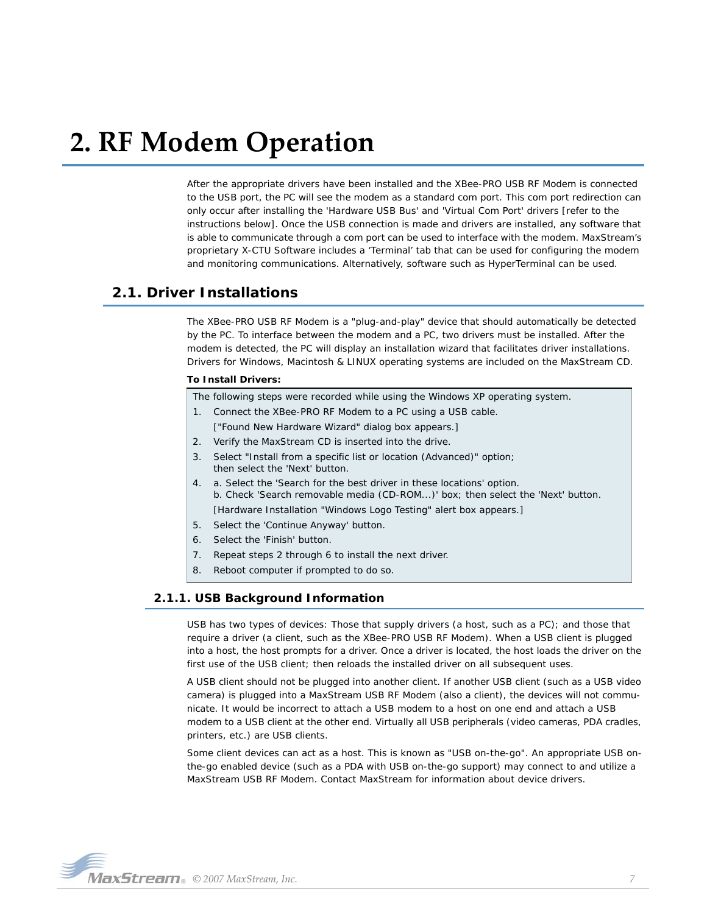# 2. RF Modem Operation

After the appropriate drivers have been installed and the XBee-PRO USB RF Modem is connected to the USB port, the PC will see the modem as a standard com port. This com port redirection can only occur after installing the 'Hardware USB Bus' and 'Virtual Com Port' drivers [refer to the instructions below]. Once the USB connection is made and drivers are installed, any software that is able to communicate through a com port can be used to interface with the modem. MaxStream's proprietary X-CTU Software includes a 'Terminal' tab that can be used for configuring the modem and monitoring communications. Alternatively, software such as HyperTerminal can be used.

## 2.1. Driver Installations

The XBee-PRO USB RF Modem is a "plug-and-play" device that should automatically be detected by the PC. To interface between the modem and a PC, two drivers must be installed. After the modem is detected, the PC will display an installation wizard that facilitates driver installations. Drivers for Windows, Macintosh & LINUX operating systems are included on the MaxStream CD.

**To Install Drivers:**

The following steps were recorded while using the Windows XP operating system.

1. Connect the XBee-PRO RF Modem to a PC using a USB cable.
   ["Found New Hardware Wizard" dialog box appears.]
2. Verify the MaxStream CD is inserted into the drive.
3. Select "Install from a specific list or location (Advanced)" option; then select the 'Next' button.
4. a. Select the 'Search for the best driver in these locations' option.
   b. Check 'Search removable media (CD-ROM...)' box; then select the 'Next' button.
   [Hardware Installation "Windows Logo Testing" alert box appears.]
5. Select the 'Continue Anyway' button.
6. Select the 'Finish' button.
7. Repeat steps 2 through 6 to install the next driver.
8. Reboot computer if prompted to do so.

### 2.1.1. USB Background Information

USB has two types of devices: Those that supply drivers (a host, such as a PC); and those that require a driver (a client, such as the XBee-PRO USB RF Modem). When a USB client is plugged into a host, the host prompts for a driver. Once a driver is located, the host loads the driver on the first use of the USB client; then reloads the installed driver on all subsequent uses.

A USB client should not be plugged into another client. If another USB client (such as a USB video camera) is plugged into a MaxStream USB RF Modem (also a client), the devices will not communicate. It would be incorrect to attach a USB modem to a host on one end and attach a USB modem to a USB client at the other end. Virtually all USB peripherals (video cameras, PDA cradles, printers, etc.) are USB clients.

Some client devices can act as a host. This is known as "USB on-the-go". An appropriate USB on-the-go enabled device (such as a PDA with USB on-the-go support) may connect to and utilize a MaxStream USB RF Modem. Contact MaxStream for information about device drivers.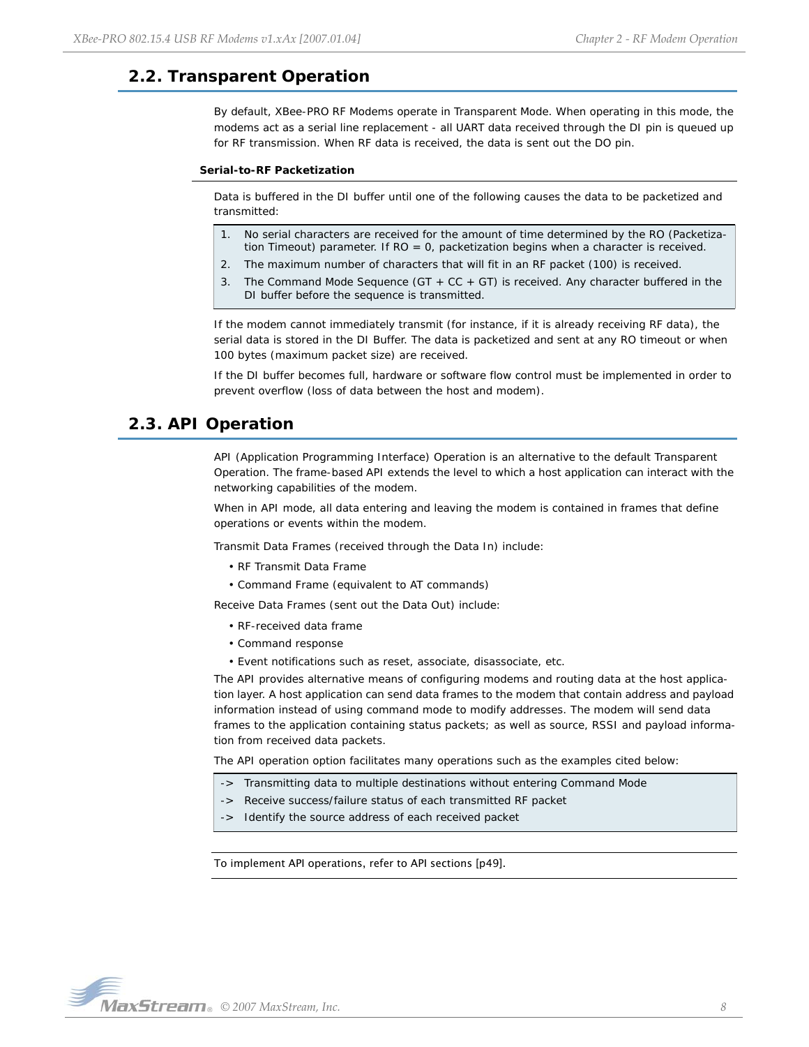## 2.2. Transparent Operation

By default, XBee-PRO RF Modems operate in Transparent Mode. When operating in this mode, the modems act as a serial line replacement - all UART data received through the DI pin is queued up for RF transmission. When RF data is received, the data is sent out the DO pin.

### Serial-to-RF Packetization

Data is buffered in the DI buffer until one of the following causes the data to be packetized and transmitted:

1. No serial characters are received for the amount of time determined by the RO (Packetization Timeout) parameter. If RO = 0, packetization begins when a character is received.
2. The maximum number of characters that will fit in an RF packet (100) is received.
3. The Command Mode Sequence (GT + CC + GT) is received. Any character buffered in the DI buffer before the sequence is transmitted.

If the modem cannot immediately transmit (for instance, if it is already receiving RF data), the serial data is stored in the DI Buffer. The data is packetized and sent at any RO timeout or when 100 bytes (maximum packet size) are received.

If the DI buffer becomes full, hardware or software flow control must be implemented in order to prevent overflow (loss of data between the host and modem).

## 2.3. API Operation

API (Application Programming Interface) Operation is an alternative to the default Transparent Operation. The frame-based API extends the level to which a host application can interact with the networking capabilities of the modem.

When in API mode, all data entering and leaving the modem is contained in frames that define operations or events within the modem.

Transmit Data Frames (received through the Data In) include:

- RF Transmit Data Frame
- Command Frame (equivalent to AT commands)

Receive Data Frames (sent out the Data Out) include:

- RF-received data frame
- Command response
- Event notifications such as reset, associate, disassociate, etc.

The API provides alternative means of configuring modems and routing data at the host application layer. A host application can send data frames to the modem that contain address and payload information instead of using command mode to modify addresses. The modem will send data frames to the application containing status packets; as well as source, RSSI and payload information from received data packets.

The API operation option facilitates many operations such as the examples cited below:

-> Transmitting data to multiple destinations without entering Command Mode
-> Receive success/failure status of each transmitted RF packet
-> Identify the source address of each received packet

To implement API operations, refer to API sections [p49].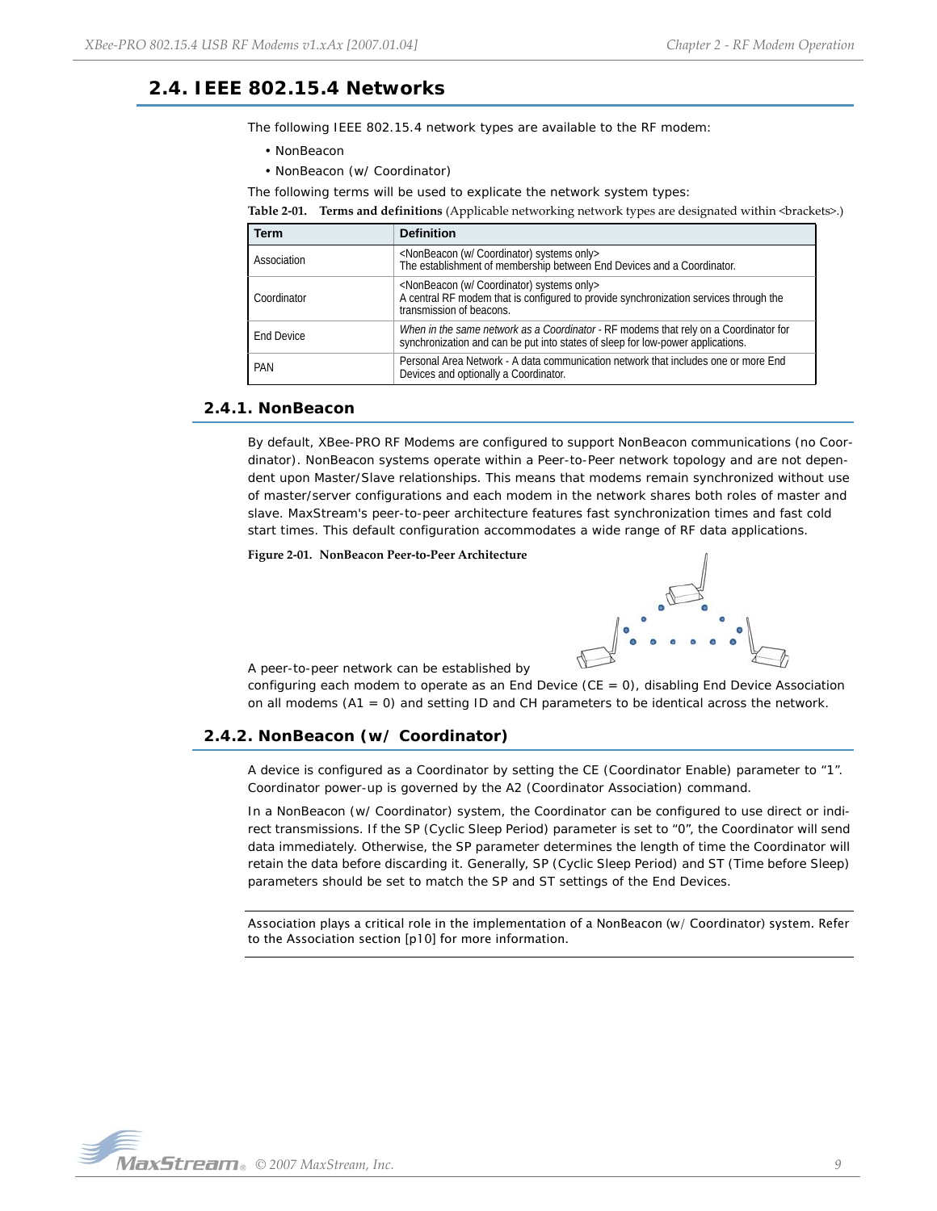## 2.4. IEEE 802.15.4 Networks

The following IEEE 802.15.4 network types are available to the RF modem:

- NonBeacon
- NonBeacon (w/ Coordinator)

The following terms will be used to explicate the network system types:

**Table 2-01. Terms and definitions** (Applicable networking network types are designated within <brackets>.)

| Term | Definition |
|---|---|
| Association | <NonBeacon (w/ Coordinator) systems only> The establishment of membership between End Devices and a Coordinator. |
| Coordinator | <NonBeacon (w/ Coordinator) systems only> A central RF modem that is configured to provide synchronization services through the transmission of beacons. |
| End Device | *When in the same network as a Coordinator* - RF modems that rely on a Coordinator for synchronization and can be put into states of sleep for low-power applications. |
| PAN | Personal Area Network - A data communication network that includes one or more End Devices and optionally a Coordinator. |

### 2.4.1. NonBeacon

By default, XBee-PRO RF Modems are configured to support NonBeacon communications (no Coordinator). NonBeacon systems operate within a Peer-to-Peer network topology and are not dependent upon Master/Slave relationships. This means that modems remain synchronized without use of master/server configurations and each modem in the network shares both roles of master and slave. MaxStream's peer-to-peer architecture features fast synchronization times and fast cold start times. This default configuration accommodates a wide range of RF data applications.

**Figure 2-01. NonBeacon Peer-to-Peer Architecture**

A peer-to-peer network can be established by configuring each modem to operate as an End Device (CE = 0), disabling End Device Association on all modems (A1 = 0) and setting ID and CH parameters to be identical across the network.

### 2.4.2. NonBeacon (w/ Coordinator)

A device is configured as a Coordinator by setting the CE (Coordinator Enable) parameter to "1". Coordinator power-up is governed by the A2 (Coordinator Association) command.

In a NonBeacon (w/ Coordinator) system, the Coordinator can be configured to use direct or indirect transmissions. If the SP (Cyclic Sleep Period) parameter is set to "0", the Coordinator will send data immediately. Otherwise, the SP parameter determines the length of time the Coordinator will retain the data before discarding it. Generally, SP (Cyclic Sleep Period) and ST (Time before Sleep) parameters should be set to match the SP and ST settings of the End Devices.

Association plays a critical role in the implementation of a NonBeacon (w/ Coordinator) system. Refer to the Association section [p10] for more information.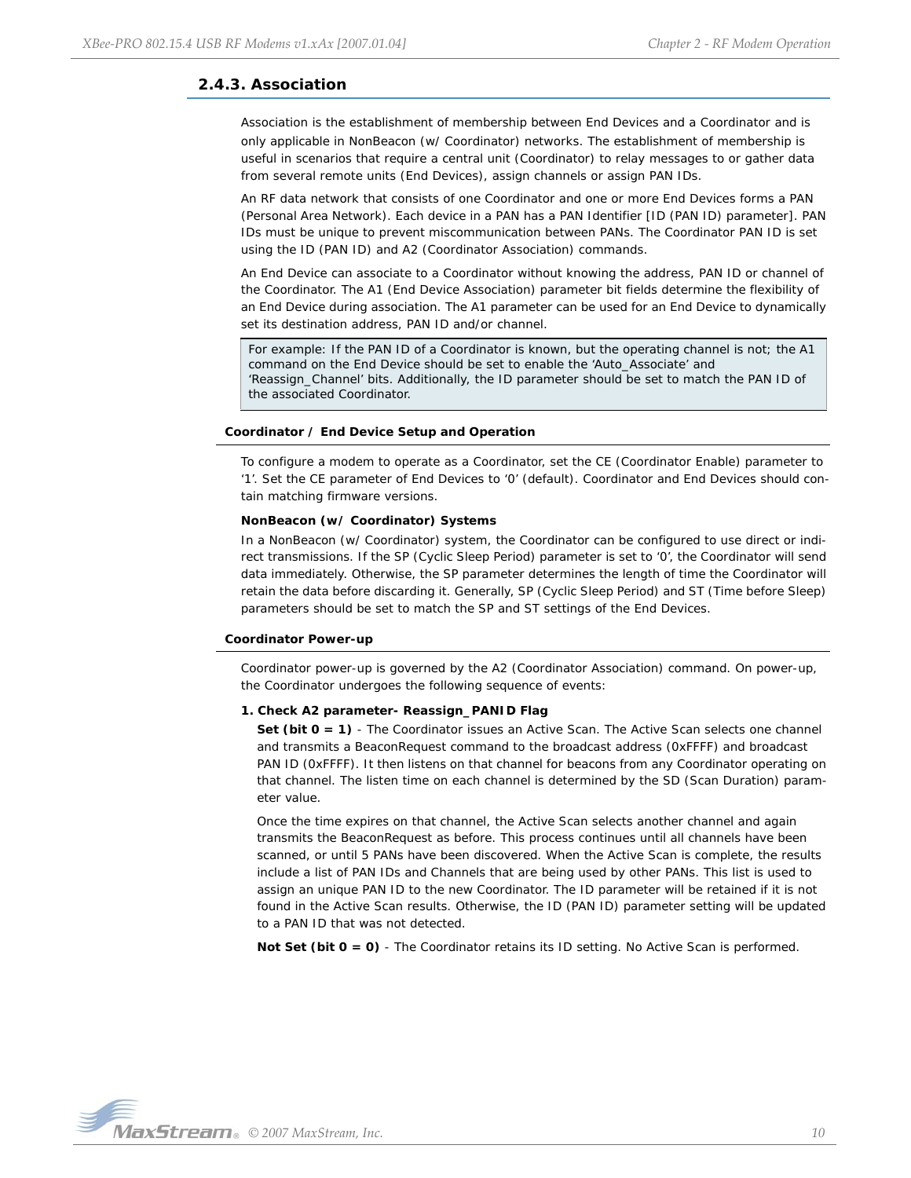### 2.4.3. Association

Association is the establishment of membership between End Devices and a Coordinator and is only applicable in NonBeacon (w/ Coordinator) networks. The establishment of membership is useful in scenarios that require a central unit (Coordinator) to relay messages to or gather data from several remote units (End Devices), assign channels or assign PAN IDs.

An RF data network that consists of one Coordinator and one or more End Devices forms a PAN (Personal Area Network). Each device in a PAN has a PAN Identifier [ID (PAN ID) parameter]. PAN IDs must be unique to prevent miscommunication between PANs. The Coordinator PAN ID is set using the ID (PAN ID) and A2 (Coordinator Association) commands.

An End Device can associate to a Coordinator without knowing the address, PAN ID or channel of the Coordinator. The A1 (End Device Association) parameter bit fields determine the flexibility of an End Device during association. The A1 parameter can be used for an End Device to dynamically set its destination address, PAN ID and/or channel.

> For example: If the PAN ID of a Coordinator is known, but the operating channel is not; the A1 command on the End Device should be set to enable the 'Auto_Associate' and 'Reassign_Channel' bits. Additionally, the ID parameter should be set to match the PAN ID of the associated Coordinator.

#### Coordinator / End Device Setup and Operation

To configure a modem to operate as a Coordinator, set the CE (Coordinator Enable) parameter to '1'. Set the CE parameter of End Devices to '0' (default). Coordinator and End Devices should contain matching firmware versions.

**NonBeacon (w/ Coordinator) Systems**

In a NonBeacon (w/ Coordinator) system, the Coordinator can be configured to use direct or indirect transmissions. If the SP (Cyclic Sleep Period) parameter is set to '0', the Coordinator will send data immediately. Otherwise, the SP parameter determines the length of time the Coordinator will retain the data before discarding it. Generally, SP (Cyclic Sleep Period) and ST (Time before Sleep) parameters should be set to match the SP and ST settings of the End Devices.

#### Coordinator Power-up

Coordinator power-up is governed by the A2 (Coordinator Association) command. On power-up, the Coordinator undergoes the following sequence of events:

**1. Check A2 parameter- Reassign_PANID Flag**

**Set (bit 0 = 1)** - The Coordinator issues an Active Scan. The Active Scan selects one channel and transmits a BeaconRequest command to the broadcast address (0xFFFF) and broadcast PAN ID (0xFFFF). It then listens on that channel for beacons from any Coordinator operating on that channel. The listen time on each channel is determined by the SD (Scan Duration) parameter value.

Once the time expires on that channel, the Active Scan selects another channel and again transmits the BeaconRequest as before. This process continues until all channels have been scanned, or until 5 PANs have been discovered. When the Active Scan is complete, the results include a list of PAN IDs and Channels that are being used by other PANs. This list is used to assign an unique PAN ID to the new Coordinator. The ID parameter will be retained if it is not found in the Active Scan results. Otherwise, the ID (PAN ID) parameter setting will be updated to a PAN ID that was not detected.

**Not Set (bit 0 = 0)** - The Coordinator retains its ID setting. No Active Scan is performed.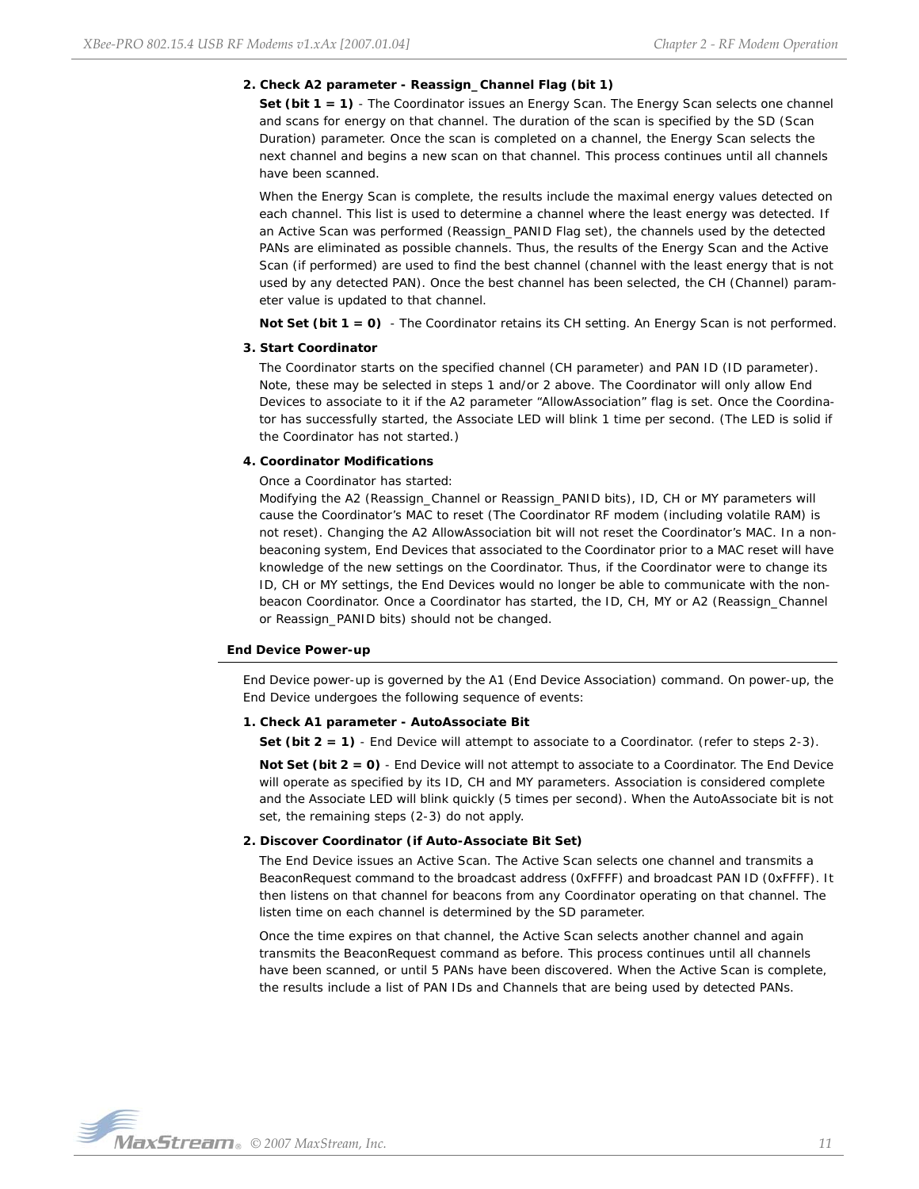**2. Check A2 parameter - Reassign_Channel Flag (bit 1)**

**Set (bit 1 = 1)** - The Coordinator issues an Energy Scan. The Energy Scan selects one channel and scans for energy on that channel. The duration of the scan is specified by the SD (Scan Duration) parameter. Once the scan is completed on a channel, the Energy Scan selects the next channel and begins a new scan on that channel. This process continues until all channels have been scanned.

When the Energy Scan is complete, the results include the maximal energy values detected on each channel. This list is used to determine a channel where the least energy was detected. If an Active Scan was performed (Reassign_PANID Flag set), the channels used by the detected PANs are eliminated as possible channels. Thus, the results of the Energy Scan and the Active Scan (if performed) are used to find the best channel (channel with the least energy that is not used by any detected PAN). Once the best channel has been selected, the CH (Channel) parameter value is updated to that channel.

**Not Set (bit 1 = 0)** - The Coordinator retains its CH setting. An Energy Scan is not performed.

**3. Start Coordinator**

The Coordinator starts on the specified channel (CH parameter) and PAN ID (ID parameter). Note, these may be selected in steps 1 and/or 2 above. The Coordinator will only allow End Devices to associate to it if the A2 parameter “AllowAssociation” flag is set. Once the Coordinator has successfully started, the Associate LED will blink 1 time per second. (The LED is solid if the Coordinator has not started.)

**4. Coordinator Modifications**

Once a Coordinator has started:
Modifying the A2 (Reassign_Channel or Reassign_PANID bits), ID, CH or MY parameters will cause the Coordinator’s MAC to reset (The Coordinator RF modem (including volatile RAM) is not reset). Changing the A2 AllowAssociation bit will not reset the Coordinator’s MAC. In a non-beaconing system, End Devices that associated to the Coordinator prior to a MAC reset will have knowledge of the new settings on the Coordinator. Thus, if the Coordinator were to change its ID, CH or MY settings, the End Devices would no longer be able to communicate with the non-beacon Coordinator. Once a Coordinator has started, the ID, CH, MY or A2 (Reassign_Channel or Reassign_PANID bits) should not be changed.

### End Device Power-up

End Device power-up is governed by the A1 (End Device Association) command. On power-up, the End Device undergoes the following sequence of events:

**1. Check A1 parameter - AutoAssociate Bit**

**Set (bit 2 = 1)** - End Device will attempt to associate to a Coordinator. (refer to steps 2-3).

**Not Set (bit 2 = 0)** - End Device will not attempt to associate to a Coordinator. The End Device will operate as specified by its ID, CH and MY parameters. Association is considered complete and the Associate LED will blink quickly (5 times per second). When the AutoAssociate bit is not set, the remaining steps (2-3) do not apply.

**2. Discover Coordinator (if Auto-Associate Bit Set)**

The End Device issues an Active Scan. The Active Scan selects one channel and transmits a BeaconRequest command to the broadcast address (0xFFFF) and broadcast PAN ID (0xFFFF). It then listens on that channel for beacons from any Coordinator operating on that channel. The listen time on each channel is determined by the SD parameter.

Once the time expires on that channel, the Active Scan selects another channel and again transmits the BeaconRequest command as before. This process continues until all channels have been scanned, or until 5 PANs have been discovered. When the Active Scan is complete, the results include a list of PAN IDs and Channels that are being used by detected PANs.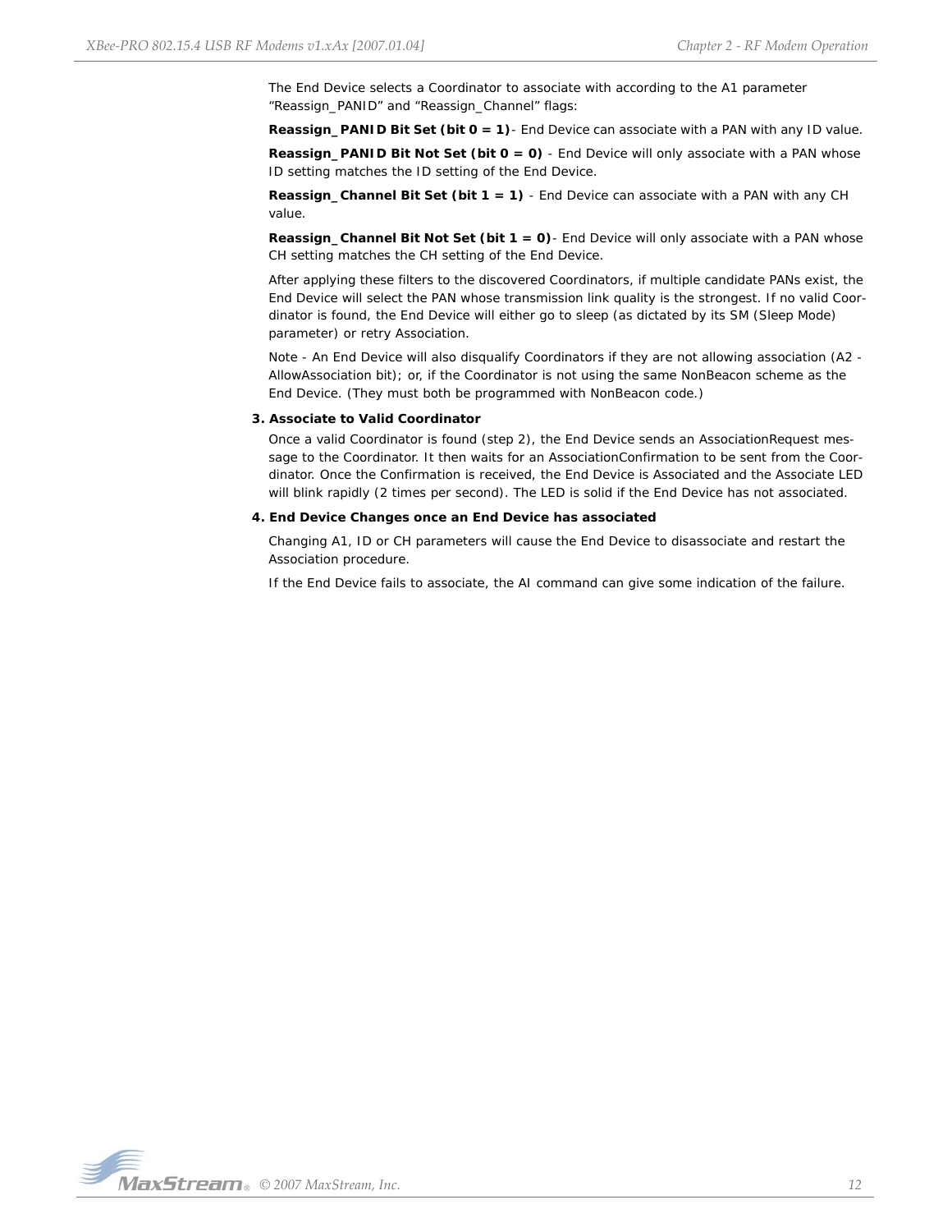The End Device selects a Coordinator to associate with according to the A1 parameter "Reassign_PANID" and "Reassign_Channel" flags:

**Reassign_PANID Bit Set (bit 0 = 1)**- End Device can associate with a PAN with any ID value.

**Reassign_PANID Bit Not Set (bit 0 = 0)** - End Device will only associate with a PAN whose ID setting matches the ID setting of the End Device.

**Reassign_Channel Bit Set (bit 1 = 1)** - End Device can associate with a PAN with any CH value.

**Reassign_Channel Bit Not Set (bit 1 = 0)**- End Device will only associate with a PAN whose CH setting matches the CH setting of the End Device.

After applying these filters to the discovered Coordinators, if multiple candidate PANs exist, the End Device will select the PAN whose transmission link quality is the strongest. If no valid Coordinator is found, the End Device will either go to sleep (as dictated by its SM (Sleep Mode) parameter) or retry Association.

Note - An End Device will also disqualify Coordinators if they are not allowing association (A2 - AllowAssociation bit); or, if the Coordinator is not using the same NonBeacon scheme as the End Device. (They must both be programmed with NonBeacon code.)

**3. Associate to Valid Coordinator**

Once a valid Coordinator is found (step 2), the End Device sends an AssociationRequest message to the Coordinator. It then waits for an AssociationConfirmation to be sent from the Coordinator. Once the Confirmation is received, the End Device is Associated and the Associate LED will blink rapidly (2 times per second). The LED is solid if the End Device has not associated.

**4. End Device Changes once an End Device has associated**

Changing A1, ID or CH parameters will cause the End Device to disassociate and restart the Association procedure.

If the End Device fails to associate, the AI command can give some indication of the failure.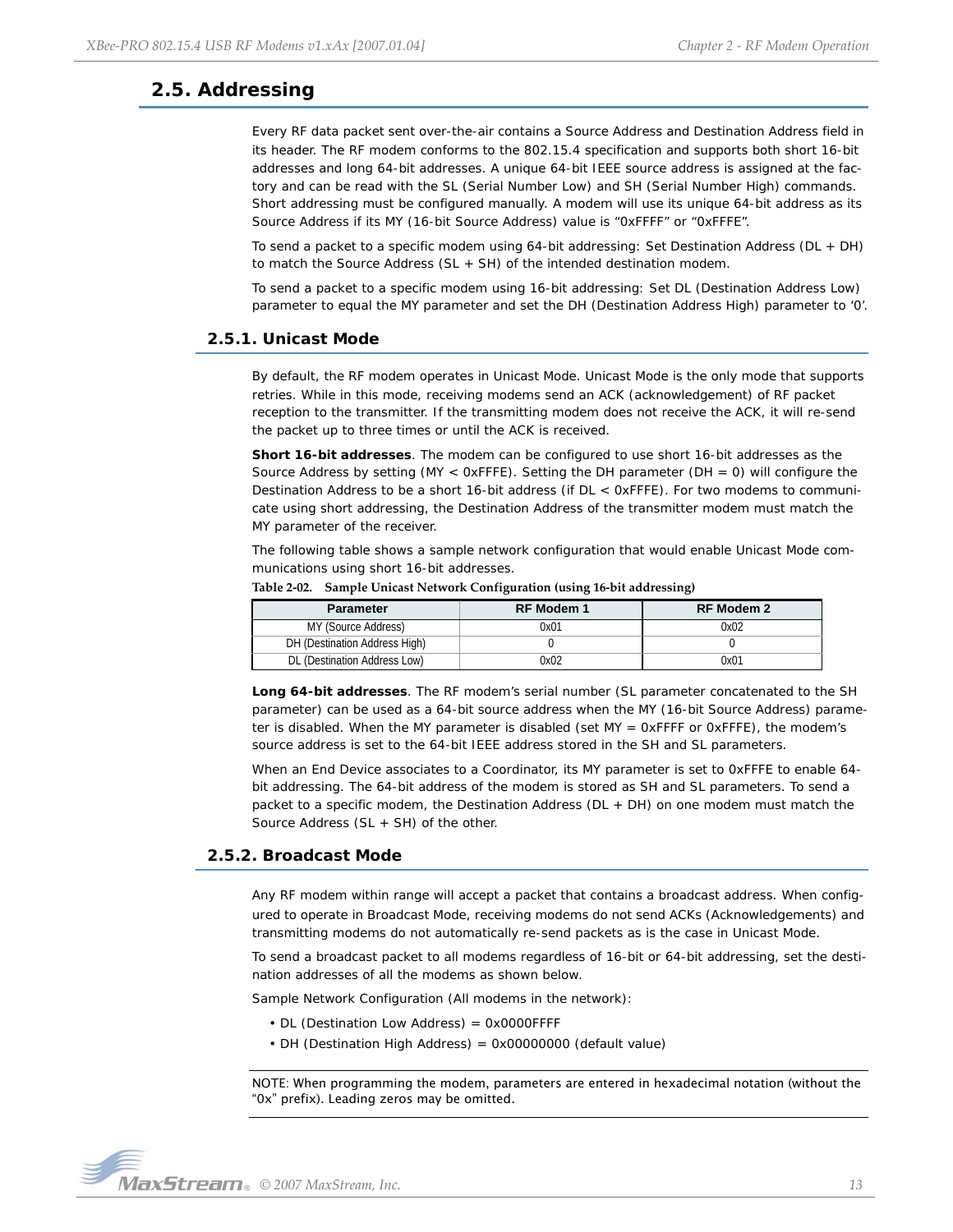## 2.5. Addressing

Every RF data packet sent over-the-air contains a Source Address and Destination Address field in its header. The RF modem conforms to the 802.15.4 specification and supports both short 16-bit addresses and long 64-bit addresses. A unique 64-bit IEEE source address is assigned at the factory and can be read with the SL (Serial Number Low) and SH (Serial Number High) commands. Short addressing must be configured manually. A modem will use its unique 64-bit address as its Source Address if its MY (16-bit Source Address) value is “0xFFFF” or “0xFFFE”.

To send a packet to a specific modem using 64-bit addressing: Set Destination Address (DL + DH) to match the Source Address (SL + SH) of the intended destination modem.

To send a packet to a specific modem using 16-bit addressing: Set DL (Destination Address Low) parameter to equal the MY parameter and set the DH (Destination Address High) parameter to ‘0’.

### 2.5.1. Unicast Mode

By default, the RF modem operates in Unicast Mode. Unicast Mode is the only mode that supports retries. While in this mode, receiving modems send an ACK (acknowledgement) of RF packet reception to the transmitter. If the transmitting modem does not receive the ACK, it will re-send the packet up to three times or until the ACK is received.

**Short 16-bit addresses**. The modem can be configured to use short 16-bit addresses as the Source Address by setting (MY < 0xFFFE). Setting the DH parameter (DH = 0) will configure the Destination Address to be a short 16-bit address (if DL < 0xFFFE). For two modems to communicate using short addressing, the Destination Address of the transmitter modem must match the MY parameter of the receiver.

The following table shows a sample network configuration that would enable Unicast Mode communications using short 16-bit addresses.

Table 2-02. Sample Unicast Network Configuration (using 16-bit addressing)

| Parameter | RF Modem 1 | RF Modem 2 |
| --- | --- | --- |
| MY (Source Address) | 0x01 | 0x02 |
| DH (Destination Address High) | 0 | 0 |
| DL (Destination Address Low) | 0x02 | 0x01 |

**Long 64-bit addresses**. The RF modem’s serial number (SL parameter concatenated to the SH parameter) can be used as a 64-bit source address when the MY (16-bit Source Address) parameter is disabled. When the MY parameter is disabled (set MY = 0xFFFF or 0xFFFE), the modem’s source address is set to the 64-bit IEEE address stored in the SH and SL parameters.

When an End Device associates to a Coordinator, its MY parameter is set to 0xFFFE to enable 64-bit addressing. The 64-bit address of the modem is stored as SH and SL parameters. To send a packet to a specific modem, the Destination Address (DL + DH) on one modem must match the Source Address (SL + SH) of the other.

### 2.5.2. Broadcast Mode

Any RF modem within range will accept a packet that contains a broadcast address. When configured to operate in Broadcast Mode, receiving modems do not send ACKs (Acknowledgements) and transmitting modems do not automatically re-send packets as is the case in Unicast Mode.

To send a broadcast packet to all modems regardless of 16-bit or 64-bit addressing, set the destination addresses of all the modems as shown below.

Sample Network Configuration (All modems in the network):

- DL (Destination Low Address) = 0x0000FFFF
- DH (Destination High Address) = 0x00000000 (default value)

NOTE: When programming the modem, parameters are entered in hexadecimal notation (without the “0x” prefix). Leading zeros may be omitted.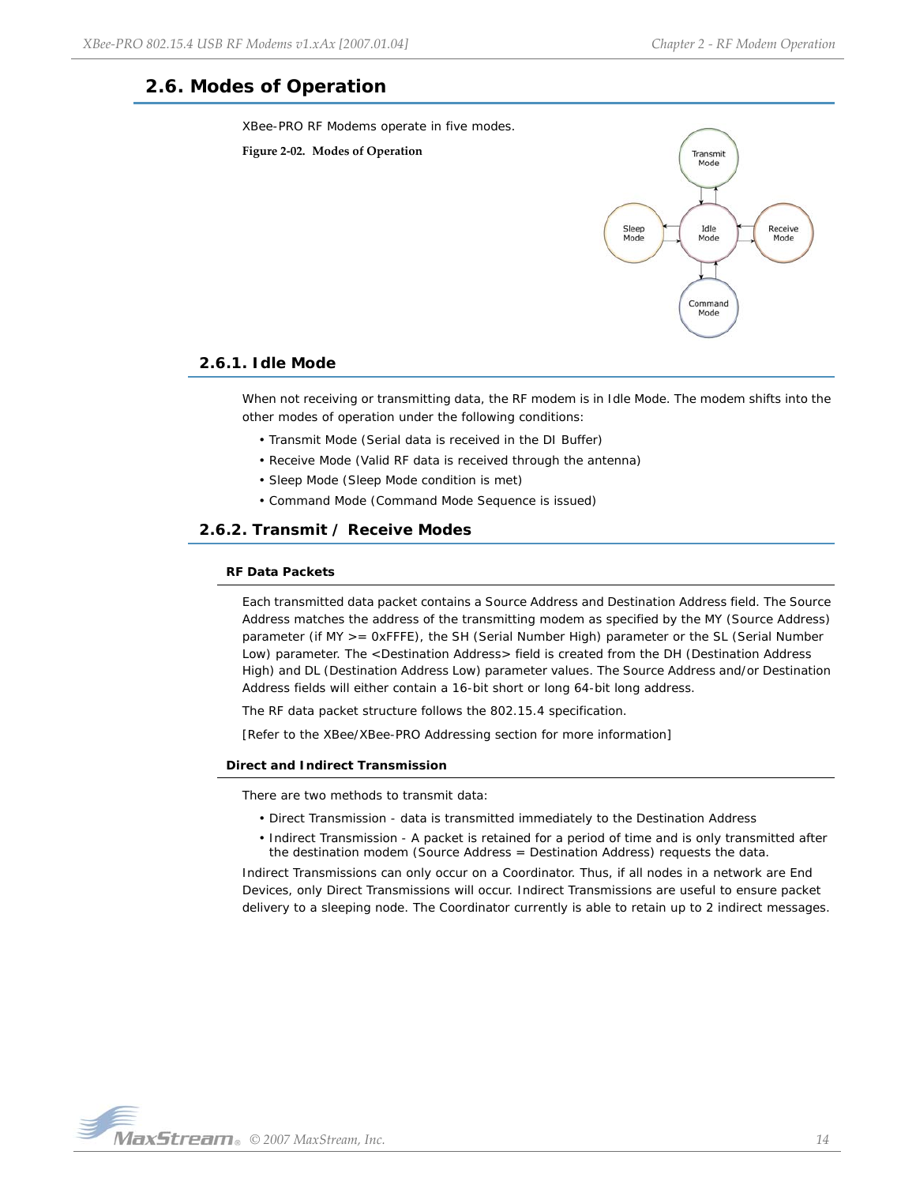## 2.6. Modes of Operation

XBee-PRO RF Modems operate in five modes.

**Figure 2-02. Modes of Operation**

### 2.6.1. Idle Mode

When not receiving or transmitting data, the RF modem is in Idle Mode. The modem shifts into the other modes of operation under the following conditions:

- Transmit Mode (Serial data is received in the DI Buffer)
- Receive Mode (Valid RF data is received through the antenna)
- Sleep Mode (Sleep Mode condition is met)
- Command Mode (Command Mode Sequence is issued)

### 2.6.2. Transmit / Receive Modes

#### RF Data Packets

Each transmitted data packet contains a Source Address and Destination Address field. The Source Address matches the address of the transmitting modem as specified by the MY (Source Address) parameter (if MY >= 0xFFFE), the SH (Serial Number High) parameter or the SL (Serial Number Low) parameter. The <Destination Address> field is created from the DH (Destination Address High) and DL (Destination Address Low) parameter values. The Source Address and/or Destination Address fields will either contain a 16-bit short or long 64-bit long address.

The RF data packet structure follows the 802.15.4 specification.

[Refer to the XBee/XBee-PRO Addressing section for more information]

#### Direct and Indirect Transmission

There are two methods to transmit data:

- Direct Transmission - data is transmitted immediately to the Destination Address
- Indirect Transmission - A packet is retained for a period of time and is only transmitted after the destination modem (Source Address = Destination Address) requests the data.

Indirect Transmissions can only occur on a Coordinator. Thus, if all nodes in a network are End Devices, only Direct Transmissions will occur. Indirect Transmissions are useful to ensure packet delivery to a sleeping node. The Coordinator currently is able to retain up to 2 indirect messages.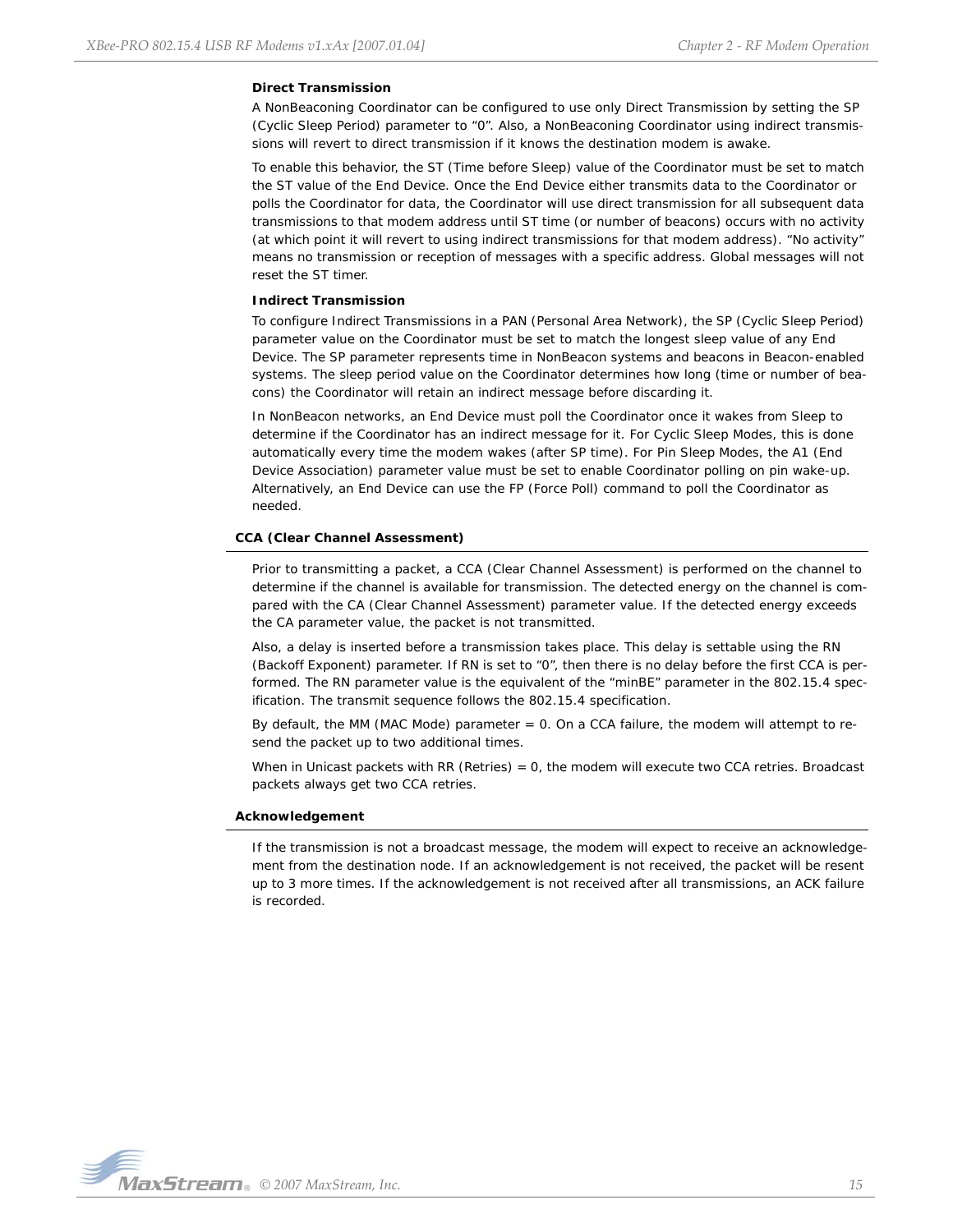#### Direct Transmission

A NonBeaconing Coordinator can be configured to use only Direct Transmission by setting the SP (Cyclic Sleep Period) parameter to "0". Also, a NonBeaconing Coordinator using indirect transmissions will revert to direct transmission if it knows the destination modem is awake.

To enable this behavior, the ST (Time before Sleep) value of the Coordinator must be set to match the ST value of the End Device. Once the End Device either transmits data to the Coordinator or polls the Coordinator for data, the Coordinator will use direct transmission for all subsequent data transmissions to that modem address until ST time (or number of beacons) occurs with no activity (at which point it will revert to using indirect transmissions for that modem address). "No activity" means no transmission or reception of messages with a specific address. Global messages will not reset the ST timer.

#### Indirect Transmission

To configure Indirect Transmissions in a PAN (Personal Area Network), the SP (Cyclic Sleep Period) parameter value on the Coordinator must be set to match the longest sleep value of any End Device. The SP parameter represents time in NonBeacon systems and beacons in Beacon-enabled systems. The sleep period value on the Coordinator determines how long (time or number of beacons) the Coordinator will retain an indirect message before discarding it.

In NonBeacon networks, an End Device must poll the Coordinator once it wakes from Sleep to determine if the Coordinator has an indirect message for it. For Cyclic Sleep Modes, this is done automatically every time the modem wakes (after SP time). For Pin Sleep Modes, the A1 (End Device Association) parameter value must be set to enable Coordinator polling on pin wake-up. Alternatively, an End Device can use the FP (Force Poll) command to poll the Coordinator as needed.

### CCA (Clear Channel Assessment)

Prior to transmitting a packet, a CCA (Clear Channel Assessment) is performed on the channel to determine if the channel is available for transmission. The detected energy on the channel is compared with the CA (Clear Channel Assessment) parameter value. If the detected energy exceeds the CA parameter value, the packet is not transmitted.

Also, a delay is inserted before a transmission takes place. This delay is settable using the RN (Backoff Exponent) parameter. If RN is set to "0", then there is no delay before the first CCA is performed. The RN parameter value is the equivalent of the "minBE" parameter in the 802.15.4 specification. The transmit sequence follows the 802.15.4 specification.

By default, the MM (MAC Mode) parameter = 0. On a CCA failure, the modem will attempt to re-send the packet up to two additional times.

When in Unicast packets with RR (Retries) = 0, the modem will execute two CCA retries. Broadcast packets always get two CCA retries.

### Acknowledgement

If the transmission is not a broadcast message, the modem will expect to receive an acknowledgement from the destination node. If an acknowledgement is not received, the packet will be resent up to 3 more times. If the acknowledgement is not received after all transmissions, an ACK failure is recorded.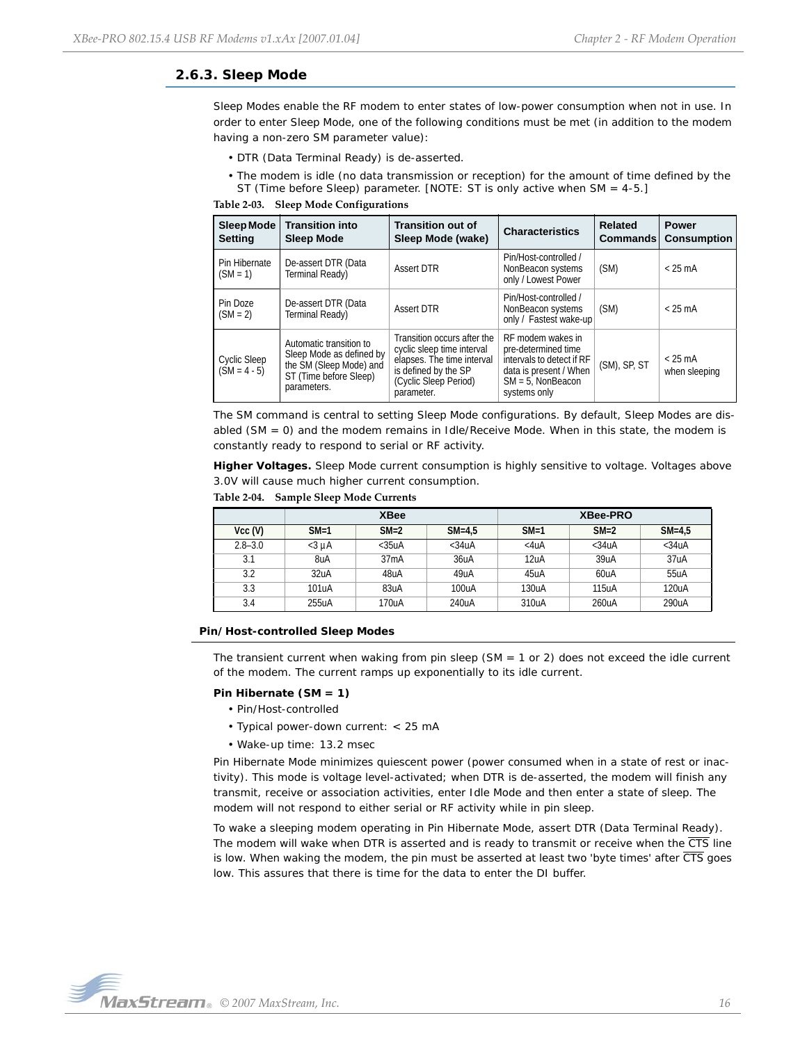### 2.6.3. Sleep Mode

Sleep Modes enable the RF modem to enter states of low-power consumption when not in use. In order to enter Sleep Mode, one of the following conditions must be met (in addition to the modem having a non-zero SM parameter value):

- DTR (Data Terminal Ready) is de-asserted.
- The modem is idle (no data transmission or reception) for the amount of time defined by the ST (Time before Sleep) parameter. [NOTE: ST is only active when SM = 4-5.]

Table 2-03. Sleep Mode Configurations

| Sleep Mode Setting | Transition into Sleep Mode | Transition out of Sleep Mode (wake) | Characteristics | Related Commands | Power Consumption |
|---|---|---|---|---|---|
| Pin Hibernate (SM = 1) | De-assert DTR (Data Terminal Ready) | Assert DTR | Pin/Host-controlled / NonBeacon systems only / Lowest Power | (SM) | < 25 mA |
| Pin Doze (SM = 2) | De-assert DTR (Data Terminal Ready) | Assert DTR | Pin/Host-controlled / NonBeacon systems only / Fastest wake-up | (SM) | < 25 mA |
| Cyclic Sleep (SM = 4 - 5) | Automatic transition to Sleep Mode as defined by the SM (Sleep Mode) and ST (Time before Sleep) parameters. | Transition occurs after the cyclic sleep time interval elapses. The time interval is defined by the SP (Cyclic Sleep Period) parameter. | RF modem wakes in pre-determined time intervals to detect if RF data is present / When SM = 5, NonBeacon systems only | (SM), SP, ST | < 25 mA when sleeping |

The SM command is central to setting Sleep Mode configurations. By default, Sleep Modes are disabled (SM = 0) and the modem remains in Idle/Receive Mode. When in this state, the modem is constantly ready to respond to serial or RF activity.

**Higher Voltages.** Sleep Mode current consumption is highly sensitive to voltage. Voltages above 3.0V will cause much higher current consumption.

Table 2-04. Sample Sleep Mode Currents

| | XBee | | | XBee-PRO | | |
|---|---|---|---|---|---|---|
| Vcc (V) | SM=1 | SM=2 | SM=4,5 | SM=1 | SM=2 | SM=4,5 |
| 2.8–3.0 | <3 µA | <35uA | <34uA | <4uA | <34uA | <34uA |
| 3.1 | 8uA | 37mA | 36uA | 12uA | 39uA | 37uA |
| 3.2 | 32uA | 48uA | 49uA | 45uA | 60uA | 55uA |
| 3.3 | 101uA | 83uA | 100uA | 130uA | 115uA | 120uA |
| 3.4 | 255uA | 170uA | 240uA | 310uA | 260uA | 290uA |

#### Pin/Host-controlled Sleep Modes

The transient current when waking from pin sleep (SM = 1 or 2) does not exceed the idle current of the modem. The current ramps up exponentially to its idle current.

**Pin Hibernate (SM = 1)**

- Pin/Host-controlled
- Typical power-down current: < 25 mA
- Wake-up time: 13.2 msec

Pin Hibernate Mode minimizes quiescent power (power consumed when in a state of rest or inactivity). This mode is voltage level-activated; when DTR is de-asserted, the modem will finish any transmit, receive or association activities, enter Idle Mode and then enter a state of sleep. The modem will not respond to either serial or RF activity while in pin sleep.

To wake a sleeping modem operating in Pin Hibernate Mode, assert DTR (Data Terminal Ready). The modem will wake when DTR is asserted and is ready to transmit or receive when the $\overline{CTS}$ line is low. When waking the modem, the pin must be asserted at least two 'byte times' after $\overline{CTS}$ goes low. This assures that there is time for the data to enter the DI buffer.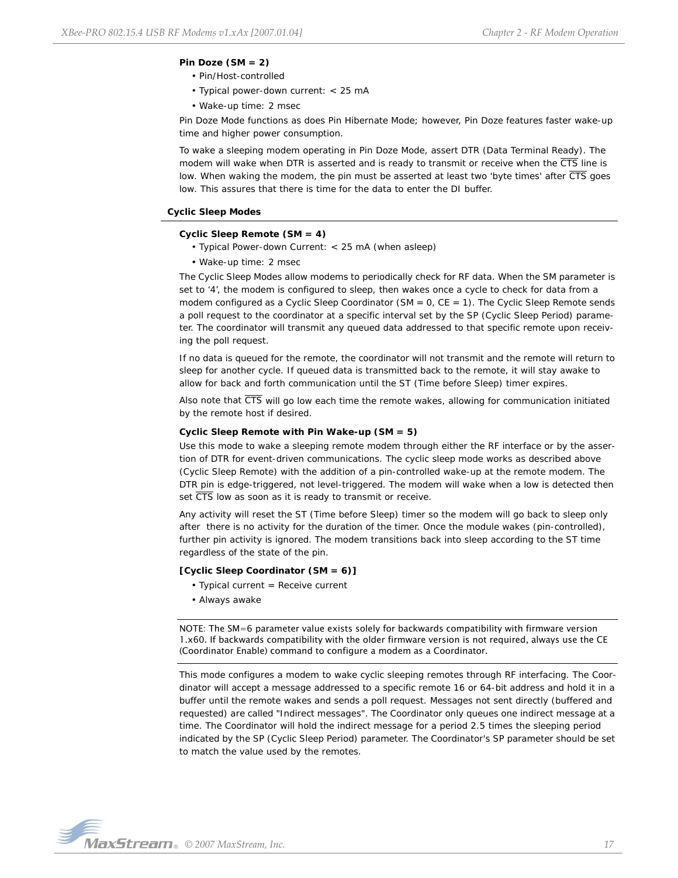**Pin Doze (SM = 2)**

- Pin/Host-controlled
- Typical power-down current: < 25 mA
- Wake-up time: 2 msec

Pin Doze Mode functions as does Pin Hibernate Mode; however, Pin Doze features faster wake-up time and higher power consumption.

To wake a sleeping modem operating in Pin Doze Mode, assert DTR (Data Terminal Ready). The modem will wake when DTR is asserted and is ready to transmit or receive when the $\overline{\text{CTS}}$ line is low. When waking the modem, the pin must be asserted at least two 'byte times' after $\overline{\text{CTS}}$ goes low. This assures that there is time for the data to enter the DI buffer.

### Cyclic Sleep Modes

**Cyclic Sleep Remote (SM = 4)**

- Typical Power-down Current: < 25 mA (when asleep)
- Wake-up time: 2 msec

The Cyclic Sleep Modes allow modems to periodically check for RF data. When the SM parameter is set to '4', the modem is configured to sleep, then wakes once a cycle to check for data from a modem configured as a Cyclic Sleep Coordinator (SM = 0, CE = 1). The Cyclic Sleep Remote sends a poll request to the coordinator at a specific interval set by the SP (Cyclic Sleep Period) parameter. The coordinator will transmit any queued data addressed to that specific remote upon receiving the poll request.

If no data is queued for the remote, the coordinator will not transmit and the remote will return to sleep for another cycle. If queued data is transmitted back to the remote, it will stay awake to allow for back and forth communication until the ST (Time before Sleep) timer expires.

Also note that $\overline{\text{CTS}}$ will go low each time the remote wakes, allowing for communication initiated by the remote host if desired.

**Cyclic Sleep Remote with Pin Wake-up (SM = 5)**

Use this mode to wake a sleeping remote modem through either the RF interface or by the assertion of DTR for event-driven communications. The cyclic sleep mode works as described above (Cyclic Sleep Remote) with the addition of a pin-controlled wake-up at the remote modem. The DTR pin is edge-triggered, not level-triggered. The modem will wake when a low is detected then set $\overline{\text{CTS}}$ low as soon as it is ready to transmit or receive.

Any activity will reset the ST (Time before Sleep) timer so the modem will go back to sleep only after there is no activity for the duration of the timer. Once the module wakes (pin-controlled), further pin activity is ignored. The modem transitions back into sleep according to the ST time regardless of the state of the pin.

**[Cyclic Sleep Coordinator (SM = 6)]**

- Typical current = Receive current
- Always awake

NOTE: The SM=6 parameter value exists solely for backwards compatibility with firmware version 1.x60. If backwards compatibility with the older firmware version is not required, always use the CE (Coordinator Enable) command to configure a modem as a Coordinator.

This mode configures a modem to wake cyclic sleeping remotes through RF interfacing. The Coordinator will accept a message addressed to a specific remote 16 or 64-bit address and hold it in a buffer until the remote wakes and sends a poll request. Messages not sent directly (buffered and requested) are called "Indirect messages". The Coordinator only queues one indirect message at a time. The Coordinator will hold the indirect message for a period 2.5 times the sleeping period indicated by the SP (Cyclic Sleep Period) parameter. The Coordinator's SP parameter should be set to match the value used by the remotes.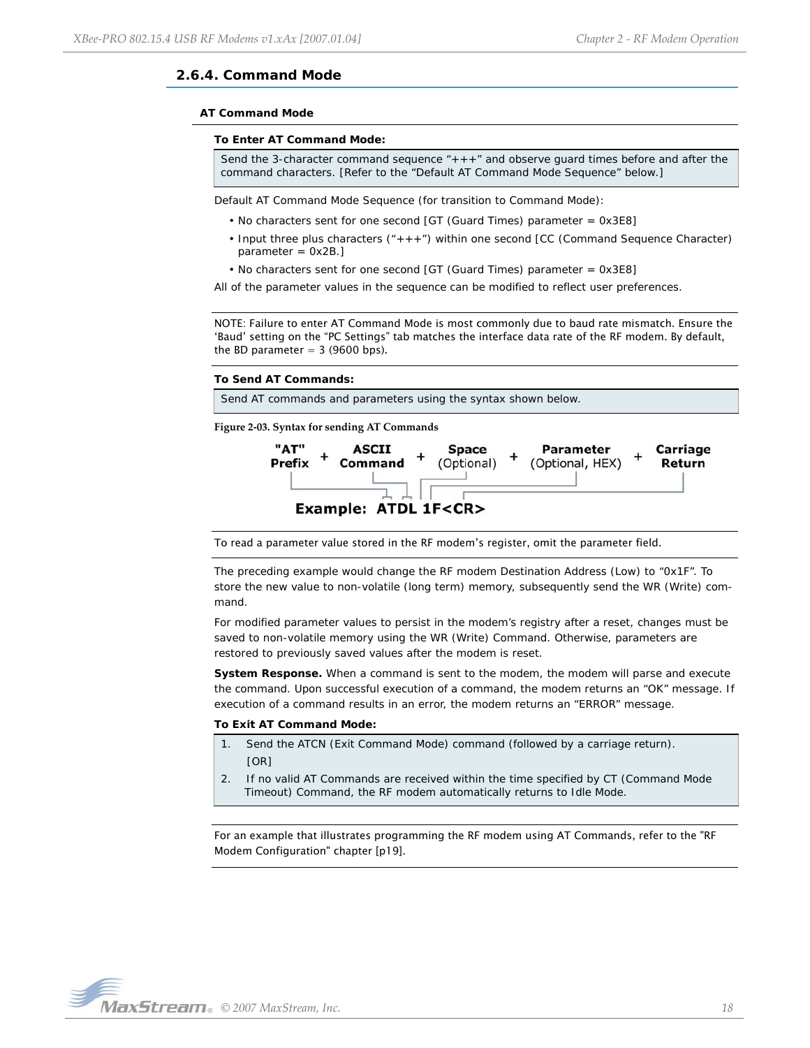### 2.6.4. Command Mode

#### AT Command Mode

**To Enter AT Command Mode:**

Send the 3-character command sequence "+++" and observe guard times before and after the command characters. [Refer to the "Default AT Command Mode Sequence" below.]

Default AT Command Mode Sequence (for transition to Command Mode):

- No characters sent for one second [GT (Guard Times) parameter = 0x3E8]
- Input three plus characters ("+++") within one second [CC (Command Sequence Character) parameter = 0x2B.]
- No characters sent for one second [GT (Guard Times) parameter = 0x3E8]

All of the parameter values in the sequence can be modified to reflect user preferences.

NOTE: Failure to enter AT Command Mode is most commonly due to baud rate mismatch. Ensure the 'Baud' setting on the "PC Settings" tab matches the interface data rate of the RF modem. By default, the BD parameter = 3 (9600 bps).

**To Send AT Commands:**

Send AT commands and parameters using the syntax shown below.

Figure 2-03. Syntax for sending AT Commands

"AT" Prefix + ASCII Command + Space (Optional) + Parameter (Optional, HEX) + Carriage Return

**Example: ATDL 1F<CR>**

To read a parameter value stored in the RF modem's register, omit the parameter field.

The preceding example would change the RF modem Destination Address (Low) to "0x1F". To store the new value to non-volatile (long term) memory, subsequently send the WR (Write) command.

For modified parameter values to persist in the modem's registry after a reset, changes must be saved to non-volatile memory using the WR (Write) Command. Otherwise, parameters are restored to previously saved values after the modem is reset.

**System Response.** When a command is sent to the modem, the modem will parse and execute the command. Upon successful execution of a command, the modem returns an "OK" message. If execution of a command results in an error, the modem returns an "ERROR" message.

**To Exit AT Command Mode:**

1. Send the ATCN (Exit Command Mode) command (followed by a carriage return).
   [OR]
2. If no valid AT Commands are received within the time specified by CT (Command Mode Timeout) Command, the RF modem automatically returns to Idle Mode.

For an example that illustrates programming the RF modem using AT Commands, refer to the "RF Modem Configuration" chapter [p19].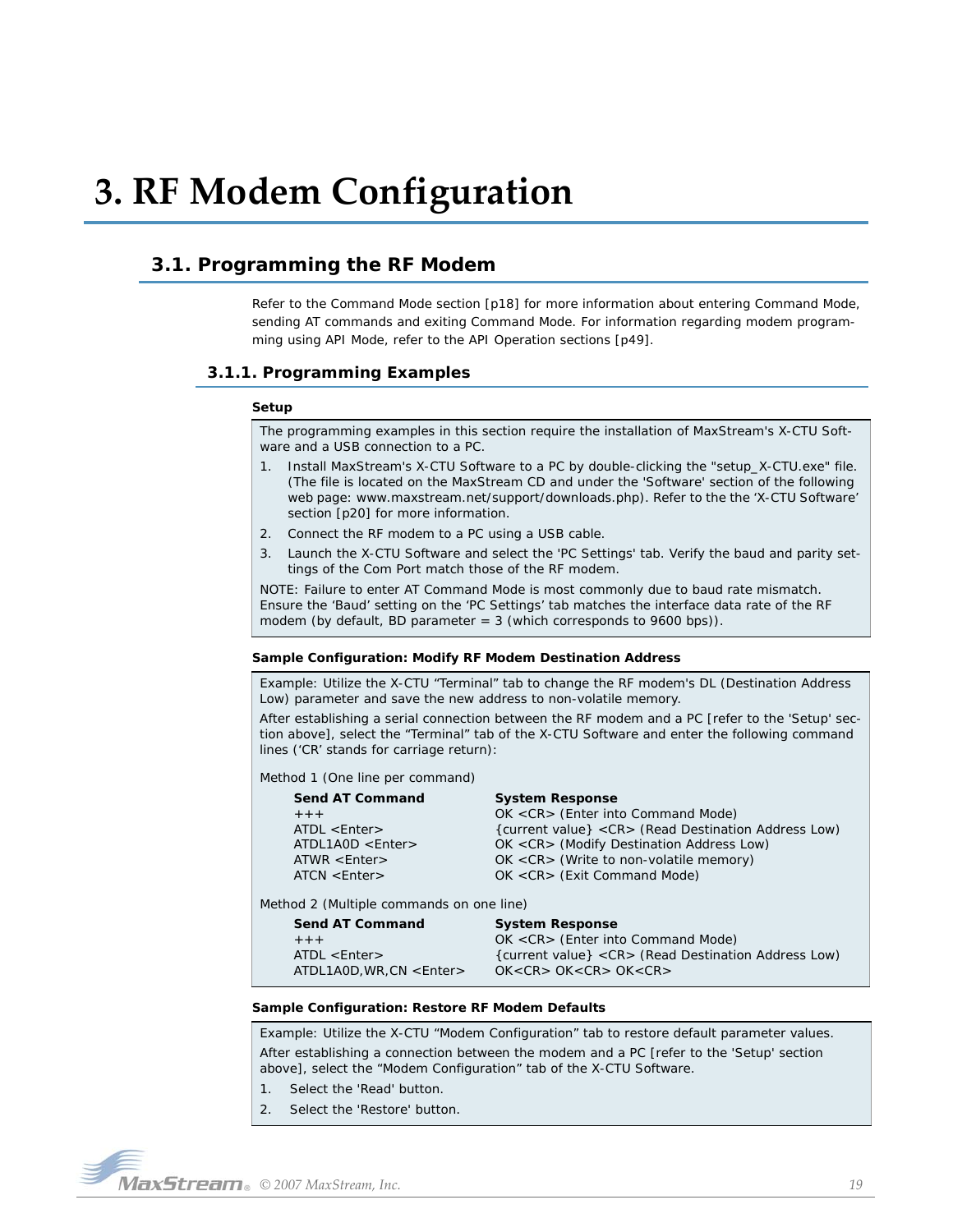# 3. RF Modem Configuration

## 3.1. Programming the RF Modem

Refer to the Command Mode section [p18] for more information about entering Command Mode, sending AT commands and exiting Command Mode. For information regarding modem programming using API Mode, refer to the API Operation sections [p49].

### 3.1.1. Programming Examples

**Setup**

The programming examples in this section require the installation of MaxStream's X-CTU Software and a USB connection to a PC.

1. Install MaxStream's X-CTU Software to a PC by double-clicking the "setup_X-CTU.exe" file. (The file is located on the MaxStream CD and under the 'Software' section of the following web page: www.maxstream.net/support/downloads.php). Refer to the the 'X-CTU Software' section [p20] for more information.
2. Connect the RF modem to a PC using a USB cable.
3. Launch the X-CTU Software and select the 'PC Settings' tab. Verify the baud and parity settings of the Com Port match those of the RF modem.

NOTE: Failure to enter AT Command Mode is most commonly due to baud rate mismatch. Ensure the 'Baud' setting on the 'PC Settings' tab matches the interface data rate of the RF modem (by default, BD parameter = 3 (which corresponds to 9600 bps)).

**Sample Configuration: Modify RF Modem Destination Address**

Example: Utilize the X-CTU "Terminal" tab to change the RF modem's DL (Destination Address Low) parameter and save the new address to non-volatile memory.

After establishing a serial connection between the RF modem and a PC [refer to the 'Setup' section above], select the "Terminal" tab of the X-CTU Software and enter the following command lines ('CR' stands for carriage return):

Method 1 (One line per command)

| Send AT Command | System Response |
|---|---|
| +++ | OK <CR> (Enter into Command Mode) |
| ATDL <Enter> | {current value} <CR> (Read Destination Address Low) |
| ATDL1A0D <Enter> | OK <CR> (Modify Destination Address Low) |
| ATWR <Enter> | OK <CR> (Write to non-volatile memory) |
| ATCN <Enter> | OK <CR> (Exit Command Mode) |

Method 2 (Multiple commands on one line)

| Send AT Command | System Response |
|---|---|
| +++ | OK <CR> (Enter into Command Mode) |
| ATDL <Enter> | {current value} <CR> (Read Destination Address Low) |
| ATDL1A0D,WR,CN <Enter> | OK<CR> OK<CR> OK<CR> |

**Sample Configuration: Restore RF Modem Defaults**

Example: Utilize the X-CTU "Modem Configuration" tab to restore default parameter values.

After establishing a connection between the modem and a PC [refer to the 'Setup' section above], select the "Modem Configuration" tab of the X-CTU Software.

1. Select the 'Read' button.
2. Select the 'Restore' button.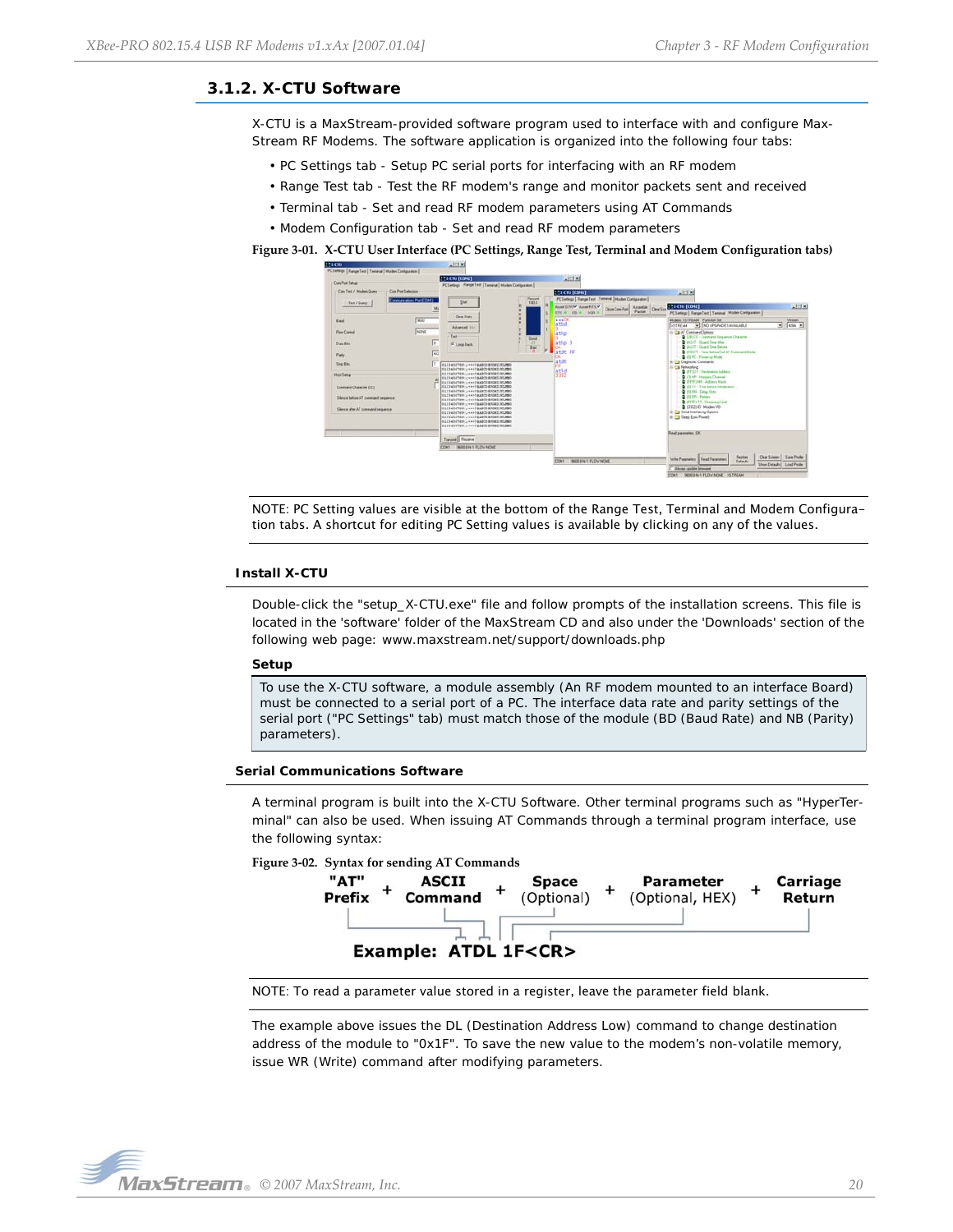### 3.1.2. X-CTU Software

X-CTU is a MaxStream-provided software program used to interface with and configure MaxStream RF Modems. The software application is organized into the following four tabs:

- PC Settings tab - Setup PC serial ports for interfacing with an RF modem
- Range Test tab - Test the RF modem's range and monitor packets sent and received
- Terminal tab - Set and read RF modem parameters using AT Commands
- Modem Configuration tab - Set and read RF modem parameters

**Figure 3-01. X-CTU User Interface (PC Settings, Range Test, Terminal and Modem Configuration tabs)**

NOTE: PC Setting values are visible at the bottom of the Range Test, Terminal and Modem Configuration tabs. A shortcut for editing PC Setting values is available by clicking on any of the values.

#### Install X-CTU

Double-click the "setup_X-CTU.exe" file and follow prompts of the installation screens. This file is located in the 'software' folder of the MaxStream CD and also under the 'Downloads' section of the following web page: www.maxstream.net/support/downloads.php

**Setup**

To use the X-CTU software, a module assembly (An RF modem mounted to an interface Board) must be connected to a serial port of a PC. The interface data rate and parity settings of the serial port ("PC Settings" tab) must match those of the module (BD (Baud Rate) and NB (Parity) parameters).

#### Serial Communications Software

A terminal program is built into the X-CTU Software. Other terminal programs such as "HyperTerminal" can also be used. When issuing AT Commands through a terminal program interface, use the following syntax:

**Figure 3-02. Syntax for sending AT Commands**

"AT" Prefix + ASCII Command + Space (Optional) + Parameter (Optional, HEX) + Carriage Return

**Example: ATDL 1F<CR>**

NOTE: To read a parameter value stored in a register, leave the parameter field blank.

The example above issues the DL (Destination Address Low) command to change destination address of the module to "0x1F". To save the new value to the modem's non-volatile memory, issue WR (Write) command after modifying parameters.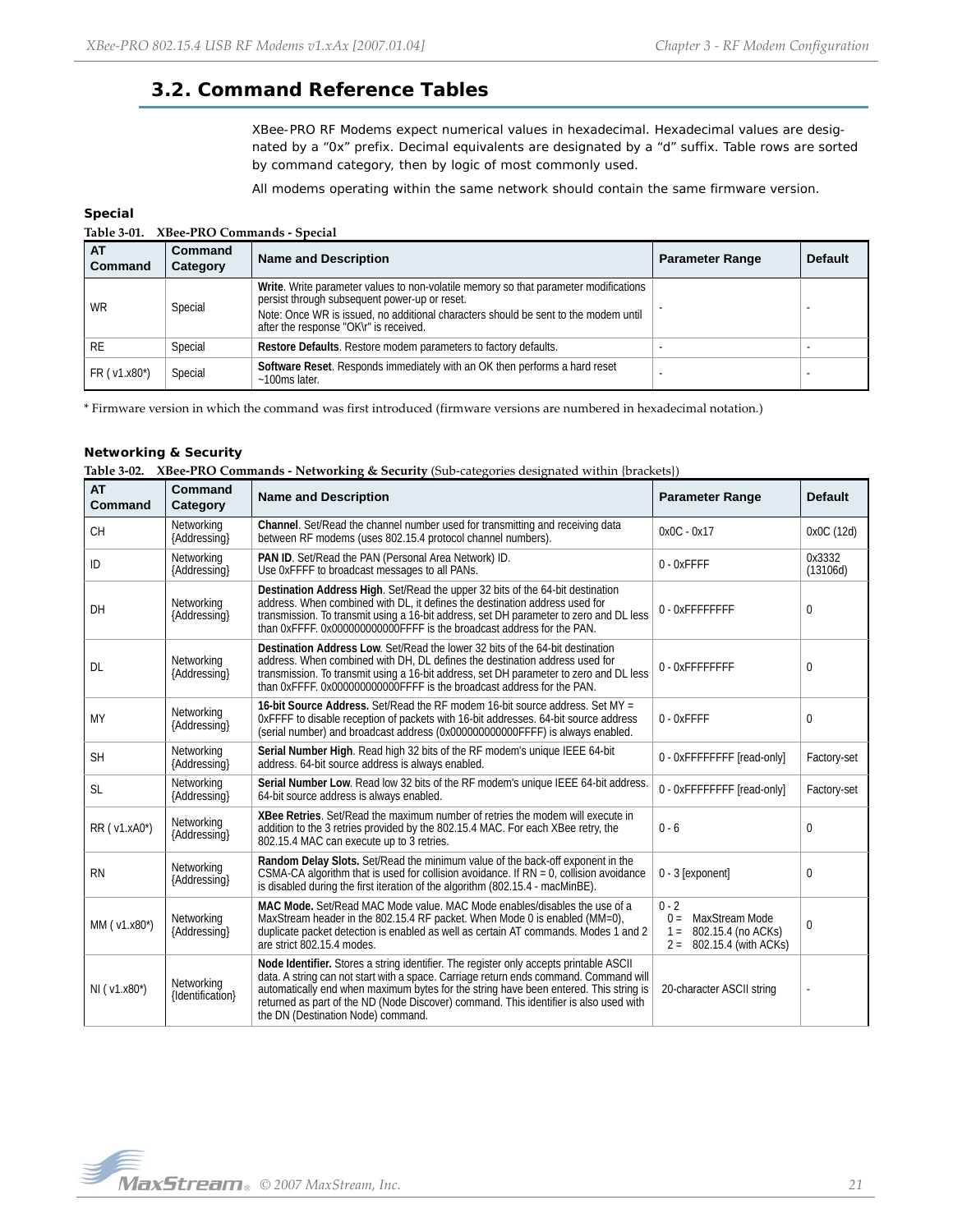## 3.2. Command Reference Tables

XBee-PRO RF Modems expect numerical values in hexadecimal. Hexadecimal values are designated by a "0x" prefix. Decimal equivalents are designated by a "d" suffix. Table rows are sorted by command category, then by logic of most commonly used.

All modems operating within the same network should contain the same firmware version.

### Special

**Table 3-01. XBee-PRO Commands - Special**

| AT Command | Command Category | Name and Description | Parameter Range | Default |
|---|---|---|---|---|
| WR | Special | **Write**. Write parameter values to non-volatile memory so that parameter modifications persist through subsequent power-up or reset. Note: Once WR is issued, no additional characters should be sent to the modem until after the response "OK\r" is received. | - | - |
| RE | Special | **Restore Defaults**. Restore modem parameters to factory defaults. | - | - |
| FR ( v1.x80*) | Special | **Software Reset**. Responds immediately with an OK then performs a hard reset ~100ms later. | - | - |

* Firmware version in which the command was first introduced (firmware versions are numbered in hexadecimal notation.)

### Networking & Security

**Table 3-02. XBee-PRO Commands - Networking & Security** (Sub-categories designated within {brackets})

| AT Command | Command Category | Name and Description | Parameter Range | Default |
|---|---|---|---|---|
| CH | Networking {Addressing} | **Channel**. Set/Read the channel number used for transmitting and receiving data between RF modems (uses 802.15.4 protocol channel numbers). | 0x0C - 0x17 | 0x0C (12d) |
| ID | Networking {Addressing} | **PAN ID**. Set/Read the PAN (Personal Area Network) ID. Use 0xFFFF to broadcast messages to all PANs. | 0 - 0xFFFF | 0x3332 (13106d) |
| DH | Networking {Addressing} | **Destination Address High**. Set/Read the upper 32 bits of the 64-bit destination address. When combined with DL, it defines the destination address used for transmission. To transmit using a 16-bit address, set DH parameter to zero and DL less than 0xFFFF. 0x000000000000FFFF is the broadcast address for the PAN. | 0 - 0xFFFFFFFF | 0 |
| DL | Networking {Addressing} | **Destination Address Low**. Set/Read the lower 32 bits of the 64-bit destination address. When combined with DH, DL defines the destination address used for transmission. To transmit using a 16-bit address, set DH parameter to zero and DL less than 0xFFFF. 0x000000000000FFFF is the broadcast address for the PAN. | 0 - 0xFFFFFFFF | 0 |
| MY | Networking {Addressing} | **16-bit Source Address.** Set/Read the RF modem 16-bit source address. Set MY = 0xFFFF to disable reception of packets with 16-bit addresses. 64-bit source address (serial number) and broadcast address (0x000000000000FFFF) is always enabled. | 0 - 0xFFFF | 0 |
| SH | Networking {Addressing} | **Serial Number High**. Read high 32 bits of the RF modem's unique IEEE 64-bit address. 64-bit source address is always enabled. | 0 - 0xFFFFFFFF [read-only] | Factory-set |
| SL | Networking {Addressing} | **Serial Number Low**. Read low 32 bits of the RF modem's unique IEEE 64-bit address. 64-bit source address is always enabled. | 0 - 0xFFFFFFFF [read-only] | Factory-set |
| RR ( v1.xA0*) | Networking {Addressing} | **XBee Retries**. Set/Read the maximum number of retries the modem will execute in addition to the 3 retries provided by the 802.15.4 MAC. For each XBee retry, the 802.15.4 MAC can execute up to 3 retries. | 0 - 6 | 0 |
| RN | Networking {Addressing} | **Random Delay Slots.** Set/Read the minimum value of the back-off exponent in the CSMA-CA algorithm that is used for collision avoidance. If RN = 0, collision avoidance is disabled during the first iteration of the algorithm (802.15.4 - macMinBE). | 0 - 3 [exponent] | 0 |
| MM ( v1.x80*) | Networking {Addressing} | **MAC Mode.** Set/Read MAC Mode value. MAC Mode enables/disables the use of a MaxStream header in the 802.15.4 RF packet. When Mode 0 is enabled (MM=0), duplicate packet detection is enabled as well as certain AT commands. Modes 1 and 2 are strict 802.15.4 modes. | 0 - 2<br>0 = MaxStream Mode<br>1 = 802.15.4 (no ACKs)<br>2 = 802.15.4 (with ACKs) | 0 |
| NI ( v1.x80*) | Networking {Identification} | **Node Identifier.** Stores a string identifier. The register only accepts printable ASCII data. A string can not start with a space. Carriage return ends command. Command will automatically end when maximum bytes for the string have been entered. This string is returned as part of the ND (Node Discover) command. This identifier is also used with the DN (Destination Node) command. | 20-character ASCII string | - |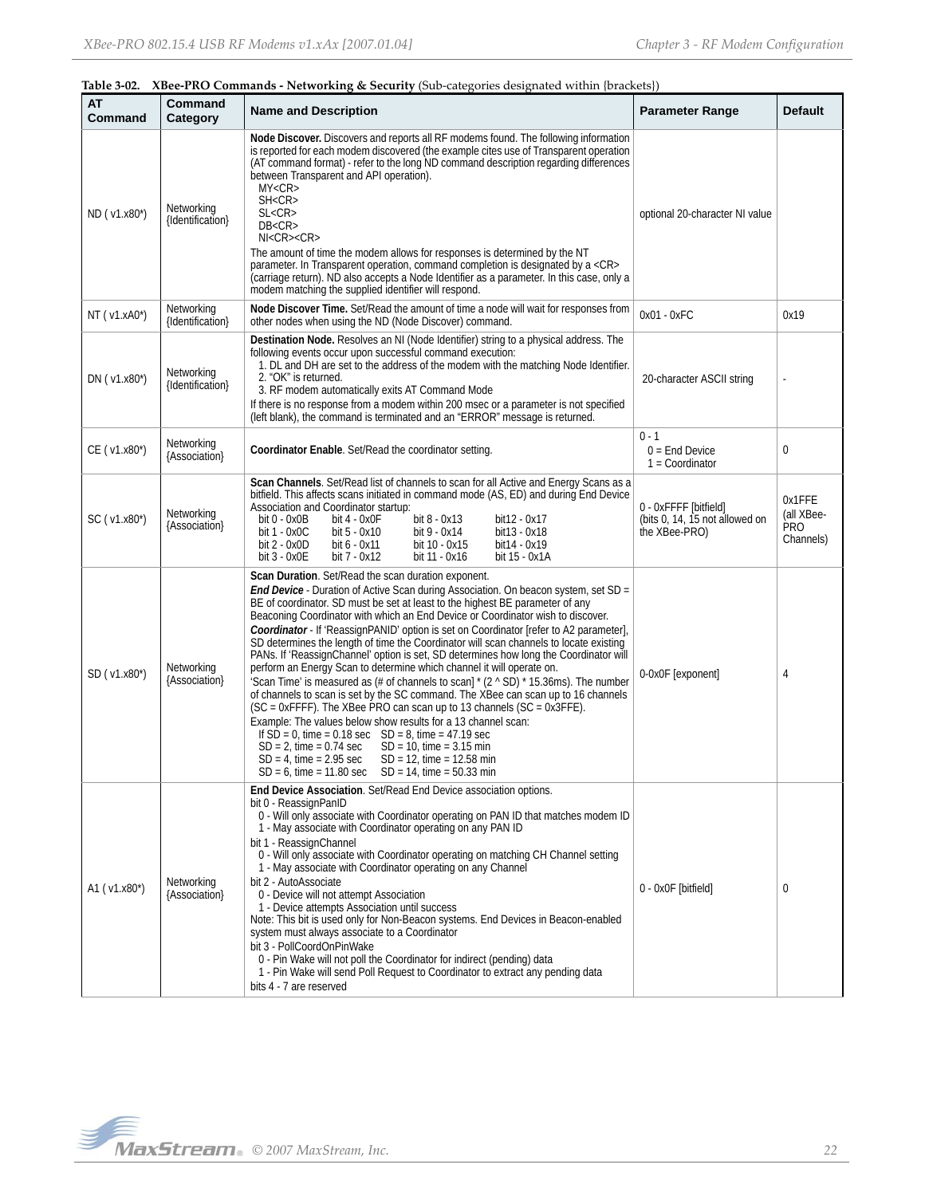**Table 3-02. XBee-PRO Commands - Networking & Security** (Sub-categories designated within {brackets})

| AT Command | Command Category | Name and Description | Parameter Range | Default |
|---|---|---|---|---|
| ND ( v1.x80*) | Networking {Identification} | **Node Discover.** Discovers and reports all RF modems found. The following information is reported for each modem discovered (the example cites use of Transparent operation (AT command format) - refer to the long ND command description regarding differences between Transparent and API operation).<br>MY<CR><br>SH<CR><br>SL<CR><br>DB<CR><br>NI<CR><CR><br>The amount of time the modem allows for responses is determined by the NT parameter. In Transparent operation, command completion is designated by a <CR> (carriage return). ND also accepts a Node Identifier as a parameter. In this case, only a modem matching the supplied identifier will respond. | optional 20-character NI value | |
| NT ( v1.xA0*) | Networking {Identification} | **Node Discover Time.** Set/Read the amount of time a node will wait for responses from other nodes when using the ND (Node Discover) command. | 0x01 - 0xFC | 0x19 |
| DN ( v1.x80*) | Networking {Identification} | **Destination Node.** Resolves an NI (Node Identifier) string to a physical address. The following events occur upon successful command execution:<br>1. DL and DH are set to the address of the modem with the matching Node Identifier.<br>2. "OK" is returned.<br>3. RF modem automatically exits AT Command Mode<br>If there is no response from a modem within 200 msec or a parameter is not specified (left blank), the command is terminated and an "ERROR" message is returned. | 20-character ASCII string | - |
| CE ( v1.x80*) | Networking {Association} | **Coordinator Enable**. Set/Read the coordinator setting. | 0 - 1<br>0 = End Device<br>1 = Coordinator | 0 |
| SC ( v1.x80*) | Networking {Association} | **Scan Channels**. Set/Read list of channels to scan for all Active and Energy Scans as a bitfield. This affects scans initiated in command mode (AS, ED) and during End Device Association and Coordinator startup:<br>bit 0 - 0x0B, bit 4 - 0x0F, bit 8 - 0x13, bit12 - 0x17<br>bit 1 - 0x0C, bit 5 - 0x10, bit 9 - 0x14, bit13 - 0x18<br>bit 2 - 0x0D, bit 6 - 0x11, bit 10 - 0x15, bit14 - 0x19<br>bit 3 - 0x0E, bit 7 - 0x12, bit 11 - 0x16, bit 15 - 0x1A | 0 - 0xFFFF [bitfield]<br>(bits 0, 14, 15 not allowed on the XBee-PRO) | 0x1FFE (all XBee-PRO Channels) |
| SD ( v1.x80*) | Networking {Association} | **Scan Duration**. Set/Read the scan duration exponent.<br>***End Device*** - Duration of Active Scan during Association. On beacon system, set SD = BE of coordinator. SD must be set at least to the highest BE parameter of any Beaconing Coordinator with which an End Device or Coordinator wish to discover.<br>***Coordinator*** - If 'ReassignPANID' option is set on Coordinator [refer to A2 parameter], SD determines the length of time the Coordinator will scan channels to locate existing PANs. If 'ReassignChannel' option is set, SD determines how long the Coordinator will perform an Energy Scan to determine which channel it will operate on.<br>'Scan Time' is measured as (# of channels to scan] * (2 ^ SD) * 15.36ms). The number of channels to scan is set by the SC command. The XBee can scan up to 16 channels (SC = 0xFFFF). The XBee PRO can scan up to 13 channels (SC = 0x3FFE).<br>Example: The values below show results for a 13 channel scan:<br>If SD = 0, time = 0.18 sec, SD = 8, time = 47.19 sec<br>SD = 2, time = 0.74 sec, SD = 10, time = 3.15 min<br>SD = 4, time = 2.95 sec, SD = 12, time = 12.58 min<br>SD = 6, time = 11.80 sec, SD = 14, time = 50.33 min | 0-0x0F [exponent] | 4 |
| A1 ( v1.x80*) | Networking {Association} | **End Device Association**. Set/Read End Device association options.<br>bit 0 - ReassignPanID<br>0 - Will only associate with Coordinator operating on PAN ID that matches modem ID<br>1 - May associate with Coordinator operating on any PAN ID<br>bit 1 - ReassignChannel<br>0 - Will only associate with Coordinator operating on matching CH Channel setting<br>1 - May associate with Coordinator operating on any Channel<br>bit 2 - AutoAssociate<br>0 - Device will not attempt Association<br>1 - Device attempts Association until success<br>Note: This bit is used only for Non-Beacon systems. End Devices in Beacon-enabled system must always associate to a Coordinator<br>bit 3 - PollCoordOnPinWake<br>0 - Pin Wake will not poll the Coordinator for indirect (pending) data<br>1 - Pin Wake will send Poll Request to Coordinator to extract any pending data<br>bits 4 - 7 are reserved | 0 - 0x0F [bitfield] | 0 |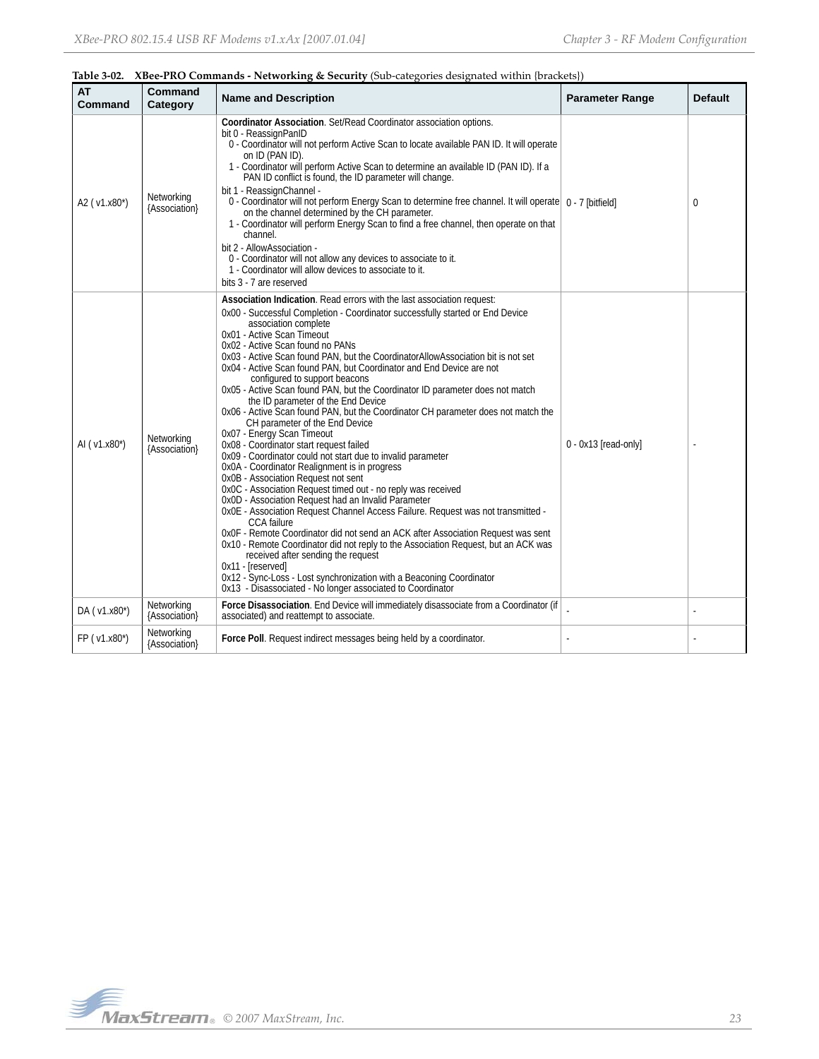**Table 3-02. XBee-PRO Commands - Networking & Security** (Sub-categories designated within {brackets})

| AT Command | Command Category | Name and Description | Parameter Range | Default |
|---|---|---|---|---|
| A2 ( v1.x80*) | Networking {Association} | **Coordinator Association**. Set/Read Coordinator association options.<br>bit 0 - ReassignPanID<br>0 - Coordinator will not perform Active Scan to locate available PAN ID. It will operate on ID (PAN ID).<br>1 - Coordinator will perform Active Scan to determine an available ID (PAN ID). If a PAN ID conflict is found, the ID parameter will change.<br>bit 1 - ReassignChannel -<br>0 - Coordinator will not perform Energy Scan to determine free channel. It will operate on the channel determined by the CH parameter.<br>1 - Coordinator will perform Energy Scan to find a free channel, then operate on that channel.<br>bit 2 - AllowAssociation -<br>0 - Coordinator will not allow any devices to associate to it.<br>1 - Coordinator will allow devices to associate to it.<br>bits 3 - 7 are reserved | 0 - 7 [bitfield] | 0 |
| AI ( v1.x80*) | Networking {Association} | **Association Indication**. Read errors with the last association request:<br>0x00 - Successful Completion - Coordinator successfully started or End Device association complete<br>0x01 - Active Scan Timeout<br>0x02 - Active Scan found no PANs<br>0x03 - Active Scan found PAN, but the CoordinatorAllowAssociation bit is not set<br>0x04 - Active Scan found PAN, but Coordinator and End Device are not configured to support beacons<br>0x05 - Active Scan found PAN, but the Coordinator ID parameter does not match the ID parameter of the End Device<br>0x06 - Active Scan found PAN, but the Coordinator CH parameter does not match the CH parameter of the End Device<br>0x07 - Energy Scan Timeout<br>0x08 - Coordinator start request failed<br>0x09 - Coordinator could not start due to invalid parameter<br>0x0A - Coordinator Realignment is in progress<br>0x0B - Association Request not sent<br>0x0C - Association Request timed out - no reply was received<br>0x0D - Association Request had an Invalid Parameter<br>0x0E - Association Request Channel Access Failure. Request was not transmitted - CCA failure<br>0x0F - Remote Coordinator did not send an ACK after Association Request was sent<br>0x10 - Remote Coordinator did not reply to the Association Request, but an ACK was received after sending the request<br>0x11 - [reserved]<br>0x12 - Sync-Loss - Lost synchronization with a Beaconing Coordinator<br>0x13 - Disassociated - No longer associated to Coordinator | 0 - 0x13 [read-only] | - |
| DA ( v1.x80*) | Networking {Association} | **Force Disassociation**. End Device will immediately disassociate from a Coordinator (if associated) and reattempt to associate. | - | - |
| FP ( v1.x80*) | Networking {Association} | **Force Poll**. Request indirect messages being held by a coordinator. | - | - |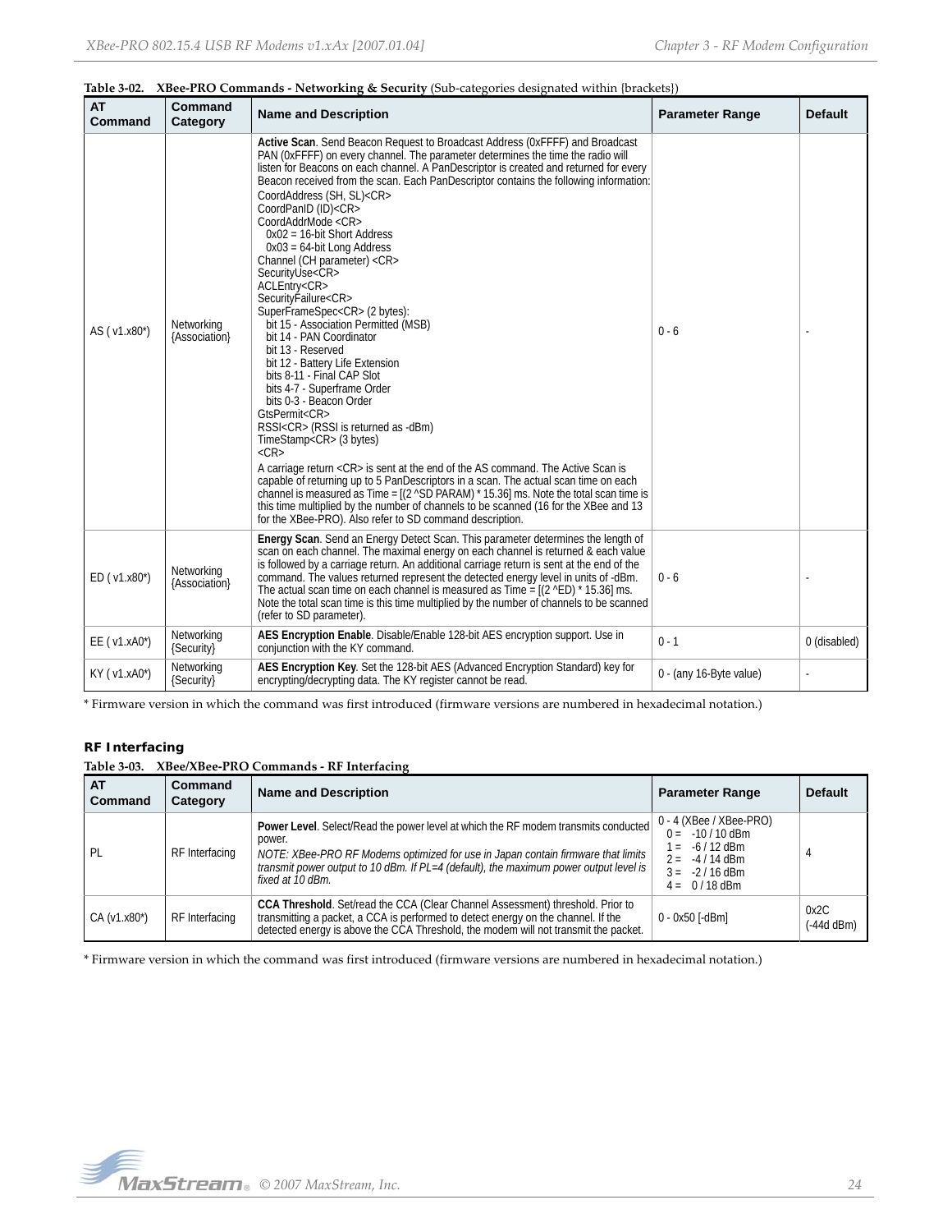**Table 3-02. XBee-PRO Commands - Networking & Security** (Sub-categories designated within {brackets})

| AT Command | Command Category | Name and Description | Parameter Range | Default |
|---|---|---|---|---|
| AS ( v1.x80*) | Networking {Association} | **Active Scan**. Send Beacon Request to Broadcast Address (0xFFFF) and Broadcast PAN (0xFFFF) on every channel. The parameter determines the time the radio will listen for Beacons on each channel. A PanDescriptor is created and returned for every Beacon received from the scan. Each PanDescriptor contains the following information:<br>CoordAddress (SH, SL)<CR><br>CoordPanID (ID)<CR><br>CoordAddrMode <CR><br>0x02 = 16-bit Short Address<br>0x03 = 64-bit Long Address<br>Channel (CH parameter) <CR><br>SecurityUse<CR><br>ACLEntry<CR><br>SecurityFailure<CR><br>SuperFrameSpec<CR> (2 bytes):<br>bit 15 - Association Permitted (MSB)<br>bit 14 - PAN Coordinator<br>bit 13 - Reserved<br>bit 12 - Battery Life Extension<br>bits 8-11 - Final CAP Slot<br>bits 4-7 - Superframe Order<br>bits 0-3 - Beacon Order<br>GtsPermit<CR><br>RSSI<CR> (RSSI is returned as -dBm)<br>TimeStamp<CR> (3 bytes)<br><CR><br>A carriage return <CR> is sent at the end of the AS command. The Active Scan is capable of returning up to 5 PanDescriptors in a scan. The actual scan time on each channel is measured as Time = [(2 ^SD PARAM) * 15.36] ms. Note the total scan time is this time multiplied by the number of channels to be scanned (16 for the XBee and 13 for the XBee-PRO). Also refer to SD command description. | 0 - 6 | - |
| ED ( v1.x80*) | Networking {Association} | **Energy Scan**. Send an Energy Detect Scan. This parameter determines the length of scan on each channel. The maximal energy on each channel is returned & each value is followed by a carriage return. An additional carriage return is sent at the end of the command. The values returned represent the detected energy level in units of -dBm. The actual scan time on each channel is measured as Time = [(2 ^ED) * 15.36] ms. Note the total scan time is this time multiplied by the number of channels to be scanned (refer to SD parameter). | 0 - 6 | - |
| EE ( v1.xA0*) | Networking {Security} | **AES Encryption Enable**. Disable/Enable 128-bit AES encryption support. Use in conjunction with the KY command. | 0 - 1 | 0 (disabled) |
| KY ( v1.xA0*) | Networking {Security} | **AES Encryption Key**. Set the 128-bit AES (Advanced Encryption Standard) key for encrypting/decrypting data. The KY register cannot be read. | 0 - (any 16-Byte value) | - |

* Firmware version in which the command was first introduced (firmware versions are numbered in hexadecimal notation.)

### RF Interfacing

**Table 3-03. XBee/XBee-PRO Commands - RF Interfacing**

| AT Command | Command Category | Name and Description | Parameter Range | Default |
|---|---|---|---|---|
| PL | RF Interfacing | **Power Level**. Select/Read the power level at which the RF modem transmits conducted power.<br>*NOTE: XBee-PRO RF Modems optimized for use in Japan contain firmware that limits transmit power output to 10 dBm. If PL=4 (default), the maximum power output level is fixed at 10 dBm.* | 0 - 4 (XBee / XBee-PRO)<br>0 = -10 / 10 dBm<br>1 = -6 / 12 dBm<br>2 = -4 / 14 dBm<br>3 = -2 / 16 dBm<br>4 = 0 / 18 dBm | 4 |
| CA (v1.x80*) | RF Interfacing | **CCA Threshold**. Set/read the CCA (Clear Channel Assessment) threshold. Prior to transmitting a packet, a CCA is performed to detect energy on the channel. If the detected energy is above the CCA Threshold, the modem will not transmit the packet. | 0 - 0x50 [-dBm] | 0x2C (-44d dBm) |

* Firmware version in which the command was first introduced (firmware versions are numbered in hexadecimal notation.)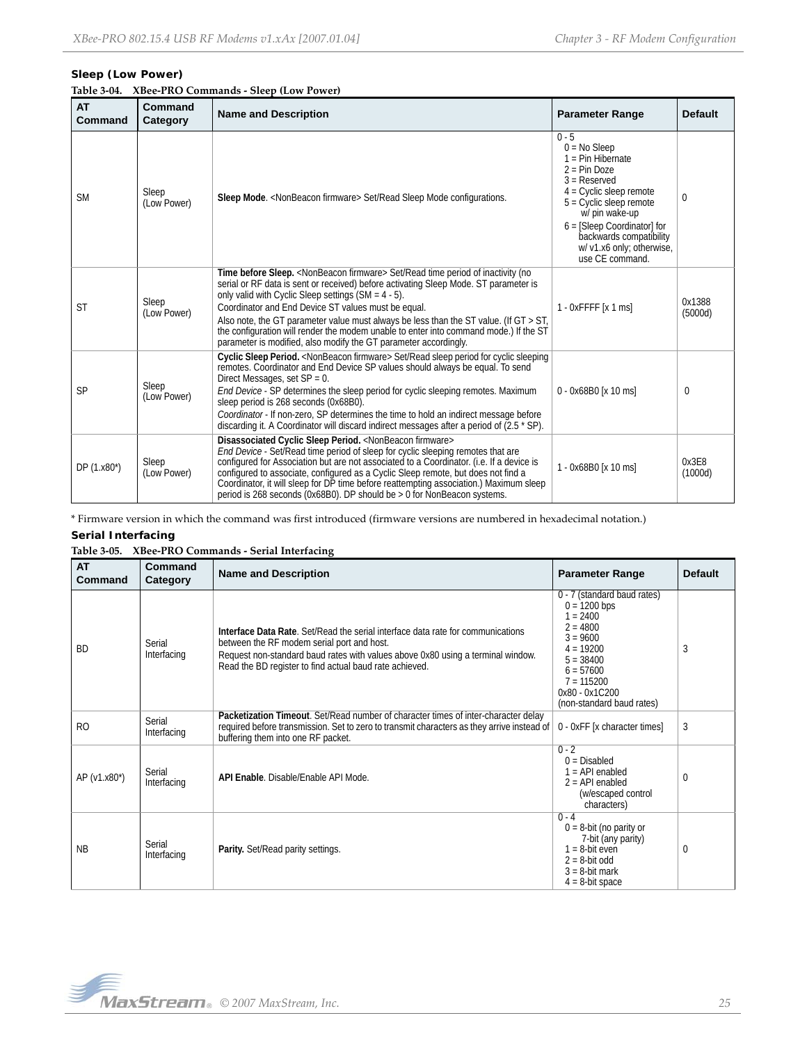### Sleep (Low Power)

**Table 3-04. XBee-PRO Commands - Sleep (Low Power)**

| AT Command | Command Category | Name and Description | Parameter Range | Default |
|---|---|---|---|---|
| SM | Sleep (Low Power) | **Sleep Mode**. <NonBeacon firmware> Set/Read Sleep Mode configurations. | 0 - 5<br>0 = No Sleep<br>1 = Pin Hibernate<br>2 = Pin Doze<br>3 = Reserved<br>4 = Cyclic sleep remote<br>5 = Cyclic sleep remote w/ pin wake-up<br>6 = [Sleep Coordinator] for backwards compatibility w/ v1.x6 only; otherwise, use CE command. | 0 |
| ST | Sleep (Low Power) | **Time before Sleep.** <NonBeacon firmware> Set/Read time period of inactivity (no serial or RF data is sent or received) before activating Sleep Mode. ST parameter is only valid with Cyclic Sleep settings (SM = 4 - 5).<br>Coordinator and End Device ST values must be equal.<br>Also note, the GT parameter value must always be less than the ST value. (If GT > ST, the configuration will render the modem unable to enter into command mode.) If the ST parameter is modified, also modify the GT parameter accordingly. | 1 - 0xFFFF [x 1 ms] | 0x1388 (5000d) |
| SP | Sleep (Low Power) | **Cyclic Sleep Period.** <NonBeacon firmware> Set/Read sleep period for cyclic sleeping remotes. Coordinator and End Device SP values should always be equal. To send Direct Messages, set SP = 0.<br>*End Device* - SP determines the sleep period for cyclic sleeping remotes. Maximum sleep period is 268 seconds (0x68B0).<br>*Coordinator* - If non-zero, SP determines the time to hold an indirect message before discarding it. A Coordinator will discard indirect messages after a period of (2.5 * SP). | 0 - 0x68B0 [x 10 ms] | 0 |
| DP (1.x80*) | Sleep (Low Power) | **Disassociated Cyclic Sleep Period.** <NonBeacon firmware><br>*End Device* - Set/Read time period of sleep for cyclic sleeping remotes that are configured for Association but are not associated to a Coordinator. (i.e. If a device is configured to associate, configured as a Cyclic Sleep remote, but does not find a Coordinator, it will sleep for DP time before reattempting association.) Maximum sleep period is 268 seconds (0x68B0). DP should be > 0 for NonBeacon systems. | 1 - 0x68B0 [x 10 ms] | 0x3E8 (1000d) |

\* Firmware version in which the command was first introduced (firmware versions are numbered in hexadecimal notation.)

### Serial Interfacing

**Table 3-05. XBee-PRO Commands - Serial Interfacing**

| AT Command | Command Category | Name and Description | Parameter Range | Default |
|---|---|---|---|---|
| BD | Serial Interfacing | **Interface Data Rate**. Set/Read the serial interface data rate for communications between the RF modem serial port and host.<br>Request non-standard baud rates with values above 0x80 using a terminal window. Read the BD register to find actual baud rate achieved. | 0 - 7 (standard baud rates)<br>0 = 1200 bps<br>1 = 2400<br>2 = 4800<br>3 = 9600<br>4 = 19200<br>5 = 38400<br>6 = 57600<br>7 = 115200<br>0x80 - 0x1C200 (non-standard baud rates) | 3 |
| RO | Serial Interfacing | **Packetization Timeout**. Set/Read number of character times of inter-character delay required before transmission. Set to zero to transmit characters as they arrive instead of buffering them into one RF packet. | 0 - 0xFF [x character times] | 3 |
| AP (v1.x80*) | Serial Interfacing | **API Enable**. Disable/Enable API Mode. | 0 - 2<br>0 = Disabled<br>1 = API enabled<br>2 = API enabled (w/escaped control characters) | 0 |
| NB | Serial Interfacing | **Parity.** Set/Read parity settings. | 0 - 4<br>0 = 8-bit (no parity or 7-bit (any parity)<br>1 = 8-bit even<br>2 = 8-bit odd<br>3 = 8-bit mark<br>4 = 8-bit space | 0 |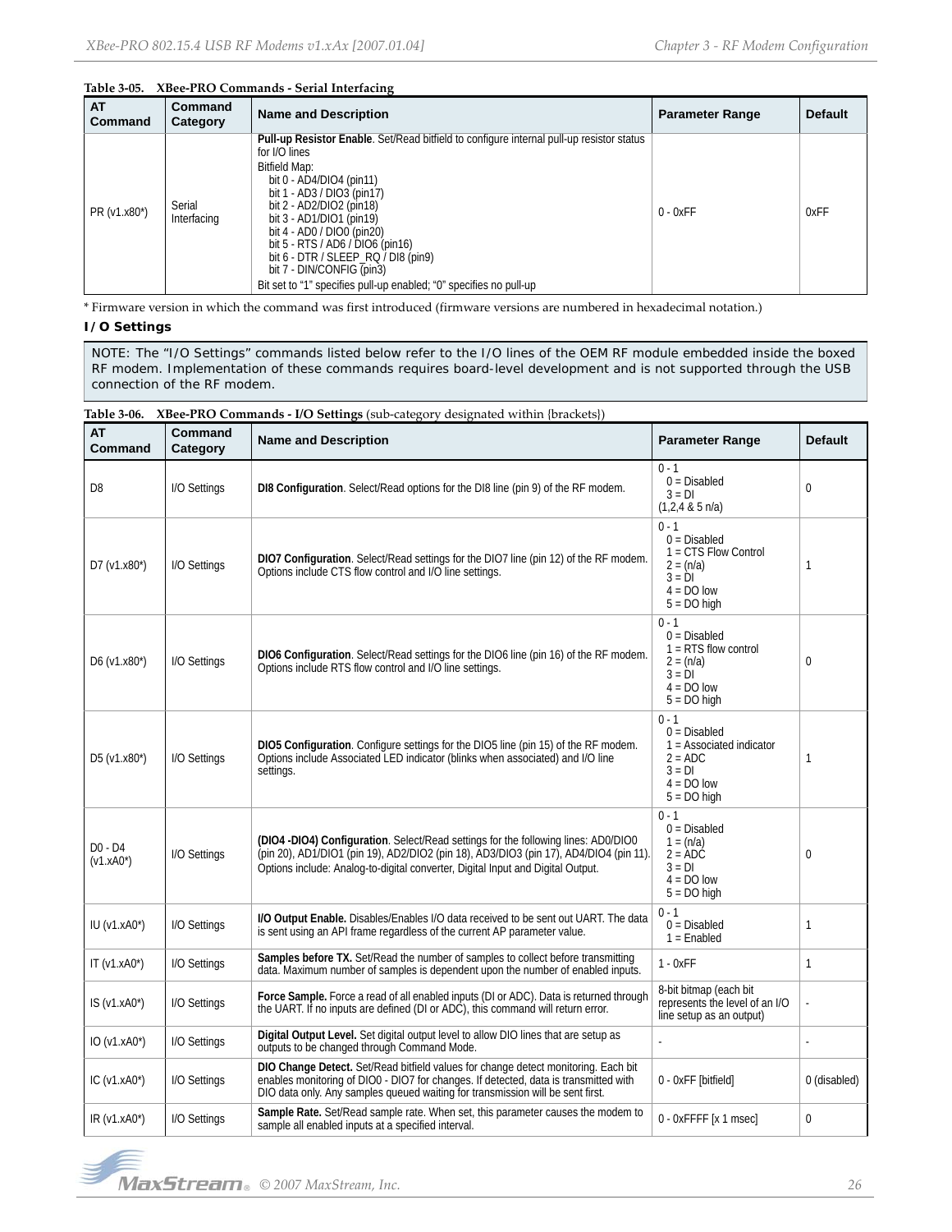**Table 3-05. XBee-PRO Commands - Serial Interfacing**

| AT Command | Command Category | Name and Description | Parameter Range | Default |
|---|---|---|---|---|
| PR (v1.x80*) | Serial Interfacing | **Pull-up Resistor Enable**. Set/Read bitfield to configure internal pull-up resistor status for I/O lines<br>Bitfield Map:<br>bit 0 - AD4/DIO4 (pin11)<br>bit 1 - AD3 / DIO3 (pin17)<br>bit 2 - AD2/DIO2 (pin18)<br>bit 3 - AD1/DIO1 (pin19)<br>bit 4 - AD0 / DIO0 (pin20)<br>bit 5 - RTS / AD6 / DIO6 (pin16)<br>bit 6 - DTR / SLEEP_RQ / DI8 (pin9)<br>bit 7 - DIN/CONFIG (pin3)<br>Bit set to "1" specifies pull-up enabled; "0" specifies no pull-up | 0 - 0xFF | 0xFF |

\* Firmware version in which the command was first introduced (firmware versions are numbered in hexadecimal notation.)

### I/O Settings

NOTE: The "I/O Settings" commands listed below refer to the I/O lines of the OEM RF module embedded inside the boxed RF modem. Implementation of these commands requires board-level development and is not supported through the USB connection of the RF modem.

**Table 3-06. XBee-PRO Commands - I/O Settings** (sub-category designated within {brackets})

| AT Command | Command Category | Name and Description | Parameter Range | Default |
|---|---|---|---|---|
| D8 | I/O Settings | **DI8 Configuration**. Select/Read options for the DI8 line (pin 9) of the RF modem. | 0 - 1<br>0 = Disabled<br>3 = DI<br>(1,2,4 & 5 n/a) | 0 |
| D7 (v1.x80*) | I/O Settings | **DIO7 Configuration**. Select/Read settings for the DIO7 line (pin 12) of the RF modem. Options include CTS flow control and I/O line settings. | 0 - 1<br>0 = Disabled<br>1 = CTS Flow Control<br>2 = (n/a)<br>3 = DI<br>4 = DO low<br>5 = DO high | 1 |
| D6 (v1.x80*) | I/O Settings | **DIO6 Configuration**. Select/Read settings for the DIO6 line (pin 16) of the RF modem. Options include RTS flow control and I/O line settings. | 0 - 1<br>0 = Disabled<br>1 = RTS flow control<br>2 = (n/a)<br>3 = DI<br>4 = DO low<br>5 = DO high | 0 |
| D5 (v1.x80*) | I/O Settings | **DIO5 Configuration**. Configure settings for the DIO5 line (pin 15) of the RF modem. Options include Associated LED indicator (blinks when associated) and I/O line settings. | 0 - 1<br>0 = Disabled<br>1 = Associated indicator<br>2 = ADC<br>3 = DI<br>4 = DO low<br>5 = DO high | 1 |
| D0 - D4 (v1.xA0*) | I/O Settings | **(DIO4 -DIO4) Configuration**. Select/Read settings for the following lines: AD0/DIO0 (pin 20), AD1/DIO1 (pin 19), AD2/DIO2 (pin 18), AD3/DIO3 (pin 17), AD4/DIO4 (pin 11). Options include: Analog-to-digital converter, Digital Input and Digital Output. | 0 - 1<br>0 = Disabled<br>1 = (n/a)<br>2 = ADC<br>3 = DI<br>4 = DO low<br>5 = DO high | 0 |
| IU (v1.xA0*) | I/O Settings | **I/O Output Enable.** Disables/Enables I/O data received to be sent out UART. The data is sent using an API frame regardless of the current AP parameter value. | 0 - 1<br>0 = Disabled<br>1 = Enabled | 1 |
| IT (v1.xA0*) | I/O Settings | **Samples before TX.** Set/Read the number of samples to collect before transmitting data. Maximum number of samples is dependent upon the number of enabled inputs. | 1 - 0xFF | 1 |
| IS (v1.xA0*) | I/O Settings | **Force Sample.** Force a read of all enabled inputs (DI or ADC). Data is returned through the UART. If no inputs are defined (DI or ADC), this command will return error. | 8-bit bitmap (each bit represents the level of an I/O line setup as an output) | - |
| IO (v1.xA0*) | I/O Settings | **Digital Output Level.** Set digital output level to allow DIO lines that are setup as outputs to be changed through Command Mode. | - | - |
| IC (v1.xA0*) | I/O Settings | **DIO Change Detect.** Set/Read bitfield values for change detect monitoring. Each bit enables monitoring of DIO0 - DIO7 for changes. If detected, data is transmitted with DIO data only. Any samples queued waiting for transmission will be sent first. | 0 - 0xFF [bitfield] | 0 (disabled) |
| IR (v1.xA0*) | I/O Settings | **Sample Rate.** Set/Read sample rate. When set, this parameter causes the modem to sample all enabled inputs at a specified interval. | 0 - 0xFFFF [x 1 msec] | 0 |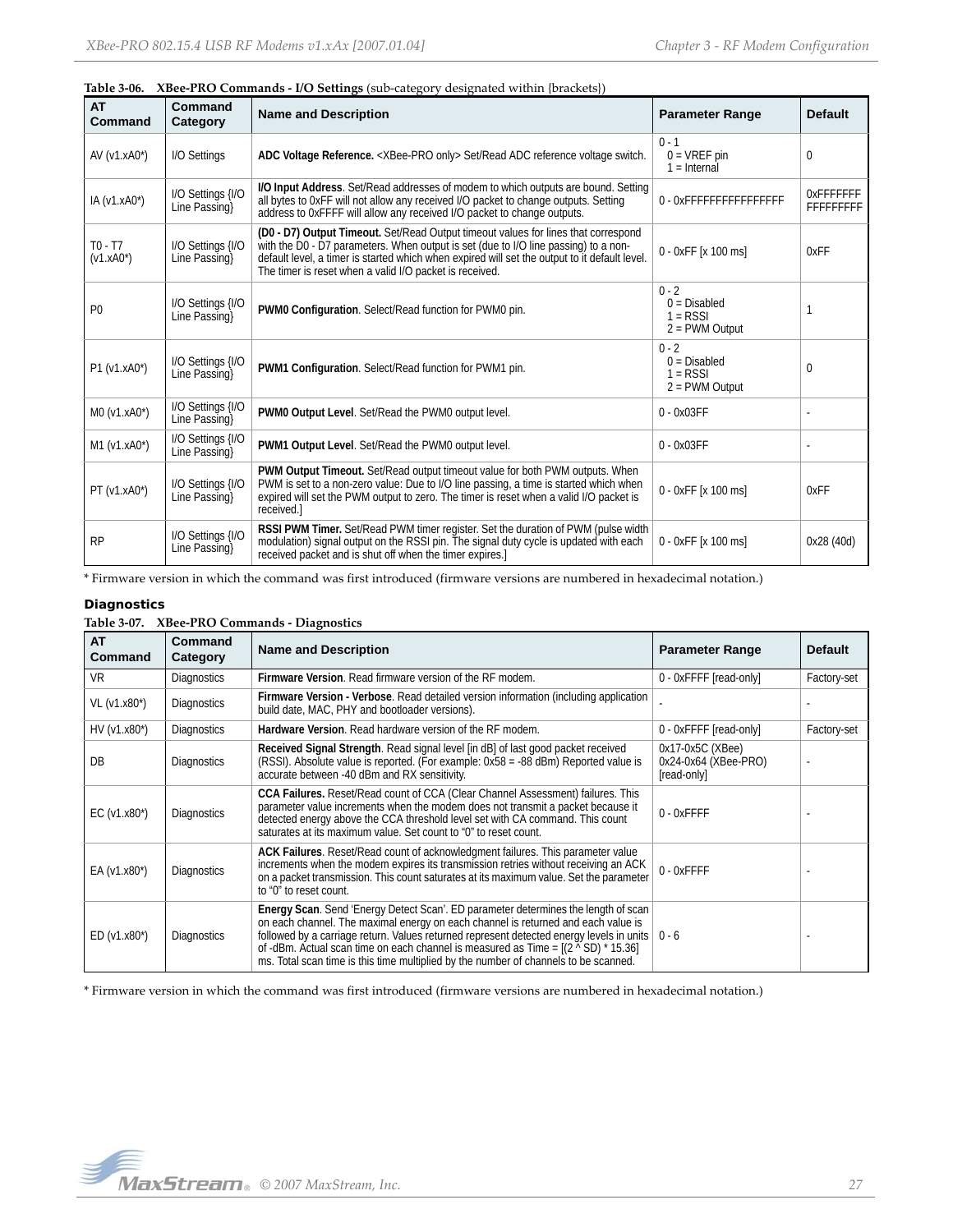**Table 3-06. XBee-PRO Commands - I/O Settings** (sub-category designated within {brackets})

| AT Command | Command Category | Name and Description | Parameter Range | Default |
|---|---|---|---|---|
| AV (v1.xA0*) | I/O Settings | **ADC Voltage Reference.** <XBee-PRO only> Set/Read ADC reference voltage switch. | 0 - 1<br>0 = VREF pin<br>1 = Internal | 0 |
| IA (v1.xA0*) | I/O Settings {I/O Line Passing} | **I/O Input Address**. Set/Read addresses of modem to which outputs are bound. Setting all bytes to 0xFF will not allow any received I/O packet to change outputs. Setting address to 0xFFFF will allow any received I/O packet to change outputs. | 0 - 0xFFFFFFFFFFFFFFFF | 0xFFFFFFFF FFFFFFFF |
| T0 - T7 (v1.xA0*) | I/O Settings {I/O Line Passing} | **(D0 - D7) Output Timeout.** Set/Read Output timeout values for lines that correspond with the D0 - D7 parameters. When output is set (due to I/O line passing) to a non-default level, a timer is started which when expired will set the output to it default level. The timer is reset when a valid I/O packet is received. | 0 - 0xFF [x 100 ms] | 0xFF |
| P0 | I/O Settings {I/O Line Passing} | **PWM0 Configuration**. Select/Read function for PWM0 pin. | 0 - 2<br>0 = Disabled<br>1 = RSSI<br>2 = PWM Output | 1 |
| P1 (v1.xA0*) | I/O Settings {I/O Line Passing} | **PWM1 Configuration**. Select/Read function for PWM1 pin. | 0 - 2<br>0 = Disabled<br>1 = RSSI<br>2 = PWM Output | 0 |
| M0 (v1.xA0*) | I/O Settings {I/O Line Passing} | **PWM0 Output Level**. Set/Read the PWM0 output level. | 0 - 0x03FF | - |
| M1 (v1.xA0*) | I/O Settings {I/O Line Passing} | **PWM1 Output Level**. Set/Read the PWM0 output level. | 0 - 0x03FF | - |
| PT (v1.xA0*) | I/O Settings {I/O Line Passing} | **PWM Output Timeout.** Set/Read output timeout value for both PWM outputs. When PWM is set to a non-zero value: Due to I/O line passing, a time is started which when expired will set the PWM output to zero. The timer is reset when a valid I/O packet is received.] | 0 - 0xFF [x 100 ms] | 0xFF |
| RP | I/O Settings {I/O Line Passing} | **RSSI PWM Timer.** Set/Read PWM timer register. Set the duration of PWM (pulse width modulation) signal output on the RSSI pin. The signal duty cycle is updated with each received packet and is shut off when the timer expires.] | 0 - 0xFF [x 100 ms] | 0x28 (40d) |

* Firmware version in which the command was first introduced (firmware versions are numbered in hexadecimal notation.)

#### Diagnostics

**Table 3-07. XBee-PRO Commands - Diagnostics**

| AT Command | Command Category | Name and Description | Parameter Range | Default |
|---|---|---|---|---|
| VR | Diagnostics | **Firmware Version**. Read firmware version of the RF modem. | 0 - 0xFFFF [read-only] | Factory-set |
| VL (v1.x80*) | Diagnostics | **Firmware Version - Verbose**. Read detailed version information (including application build date, MAC, PHY and bootloader versions). | - | - |
| HV (v1.x80*) | Diagnostics | **Hardware Version**. Read hardware version of the RF modem. | 0 - 0xFFFF [read-only] | Factory-set |
| DB | Diagnostics | **Received Signal Strength**. Read signal level [in dB] of last good packet received (RSSI). Absolute value is reported. (For example: 0x58 = -88 dBm) Reported value is accurate between -40 dBm and RX sensitivity. | 0x17-0x5C (XBee)<br>0x24-0x64 (XBee-PRO)<br>[read-only] | - |
| EC (v1.x80*) | Diagnostics | **CCA Failures.** Reset/Read count of CCA (Clear Channel Assessment) failures. This parameter value increments when the modem does not transmit a packet because it detected energy above the CCA threshold level set with CA command. This count saturates at its maximum value. Set count to "0" to reset count. | 0 - 0xFFFF | - |
| EA (v1.x80*) | Diagnostics | **ACK Failures**. Reset/Read count of acknowledgment failures. This parameter value increments when the modem expires its transmission retries without receiving an ACK on a packet transmission. This count saturates at its maximum value. Set the parameter to "0" to reset count. | 0 - 0xFFFF | - |
| ED (v1.x80*) | Diagnostics | **Energy Scan**. Send 'Energy Detect Scan'. ED parameter determines the length of scan on each channel. The maximal energy on each channel is returned and each value is followed by a carriage return. Values returned represent detected energy levels in units of -dBm. Actual scan time on each channel is measured as Time = [(2 ^ SD) * 15.36] ms. Total scan time is this time multiplied by the number of channels to be scanned. | 0 - 6 | - |

* Firmware version in which the command was first introduced (firmware versions are numbered in hexadecimal notation.)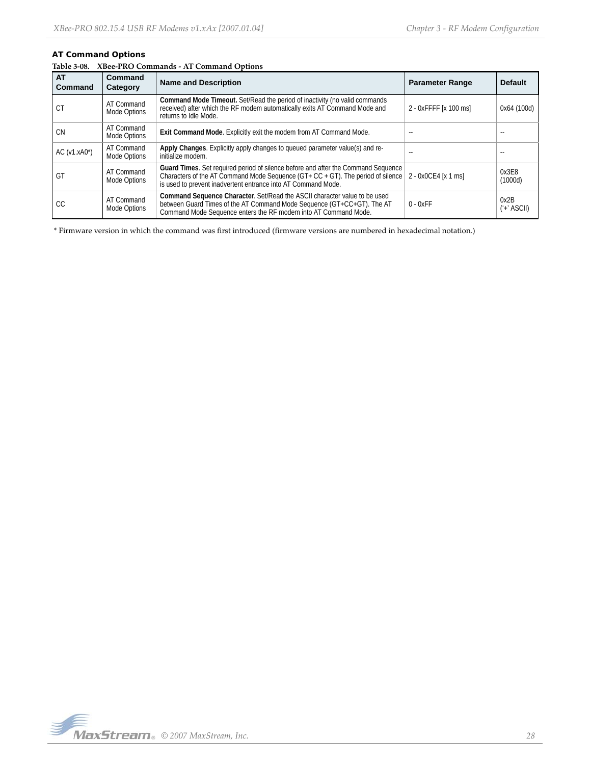### AT Command Options

**Table 3-08. XBee-PRO Commands - AT Command Options**

| AT Command | Command Category | Name and Description | Parameter Range | Default |
|---|---|---|---|---|
| CT | AT Command Mode Options | **Command Mode Timeout.** Set/Read the period of inactivity (no valid commands received) after which the RF modem automatically exits AT Command Mode and returns to Idle Mode. | 2 - 0xFFFF [x 100 ms] | 0x64 (100d) |
| CN | AT Command Mode Options | **Exit Command Mode**. Explicitly exit the modem from AT Command Mode. | -- | -- |
| AC (v1.xA0*) | AT Command Mode Options | **Apply Changes**. Explicitly apply changes to queued parameter value(s) and re-initialize modem. | -- | -- |
| GT | AT Command Mode Options | **Guard Times**. Set required period of silence before and after the Command Sequence Characters of the AT Command Mode Sequence (GT+ CC + GT). The period of silence is used to prevent inadvertent entrance into AT Command Mode. | 2 - 0x0CE4 [x 1 ms] | 0x3E8 (1000d) |
| CC | AT Command Mode Options | **Command Sequence Character**. Set/Read the ASCII character value to be used between Guard Times of the AT Command Mode Sequence (GT+CC+GT). The AT Command Mode Sequence enters the RF modem into AT Command Mode. | 0 - 0xFF | 0x2B ('+' ASCII) |

* Firmware version in which the command was first introduced (firmware versions are numbered in hexadecimal notation.)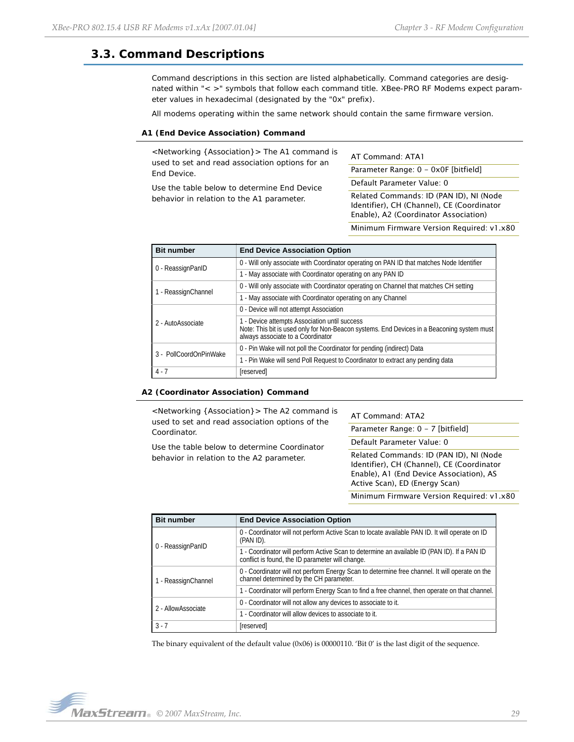## 3.3. Command Descriptions

Command descriptions in this section are listed alphabetically. Command categories are designated within "< >" symbols that follow each command title. XBee-PRO RF Modems expect parameter values in hexadecimal (designated by the "0x" prefix).

All modems operating within the same network should contain the same firmware version.

### A1 (End Device Association) Command

<Networking {Association}> The A1 command is used to set and read association options for an End Device.

Use the table below to determine End Device behavior in relation to the A1 parameter.

AT Command: ATA1

Parameter Range: 0 – 0x0F [bitfield]

Default Parameter Value: 0

Related Commands: ID (PAN ID), NI (Node Identifier), CH (Channel), CE (Coordinator Enable), A2 (Coordinator Association)

Minimum Firmware Version Required: v1.x80

| Bit number | End Device Association Option |
|---|---|
| 0 - ReassignPanID | 0 - Will only associate with Coordinator operating on PAN ID that matches Node Identifier |
| | 1 - May associate with Coordinator operating on any PAN ID |
| 1 - ReassignChannel | 0 - Will only associate with Coordinator operating on Channel that matches CH setting |
| | 1 - May associate with Coordinator operating on any Channel |
| 2 - AutoAssociate | 0 - Device will not attempt Association |
| | 1 - Device attempts Association until success<br>Note: This bit is used only for Non-Beacon systems. End Devices in a Beaconing system must always associate to a Coordinator |
| 3 - PollCoordOnPinWake | 0 - Pin Wake will not poll the Coordinator for pending (indirect) Data |
| | 1 - Pin Wake will send Poll Request to Coordinator to extract any pending data |
| 4 - 7 | [reserved] |

### A2 (Coordinator Association) Command

<Networking {Association}> The A2 command is used to set and read association options of the Coordinator.

Use the table below to determine Coordinator behavior in relation to the A2 parameter.

AT Command: ATA2

Parameter Range: 0 – 7 [bitfield]

Default Parameter Value: 0

Related Commands: ID (PAN ID), NI (Node Identifier), CH (Channel), CE (Coordinator Enable), A1 (End Device Association), AS Active Scan), ED (Energy Scan)

Minimum Firmware Version Required: v1.x80

| Bit number | End Device Association Option |
|---|---|
| 0 - ReassignPanID | 0 - Coordinator will not perform Active Scan to locate available PAN ID. It will operate on ID (PAN ID). |
| | 1 - Coordinator will perform Active Scan to determine an available ID (PAN ID). If a PAN ID conflict is found, the ID parameter will change. |
| 1 - ReassignChannel | 0 - Coordinator will not perform Energy Scan to determine free channel. It will operate on the channel determined by the CH parameter. |
| | 1 - Coordinator will perform Energy Scan to find a free channel, then operate on that channel. |
| 2 - AllowAssociate | 0 - Coordinator will not allow any devices to associate to it. |
| | 1 - Coordinator will allow devices to associate to it. |
| 3 - 7 | [reserved] |

The binary equivalent of the default value (0x06) is 00000110. 'Bit 0' is the last digit of the sequence.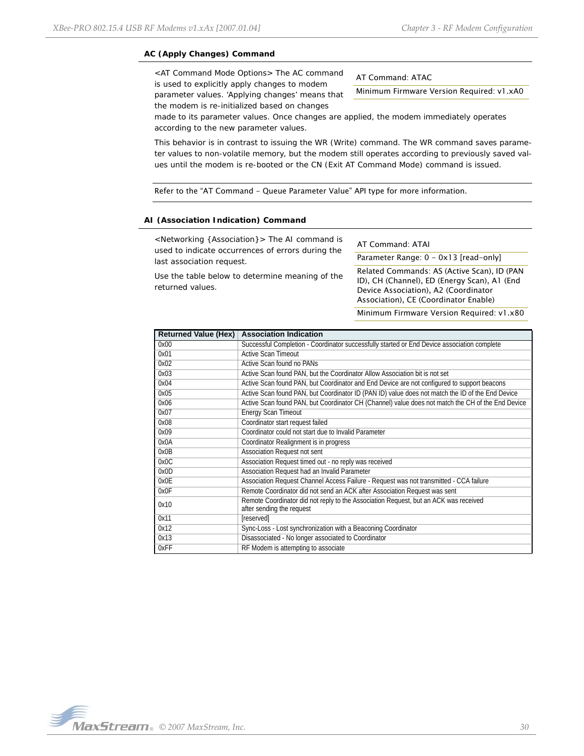### AC (Apply Changes) Command

<AT Command Mode Options> The AC command is used to explicitly apply changes to modem parameter values. 'Applying changes' means that the modem is re-initialized based on changes made to its parameter values. Once changes are applied, the modem immediately operates according to the new parameter values.

| AT Command: ATAC |
|---|
| Minimum Firmware Version Required: v1.xA0 |

This behavior is in contrast to issuing the WR (Write) command. The WR command saves parameter values to non-volatile memory, but the modem still operates according to previously saved values until the modem is re-booted or the CN (Exit AT Command Mode) command is issued.

Refer to the "AT Command - Queue Parameter Value" API type for more information.

### AI (Association Indication) Command

<Networking {Association}> The AI command is used to indicate occurrences of errors during the last association request.

Use the table below to determine meaning of the returned values.

| AT Command: ATAI |
|---|
| Parameter Range: 0 - 0x13 [read-only] |
| Related Commands: AS (Active Scan), ID (PAN ID), CH (Channel), ED (Energy Scan), A1 (End Device Association), A2 (Coordinator Association), CE (Coordinator Enable) |
| Minimum Firmware Version Required: v1.x80 |

| Returned Value (Hex) | Association Indication |
|---|---|
| 0x00 | Successful Completion - Coordinator successfully started or End Device association complete |
| 0x01 | Active Scan Timeout |
| 0x02 | Active Scan found no PANs |
| 0x03 | Active Scan found PAN, but the Coordinator Allow Association bit is not set |
| 0x04 | Active Scan found PAN, but Coordinator and End Device are not configured to support beacons |
| 0x05 | Active Scan found PAN, but Coordinator ID (PAN ID) value does not match the ID of the End Device |
| 0x06 | Active Scan found PAN, but Coordinator CH (Channel) value does not match the CH of the End Device |
| 0x07 | Energy Scan Timeout |
| 0x08 | Coordinator start request failed |
| 0x09 | Coordinator could not start due to Invalid Parameter |
| 0x0A | Coordinator Realignment is in progress |
| 0x0B | Association Request not sent |
| 0x0C | Association Request timed out - no reply was received |
| 0x0D | Association Request had an Invalid Parameter |
| 0x0E | Association Request Channel Access Failure - Request was not transmitted - CCA failure |
| 0x0F | Remote Coordinator did not send an ACK after Association Request was sent |
| 0x10 | Remote Coordinator did not reply to the Association Request, but an ACK was received after sending the request |
| 0x11 | [reserved] |
| 0x12 | Sync-Loss - Lost synchronization with a Beaconing Coordinator |
| 0x13 | Disassociated - No longer associated to Coordinator |
| 0xFF | RF Modem is attempting to associate |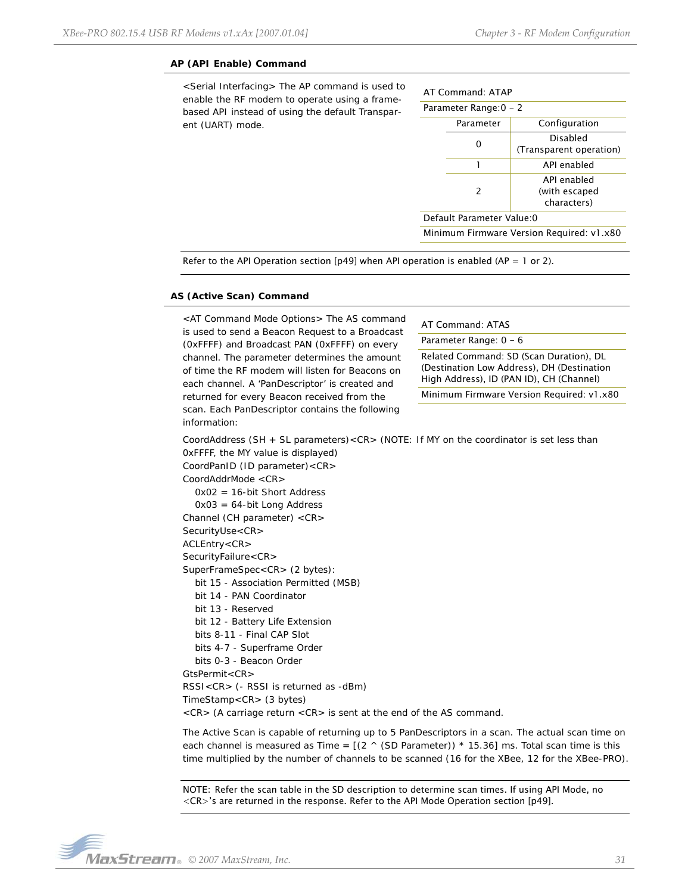### AP (API Enable) Command

<Serial Interfacing> The AP command is used to enable the RF modem to operate using a frame-based API instead of using the default Transparent (UART) mode.

AT Command: ATAP

Parameter Range:0 – 2

| Parameter | Configuration |
|---|---|
| 0 | Disabled (Transparent operation) |
| 1 | API enabled |
| 2 | API enabled (with escaped characters) |

Default Parameter Value:0

Minimum Firmware Version Required: v1.x80

Refer to the API Operation section [p49] when API operation is enabled (AP = 1 or 2).

### AS (Active Scan) Command

<AT Command Mode Options> The AS command is used to send a Beacon Request to a Broadcast (0xFFFF) and Broadcast PAN (0xFFFF) on every channel. The parameter determines the amount of time the RF modem will listen for Beacons on each channel. A 'PanDescriptor' is created and returned for every Beacon received from the scan. Each PanDescriptor contains the following information:

AT Command: ATAS

Parameter Range: 0 – 6

Related Command: SD (Scan Duration), DL (Destination Low Address), DH (Destination High Address), ID (PAN ID), CH (Channel)

Minimum Firmware Version Required: v1.x80

CoordAddress (SH + SL parameters)<CR> (NOTE: If MY on the coordinator is set less than 0xFFFF, the MY value is displayed)  
CoordPanID (ID parameter)<CR>  
CoordAddrMode <CR>  
    0x02 = 16-bit Short Address  
    0x03 = 64-bit Long Address  
Channel (CH parameter) <CR>  
SecurityUse<CR>  
ACLEntry<CR>  
SecurityFailure<CR>  
SuperFrameSpec<CR> (2 bytes):  
    bit 15 - Association Permitted (MSB)  
    bit 14 - PAN Coordinator  
    bit 13 - Reserved  
    bit 12 - Battery Life Extension  
    bits 8-11 - Final CAP Slot  
    bits 4-7 - Superframe Order  
    bits 0-3 - Beacon Order  
GtsPermit<CR>  
RSSI<CR> (- RSSI is returned as -dBm)  
TimeStamp<CR> (3 bytes)  
<CR> (A carriage return <CR> is sent at the end of the AS command.

The Active Scan is capable of returning up to 5 PanDescriptors in a scan. The actual scan time on each channel is measured as Time = [(2 ^ (SD Parameter)) * 15.36] ms. Total scan time is this time multiplied by the number of channels to be scanned (16 for the XBee, 12 for the XBee-PRO).

NOTE: Refer the scan table in the SD description to determine scan times. If using API Mode, no <CR>'s are returned in the response. Refer to the API Mode Operation section [p49].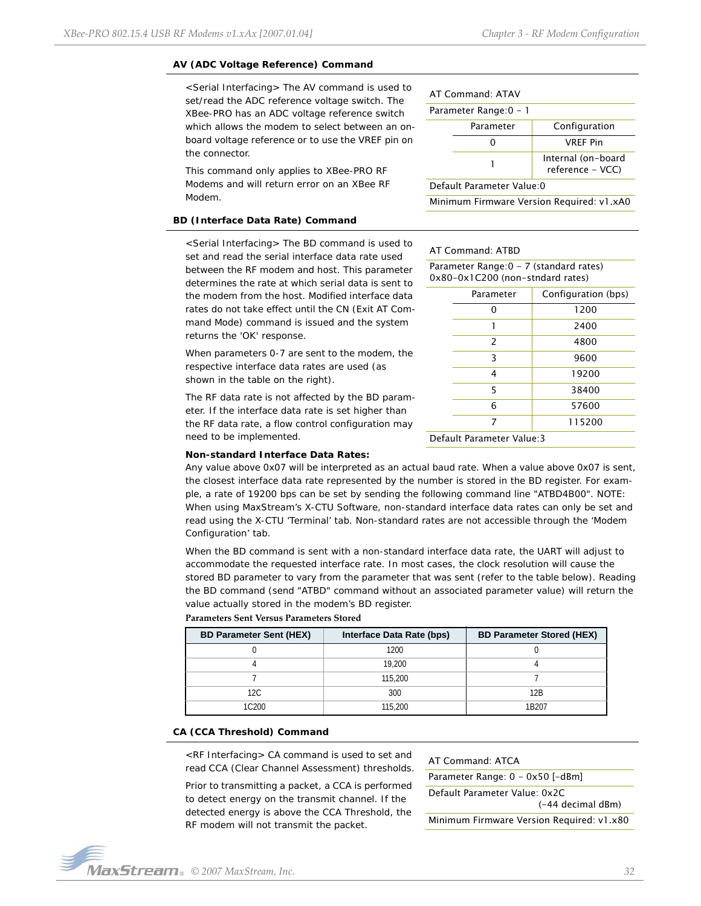### AV (ADC Voltage Reference) Command

<Serial Interfacing> The AV command is used to set/read the ADC reference voltage switch. The XBee-PRO has an ADC voltage reference switch which allows the modem to select between an on-board voltage reference or to use the VREF pin on the connector.

This command only applies to XBee-PRO RF Modems and will return error on an XBee RF Modem.

AT Command: ATAV

Parameter Range:0 - 1

| Parameter | Configuration |
|---|---|
| 0 | VREF Pin |
| 1 | Internal (on-board reference - VCC) |

Default Parameter Value:0

Minimum Firmware Version Required: v1.xA0

### BD (Interface Data Rate) Command

<Serial Interfacing> The BD command is used to set and read the serial interface data rate used between the RF modem and host. This parameter determines the rate at which serial data is sent to the modem from the host. Modified interface data rates do not take effect until the CN (Exit AT Command Mode) command is issued and the system returns the 'OK' response.

When parameters 0-7 are sent to the modem, the respective interface data rates are used (as shown in the table on the right).

The RF data rate is not affected by the BD parameter. If the interface data rate is set higher than the RF data rate, a flow control configuration may need to be implemented.

AT Command: ATBD

Parameter Range:0 - 7 (standard rates)
0x80-0x1C200 (non-stndard rates)

| Parameter | Configuration (bps) |
|---|---|
| 0 | 1200 |
| 1 | 2400 |
| 2 | 4800 |
| 3 | 9600 |
| 4 | 19200 |
| 5 | 38400 |
| 6 | 57600 |
| 7 | 115200 |

Default Parameter Value:3

**Non-standard Interface Data Rates:**
Any value above 0x07 will be interpreted as an actual baud rate. When a value above 0x07 is sent, the closest interface data rate represented by the number is stored in the BD register. For example, a rate of 19200 bps can be set by sending the following command line "ATBD4B00". NOTE: When using MaxStream's X-CTU Software, non-standard interface data rates can only be set and read using the X-CTU 'Terminal' tab. Non-standard rates are not accessible through the 'Modem Configuration' tab.

When the BD command is sent with a non-standard interface data rate, the UART will adjust to accommodate the requested interface rate. In most cases, the clock resolution will cause the stored BD parameter to vary from the parameter that was sent (refer to the table below). Reading the BD command (send "ATBD" command without an associated parameter value) will return the value actually stored in the modem's BD register.

**Parameters Sent Versus Parameters Stored**

| BD Parameter Sent (HEX) | Interface Data Rate (bps) | BD Parameter Stored (HEX) |
|---|---|---|
| 0 | 1200 | 0 |
| 4 | 19,200 | 4 |
| 7 | 115,200 | 7 |
| 12C | 300 | 12B |
| 1C200 | 115,200 | 1B207 |

### CA (CCA Threshold) Command

<RF Interfacing> CA command is used to set and read CCA (Clear Channel Assessment) thresholds.

Prior to transmitting a packet, a CCA is performed to detect energy on the transmit channel. If the detected energy is above the CCA Threshold, the RF modem will not transmit the packet.

AT Command: ATCA

Parameter Range: 0 - 0x50 [-dBm]

Default Parameter Value: 0x2C (-44 decimal dBm)

Minimum Firmware Version Required: v1.x80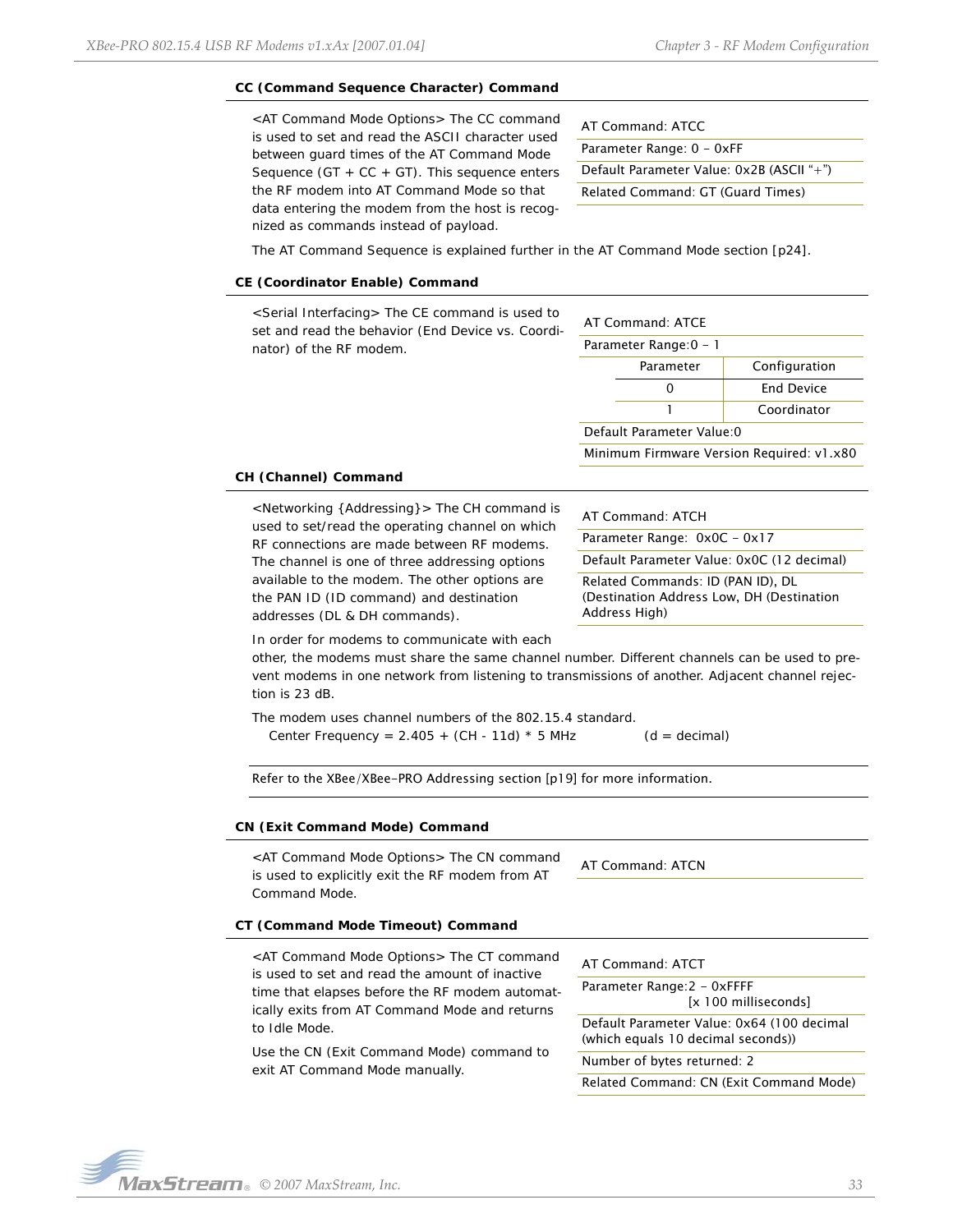### CC (Command Sequence Character) Command

<AT Command Mode Options> The CC command is used to set and read the ASCII character used between guard times of the AT Command Mode Sequence (GT + CC + GT). This sequence enters the RF modem into AT Command Mode so that data entering the modem from the host is recognized as commands instead of payload.

| AT Command: ATCC |
|---|
| Parameter Range: 0 – 0xFF |
| Default Parameter Value: 0x2B (ASCII "+") |
| Related Command: GT (Guard Times) |

The AT Command Sequence is explained further in the AT Command Mode section [p24].

### CE (Coordinator Enable) Command

<Serial Interfacing> The CE command is used to set and read the behavior (End Device vs. Coordinator) of the RF modem.

AT Command: ATCE

Parameter Range:0 – 1

| Parameter | Configuration |
|---|---|
| 0 | End Device |
| 1 | Coordinator |

Default Parameter Value:0

Minimum Firmware Version Required: v1.x80

### CH (Channel) Command

<Networking {Addressing}> The CH command is used to set/read the operating channel on which RF connections are made between RF modems. The channel is one of three addressing options available to the modem. The other options are the PAN ID (ID command) and destination addresses (DL & DH commands).

| AT Command: ATCH |
|---|
| Parameter Range: 0x0C – 0x17 |
| Default Parameter Value: 0x0C (12 decimal) |
| Related Commands: ID (PAN ID), DL (Destination Address Low, DH (Destination Address High) |

In order for modems to communicate with each other, the modems must share the same channel number. Different channels can be used to prevent modems in one network from listening to transmissions of another. Adjacent channel rejection is 23 dB.

The modem uses channel numbers of the 802.15.4 standard.

Center Frequency = 2.405 + (CH - 11d) * 5 MHz (d = decimal)

Refer to the XBee/XBee-PRO Addressing section [p19] for more information.

### CN (Exit Command Mode) Command

<AT Command Mode Options> The CN command is used to explicitly exit the RF modem from AT Command Mode.

AT Command: ATCN

### CT (Command Mode Timeout) Command

<AT Command Mode Options> The CT command is used to set and read the amount of inactive time that elapses before the RF modem automatically exits from AT Command Mode and returns to Idle Mode.

Use the CN (Exit Command Mode) command to exit AT Command Mode manually.

| AT Command: ATCT |
|---|
| Parameter Range:2 – 0xFFFF [x 100 milliseconds] |
| Default Parameter Value: 0x64 (100 decimal (which equals 10 decimal seconds)) |
| Number of bytes returned: 2 |
| Related Command: CN (Exit Command Mode) |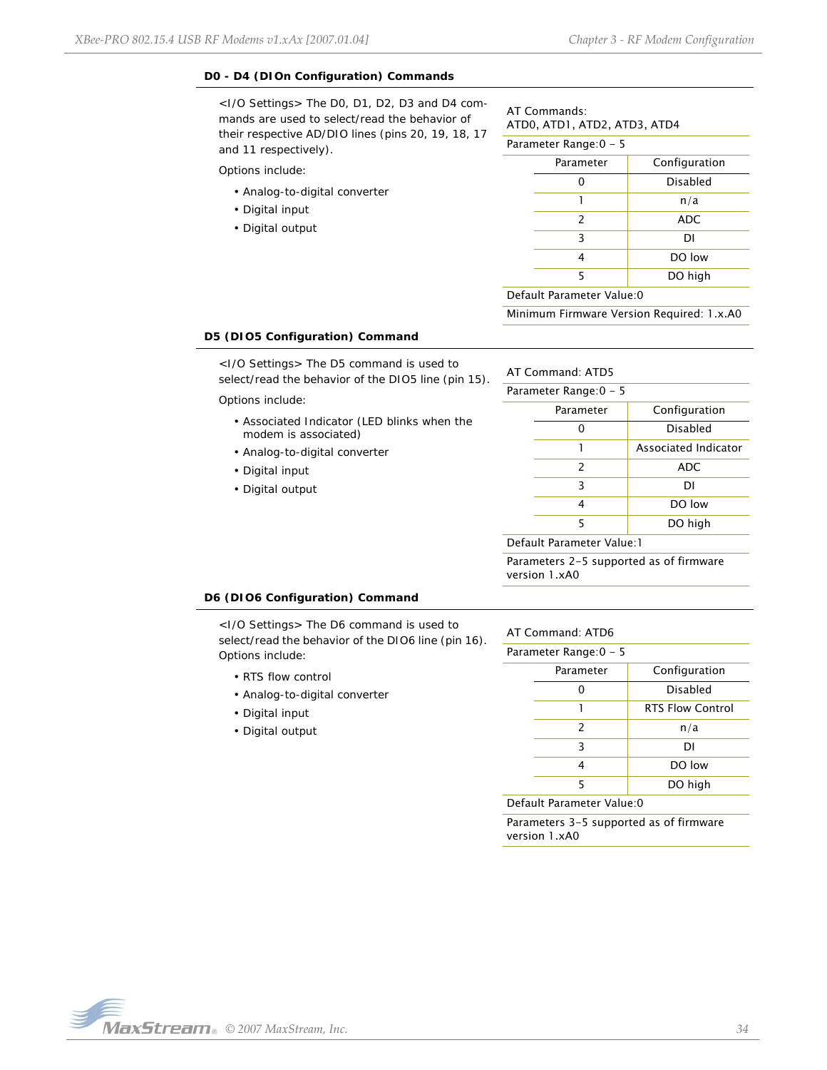#### D0 - D4 (DIOn Configuration) Commands

<I/O Settings> The D0, D1, D2, D3 and D4 commands are used to select/read the behavior of their respective AD/DIO lines (pins 20, 19, 18, 17 and 11 respectively).

Options include:

- Analog-to-digital converter
- Digital input
- Digital output

AT Commands:
ATD0, ATD1, ATD2, ATD3, ATD4

Parameter Range:0 - 5

| Parameter | Configuration |
|---|---|
| 0 | Disabled |
| 1 | n/a |
| 2 | ADC |
| 3 | DI |
| 4 | DO low |
| 5 | DO high |

Default Parameter Value:0

Minimum Firmware Version Required: 1.x.A0

#### D5 (DIO5 Configuration) Command

<I/O Settings> The D5 command is used to select/read the behavior of the DIO5 line (pin 15).

Options include:

- Associated Indicator (LED blinks when the modem is associated)
- Analog-to-digital converter
- Digital input
- Digital output

AT Command: ATD5

Parameter Range:0 - 5

| Parameter | Configuration |
|---|---|
| 0 | Disabled |
| 1 | Associated Indicator |
| 2 | ADC |
| 3 | DI |
| 4 | DO low |
| 5 | DO high |

Default Parameter Value:1

Parameters 2-5 supported as of firmware version 1.xA0

#### D6 (DIO6 Configuration) Command

<I/O Settings> The D6 command is used to select/read the behavior of the DIO6 line (pin 16). Options include:

- RTS flow control
- Analog-to-digital converter
- Digital input
- Digital output

AT Command: ATD6

Parameter Range:0 - 5

| Parameter | Configuration |
|---|---|
| 0 | Disabled |
| 1 | RTS Flow Control |
| 2 | n/a |
| 3 | DI |
| 4 | DO low |
| 5 | DO high |

Default Parameter Value:0

Parameters 3-5 supported as of firmware version 1.xA0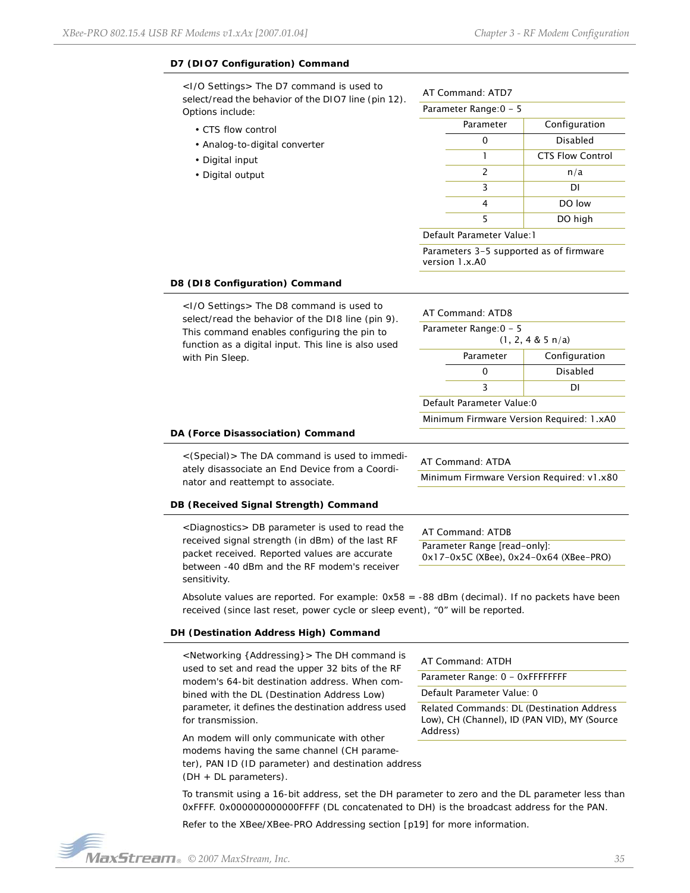### D7 (DIO7 Configuration) Command

<I/O Settings> The D7 command is used to select/read the behavior of the DIO7 line (pin 12). Options include:

- CTS flow control
- Analog-to-digital converter
- Digital input
- Digital output

AT Command: ATD7

Parameter Range:0 - 5

| Parameter | Configuration |
|---|---|
| 0 | Disabled |
| 1 | CTS Flow Control |
| 2 | n/a |
| 3 | DI |
| 4 | DO low |
| 5 | DO high |

Default Parameter Value:1

Parameters 3-5 supported as of firmware version 1.x.A0

### D8 (DI8 Configuration) Command

<I/O Settings> The D8 command is used to select/read the behavior of the DI8 line (pin 9). This command enables configuring the pin to function as a digital input. This line is also used with Pin Sleep.

AT Command: ATD8

Parameter Range:0 - 5
(1, 2, 4 & 5 n/a)

| Parameter | Configuration |
|---|---|
| 0 | Disabled |
| 3 | DI |

Default Parameter Value:0

Minimum Firmware Version Required: 1.xA0

### DA (Force Disassociation) Command

<(Special)> The DA command is used to immediately disassociate an End Device from a Coordinator and reattempt to associate.

AT Command: ATDA

Minimum Firmware Version Required: v1.x80

### DB (Received Signal Strength) Command

<Diagnostics> DB parameter is used to read the received signal strength (in dBm) of the last RF packet received. Reported values are accurate between -40 dBm and the RF modem's receiver sensitivity.

AT Command: ATDB

Parameter Range [read-only]:
0x17-0x5C (XBee), 0x24-0x64 (XBee-PRO)

Absolute values are reported. For example: 0x58 = -88 dBm (decimal). If no packets have been received (since last reset, power cycle or sleep event), "0" will be reported.

### DH (Destination Address High) Command

<Networking {Addressing}> The DH command is used to set and read the upper 32 bits of the RF modem's 64-bit destination address. When combined with the DL (Destination Address Low) parameter, it defines the destination address used for transmission.

AT Command: ATDH

Parameter Range: 0 - 0xFFFFFFFF

Default Parameter Value: 0

Related Commands: DL (Destination Address Low), CH (Channel), ID (PAN VID), MY (Source Address)

An modem will only communicate with other modems having the same channel (CH parameter), PAN ID (ID parameter) and destination address (DH + DL parameters).

To transmit using a 16-bit address, set the DH parameter to zero and the DL parameter less than 0xFFFF. 0x000000000000FFFF (DL concatenated to DH) is the broadcast address for the PAN.

Refer to the XBee/XBee-PRO Addressing section [p19] for more information.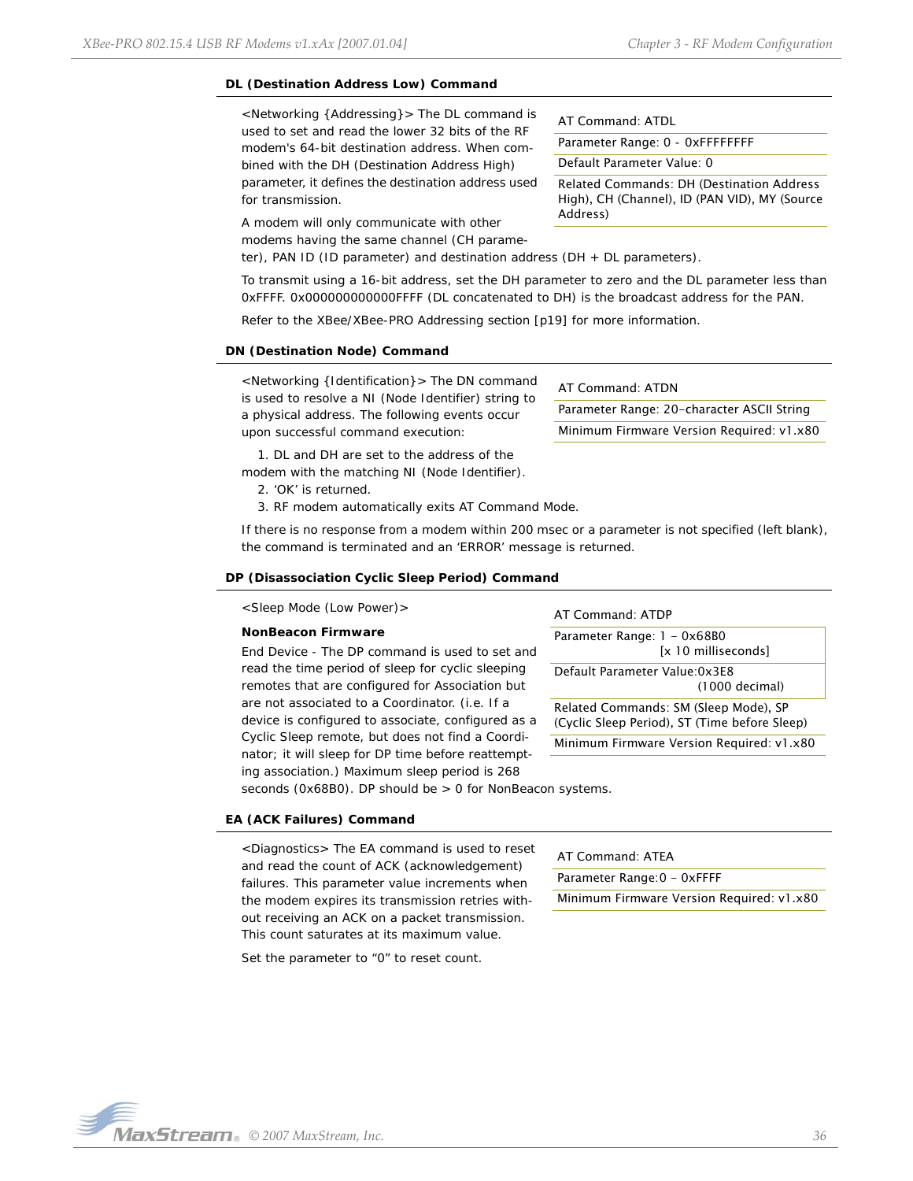### DL (Destination Address Low) Command

<Networking {Addressing}> The DL command is used to set and read the lower 32 bits of the RF modem's 64-bit destination address. When combined with the DH (Destination Address High) parameter, it defines the destination address used for transmission.

| AT Command: ATDL |
|---|
| Parameter Range: 0 - 0xFFFFFFFF |
| Default Parameter Value: 0 |
| Related Commands: DH (Destination Address High), CH (Channel), ID (PAN VID), MY (Source Address) |

A modem will only communicate with other modems having the same channel (CH parameter), PAN ID (ID parameter) and destination address (DH + DL parameters).

To transmit using a 16-bit address, set the DH parameter to zero and the DL parameter less than 0xFFFF. 0x000000000000FFFF (DL concatenated to DH) is the broadcast address for the PAN.

Refer to the XBee/XBee-PRO Addressing section [p19] for more information.

### DN (Destination Node) Command

<Networking {Identification}> The DN command is used to resolve a NI (Node Identifier) string to a physical address. The following events occur upon successful command execution:

| AT Command: ATDN |
|---|
| Parameter Range: 20-character ASCII String |
| Minimum Firmware Version Required: v1.x80 |

1. DL and DH are set to the address of the modem with the matching NI (Node Identifier).
2. 'OK' is returned.
3. RF modem automatically exits AT Command Mode.

If there is no response from a modem within 200 msec or a parameter is not specified (left blank), the command is terminated and an 'ERROR' message is returned.

### DP (Disassociation Cyclic Sleep Period) Command

<Sleep Mode (Low Power)>

**NonBeacon Firmware**

End Device - The DP command is used to set and read the time period of sleep for cyclic sleeping remotes that are configured for Association but are not associated to a Coordinator. (i.e. If a device is configured to associate, configured as a Cyclic Sleep remote, but does not find a Coordinator; it will sleep for DP time before reattempting association.) Maximum sleep period is 268 seconds (0x68B0). DP should be > 0 for NonBeacon systems.

| AT Command: ATDP |
|---|
| Parameter Range: 1 – 0x68B0 [x 10 milliseconds] |
| Default Parameter Value:0x3E8 (1000 decimal) |
| Related Commands: SM (Sleep Mode), SP (Cyclic Sleep Period), ST (Time before Sleep) |
| Minimum Firmware Version Required: v1.x80 |

### EA (ACK Failures) Command

<Diagnostics> The EA command is used to reset and read the count of ACK (acknowledgement) failures. This parameter value increments when the modem expires its transmission retries without receiving an ACK on a packet transmission. This count saturates at its maximum value.

| AT Command: ATEA |
|---|
| Parameter Range:0 – 0xFFFF |
| Minimum Firmware Version Required: v1.x80 |

Set the parameter to "0" to reset count.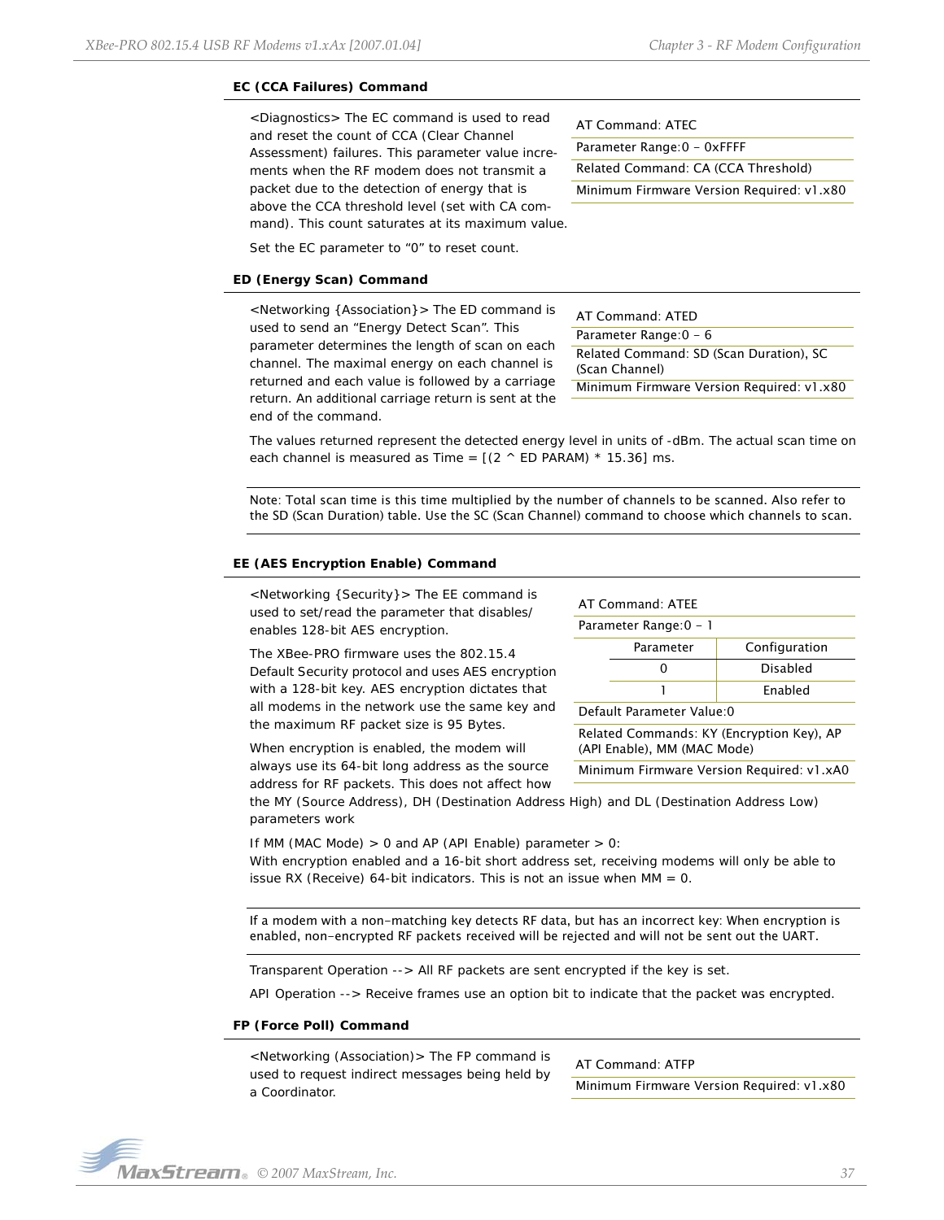#### EC (CCA Failures) Command

<Diagnostics> The EC command is used to read and reset the count of CCA (Clear Channel Assessment) failures. This parameter value increments when the RF modem does not transmit a packet due to the detection of energy that is above the CCA threshold level (set with CA command). This count saturates at its maximum value.

Set the EC parameter to "0" to reset count.

| AT Command: ATEC |
|---|
| Parameter Range:0 – 0xFFFF |
| Related Command: CA (CCA Threshold) |
| Minimum Firmware Version Required: v1.x80 |

#### ED (Energy Scan) Command

<Networking {Association}> The ED command is used to send an "Energy Detect Scan". This parameter determines the length of scan on each channel. The maximal energy on each channel is returned and each value is followed by a carriage return. An additional carriage return is sent at the end of the command.

| AT Command: ATED |
|---|
| Parameter Range:0 – 6 |
| Related Command: SD (Scan Duration), SC (Scan Channel) |
| Minimum Firmware Version Required: v1.x80 |

The values returned represent the detected energy level in units of -dBm. The actual scan time on each channel is measured as Time = [(2 ^ ED PARAM) * 15.36] ms.

Note: Total scan time is this time multiplied by the number of channels to be scanned. Also refer to the SD (Scan Duration) table. Use the SC (Scan Channel) command to choose which channels to scan.

#### EE (AES Encryption Enable) Command

<Networking {Security}> The EE command is used to set/read the parameter that disables/enables 128-bit AES encryption.

The XBee-PRO firmware uses the 802.15.4 Default Security protocol and uses AES encryption with a 128-bit key. AES encryption dictates that all modems in the network use the same key and the maximum RF packet size is 95 Bytes.

When encryption is enabled, the modem will always use its 64-bit long address as the source address for RF packets. This does not affect how the MY (Source Address), DH (Destination Address High) and DL (Destination Address Low) parameters work

AT Command: ATEE

Parameter Range:0 – 1

| Parameter | Configuration |
|---|---|
| 0 | Disabled |
| 1 | Enabled |

Default Parameter Value:0

Related Commands: KY (Encryption Key), AP (API Enable), MM (MAC Mode)

Minimum Firmware Version Required: v1.xA0

If MM (MAC Mode) > 0 and AP (API Enable) parameter > 0:
With encryption enabled and a 16-bit short address set, receiving modems will only be able to issue RX (Receive) 64-bit indicators. This is not an issue when MM = 0.

If a modem with a non-matching key detects RF data, but has an incorrect key: When encryption is enabled, non-encrypted RF packets received will be rejected and will not be sent out the UART.

Transparent Operation --> All RF packets are sent encrypted if the key is set.

API Operation --> Receive frames use an option bit to indicate that the packet was encrypted.

#### FP (Force Poll) Command

<Networking (Association)> The FP command is used to request indirect messages being held by a Coordinator.

| AT Command: ATFP |
|---|
| Minimum Firmware Version Required: v1.x80 |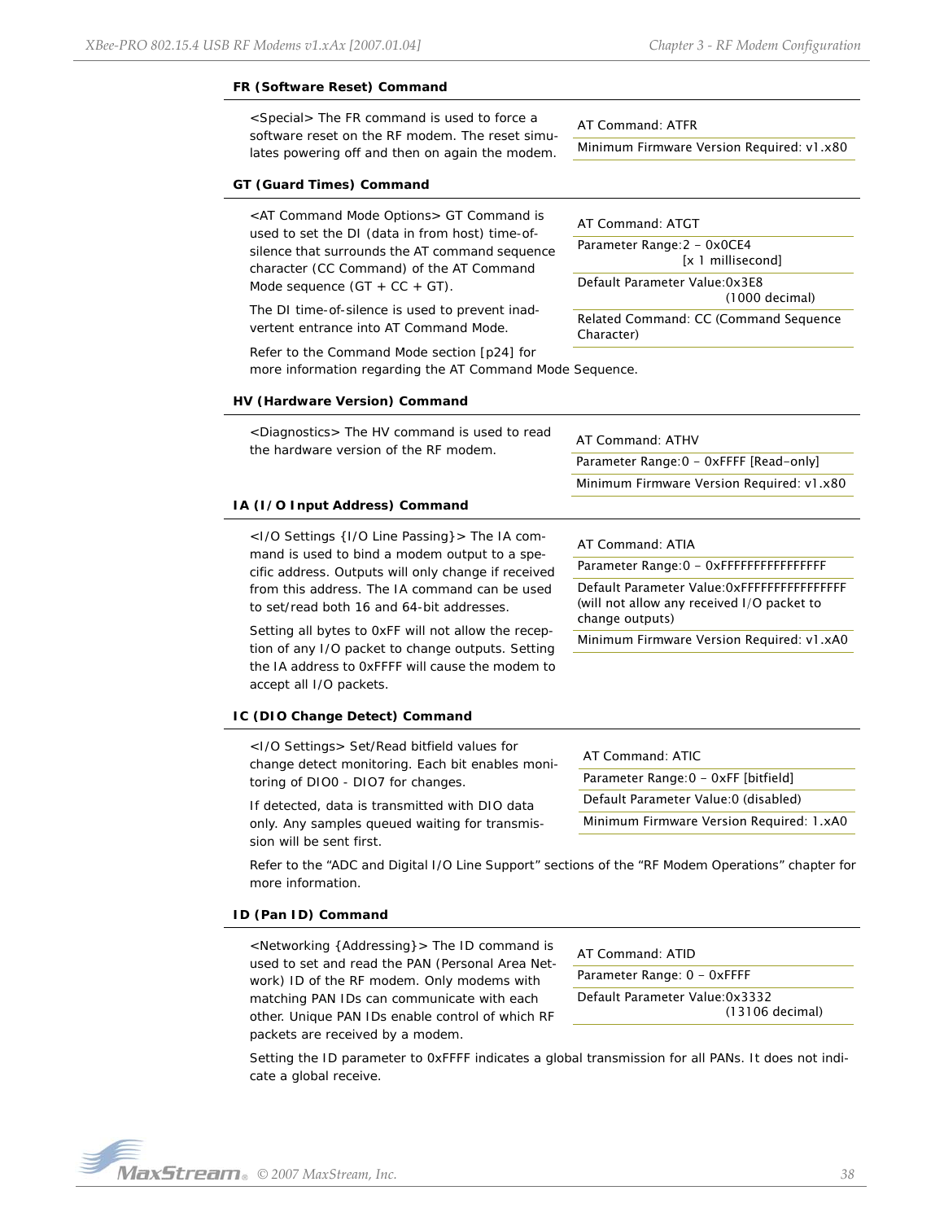#### FR (Software Reset) Command

<Special> The FR command is used to force a software reset on the RF modem. The reset simulates powering off and then on again the modem.

| AT Command: ATFR |
|---|
| Minimum Firmware Version Required: v1.x80 |

#### GT (Guard Times) Command

<AT Command Mode Options> GT Command is used to set the DI (data in from host) time-of-silence that surrounds the AT command sequence character (CC Command) of the AT Command Mode sequence (GT + CC + GT).

The DI time-of-silence is used to prevent inadvertent entrance into AT Command Mode.

Refer to the Command Mode section [p24] for more information regarding the AT Command Mode Sequence.

| AT Command: ATGT |
|---|
| Parameter Range:2 – 0x0CE4 [x 1 millisecond] |
| Default Parameter Value:0x3E8 (1000 decimal) |
| Related Command: CC (Command Sequence Character) |

#### HV (Hardware Version) Command

<Diagnostics> The HV command is used to read the hardware version of the RF modem.

| AT Command: ATHV |
|---|
| Parameter Range:0 – 0xFFFF [Read-only] |
| Minimum Firmware Version Required: v1.x80 |

#### IA (I/O Input Address) Command

<I/O Settings {I/O Line Passing}> The IA command is used to bind a modem output to a specific address. Outputs will only change if received from this address. The IA command can be used to set/read both 16 and 64-bit addresses.

Setting all bytes to 0xFF will not allow the reception of any I/O packet to change outputs. Setting the IA address to 0xFFFF will cause the modem to accept all I/O packets.

| AT Command: ATIA |
|---|
| Parameter Range:0 – 0xFFFFFFFFFFFFFFFF |
| Default Parameter Value:0xFFFFFFFFFFFFFFFF (will not allow any received I/O packet to change outputs) |
| Minimum Firmware Version Required: v1.xA0 |

#### IC (DIO Change Detect) Command

<I/O Settings> Set/Read bitfield values for change detect monitoring. Each bit enables monitoring of DIO0 - DIO7 for changes.

If detected, data is transmitted with DIO data only. Any samples queued waiting for transmission will be sent first.

| AT Command: ATIC |
|---|
| Parameter Range:0 – 0xFF [bitfield] |
| Default Parameter Value:0 (disabled) |
| Minimum Firmware Version Required: 1.xA0 |

Refer to the "ADC and Digital I/O Line Support" sections of the "RF Modem Operations" chapter for more information.

#### ID (Pan ID) Command

<Networking {Addressing}> The ID command is used to set and read the PAN (Personal Area Network) ID of the RF modem. Only modems with matching PAN IDs can communicate with each other. Unique PAN IDs enable control of which RF packets are received by a modem.

| AT Command: ATID |
|---|
| Parameter Range: 0 – 0xFFFF |
| Default Parameter Value:0x3332 (13106 decimal) |

Setting the ID parameter to 0xFFFF indicates a global transmission for all PANs. It does not indicate a global receive.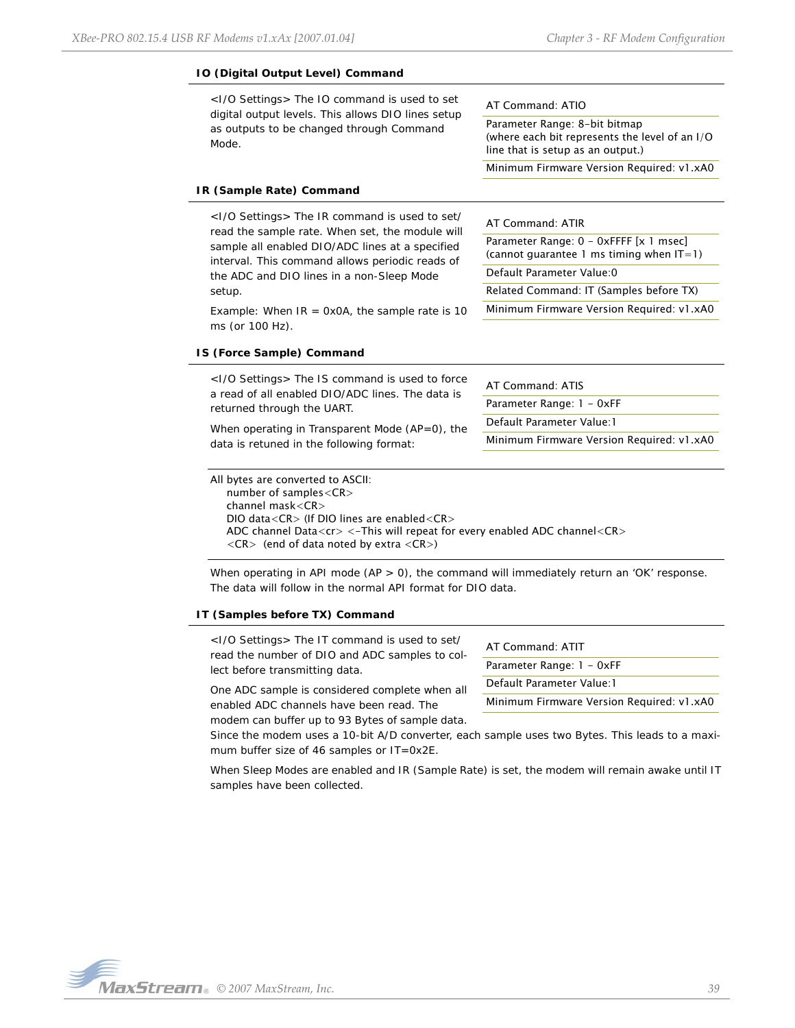### IO (Digital Output Level) Command

<I/O Settings> The IO command is used to set digital output levels. This allows DIO lines setup as outputs to be changed through Command Mode.

| AT Command: ATIO |
|---|
| Parameter Range: 8-bit bitmap (where each bit represents the level of an I/O line that is setup as an output.) |
| Minimum Firmware Version Required: v1.xA0 |

### IR (Sample Rate) Command

<I/O Settings> The IR command is used to set/read the sample rate. When set, the module will sample all enabled DIO/ADC lines at a specified interval. This command allows periodic reads of the ADC and DIO lines in a non-Sleep Mode setup.

Example: When IR = 0x0A, the sample rate is 10 ms (or 100 Hz).

| AT Command: ATIR |
|---|
| Parameter Range: 0 - 0xFFFF [x 1 msec] (cannot guarantee 1 ms timing when IT=1) |
| Default Parameter Value:0 |
| Related Command: IT (Samples before TX) |
| Minimum Firmware Version Required: v1.xA0 |

### IS (Force Sample) Command

<I/O Settings> The IS command is used to force a read of all enabled DIO/ADC lines. The data is returned through the UART.

When operating in Transparent Mode (AP=0), the data is retuned in the following format:

| AT Command: ATIS |
|---|
| Parameter Range: 1 - 0xFF |
| Default Parameter Value:1 |
| Minimum Firmware Version Required: v1.xA0 |

All bytes are converted to ASCII:
number of samples<CR>
channel mask<CR>
DIO data<CR> (If DIO lines are enabled<CR>
ADC channel Data<cr> <-This will repeat for every enabled ADC channel<CR>
<CR> (end of data noted by extra <CR>)

When operating in API mode (AP > 0), the command will immediately return an 'OK' response. The data will follow in the normal API format for DIO data.

### IT (Samples before TX) Command

<I/O Settings> The IT command is used to set/read the number of DIO and ADC samples to collect before transmitting data.

One ADC sample is considered complete when all enabled ADC channels have been read. The modem can buffer up to 93 Bytes of sample data. Since the modem uses a 10-bit A/D converter, each sample uses two Bytes. This leads to a maximum buffer size of 46 samples or IT=0x2E.

| AT Command: ATIT |
|---|
| Parameter Range: 1 - 0xFF |
| Default Parameter Value:1 |
| Minimum Firmware Version Required: v1.xA0 |

When Sleep Modes are enabled and IR (Sample Rate) is set, the modem will remain awake until IT samples have been collected.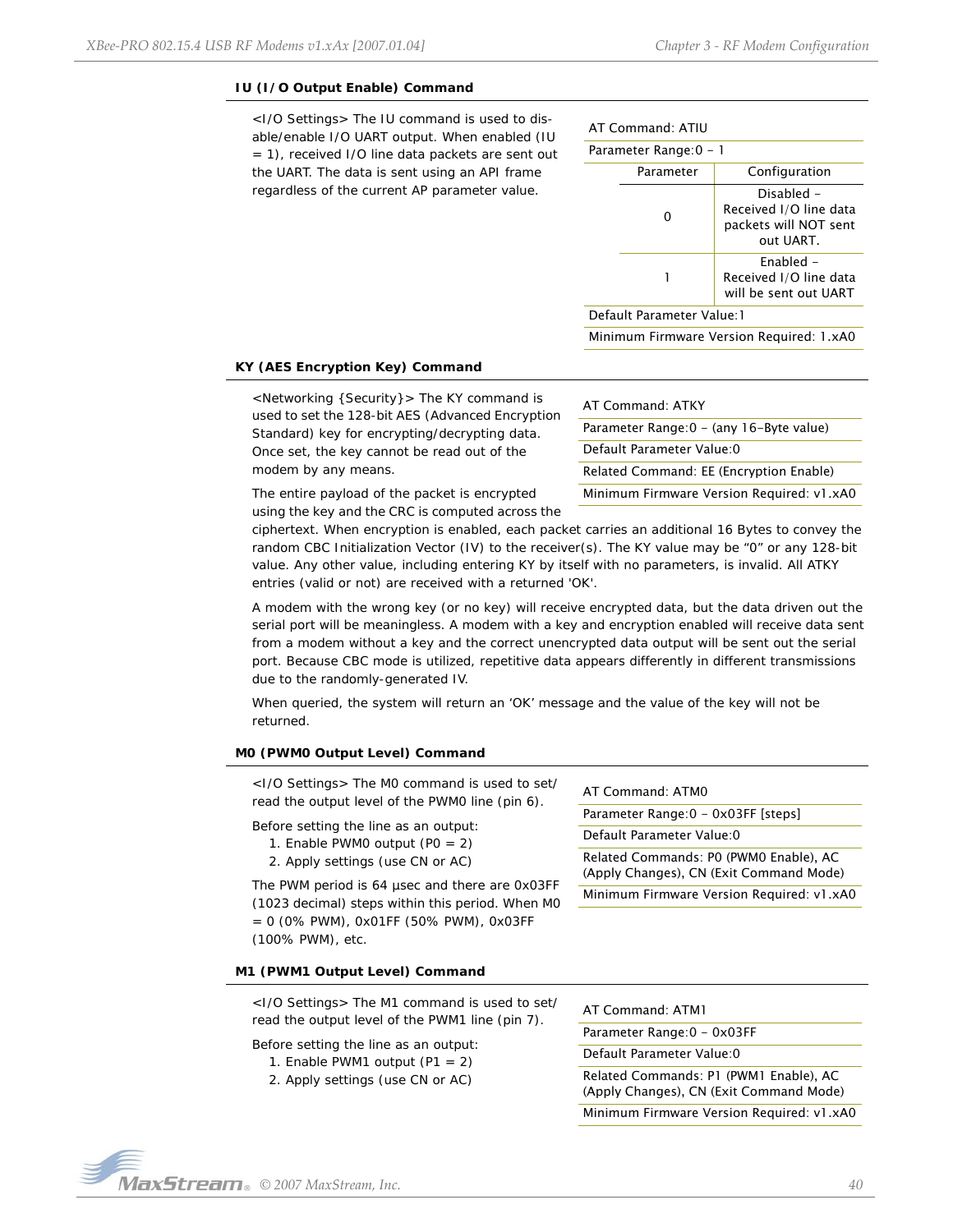### IU (I/O Output Enable) Command

<I/O Settings> The IU command is used to disable/enable I/O UART output. When enabled (IU = 1), received I/O line data packets are sent out the UART. The data is sent using an API frame regardless of the current AP parameter value.

| AT Command: ATIU | |
|---|---|
| Parameter Range:0 - 1 | |
| Parameter | Configuration |
| 0 | Disabled - Received I/O line data packets will NOT sent out UART. |
| 1 | Enabled - Received I/O line data will be sent out UART |
| Default Parameter Value:1 | |
| Minimum Firmware Version Required: 1.xA0 | |

### KY (AES Encryption Key) Command

<Networking {Security}> The KY command is used to set the 128-bit AES (Advanced Encryption Standard) key for encrypting/decrypting data. Once set, the key cannot be read out of the modem by any means.

| AT Command: ATKY |
|---|
| Parameter Range:0 - (any 16-Byte value) |
| Default Parameter Value:0 |
| Related Command: EE (Encryption Enable) |
| Minimum Firmware Version Required: v1.xA0 |

The entire payload of the packet is encrypted using the key and the CRC is computed across the ciphertext. When encryption is enabled, each packet carries an additional 16 Bytes to convey the random CBC Initialization Vector (IV) to the receiver(s). The KY value may be “0” or any 128-bit value. Any other value, including entering KY by itself with no parameters, is invalid. All ATKY entries (valid or not) are received with a returned 'OK'.

A modem with the wrong key (or no key) will receive encrypted data, but the data driven out the serial port will be meaningless. A modem with a key and encryption enabled will receive data sent from a modem without a key and the correct unencrypted data output will be sent out the serial port. Because CBC mode is utilized, repetitive data appears differently in different transmissions due to the randomly-generated IV.

When queried, the system will return an ‘OK’ message and the value of the key will not be returned.

### M0 (PWM0 Output Level) Command

<I/O Settings> The M0 command is used to set/read the output level of the PWM0 line (pin 6).

Before setting the line as an output:

1. Enable PWM0 output (P0 = 2)
2. Apply settings (use CN or AC)

The PWM period is 64 µsec and there are 0x03FF (1023 decimal) steps within this period. When M0 = 0 (0% PWM), 0x01FF (50% PWM), 0x03FF (100% PWM), etc.

| AT Command: ATM0 |
|---|
| Parameter Range:0 - 0x03FF [steps] |
| Default Parameter Value:0 |
| Related Commands: P0 (PWM0 Enable), AC (Apply Changes), CN (Exit Command Mode) |
| Minimum Firmware Version Required: v1.xA0 |

### M1 (PWM1 Output Level) Command

<I/O Settings> The M1 command is used to set/read the output level of the PWM1 line (pin 7).

Before setting the line as an output:

1. Enable PWM1 output (P1 = 2)
2. Apply settings (use CN or AC)

| AT Command: ATM1 |
|---|
| Parameter Range:0 - 0x03FF |
| Default Parameter Value:0 |
| Related Commands: P1 (PWM1 Enable), AC (Apply Changes), CN (Exit Command Mode) |
| Minimum Firmware Version Required: v1.xA0 |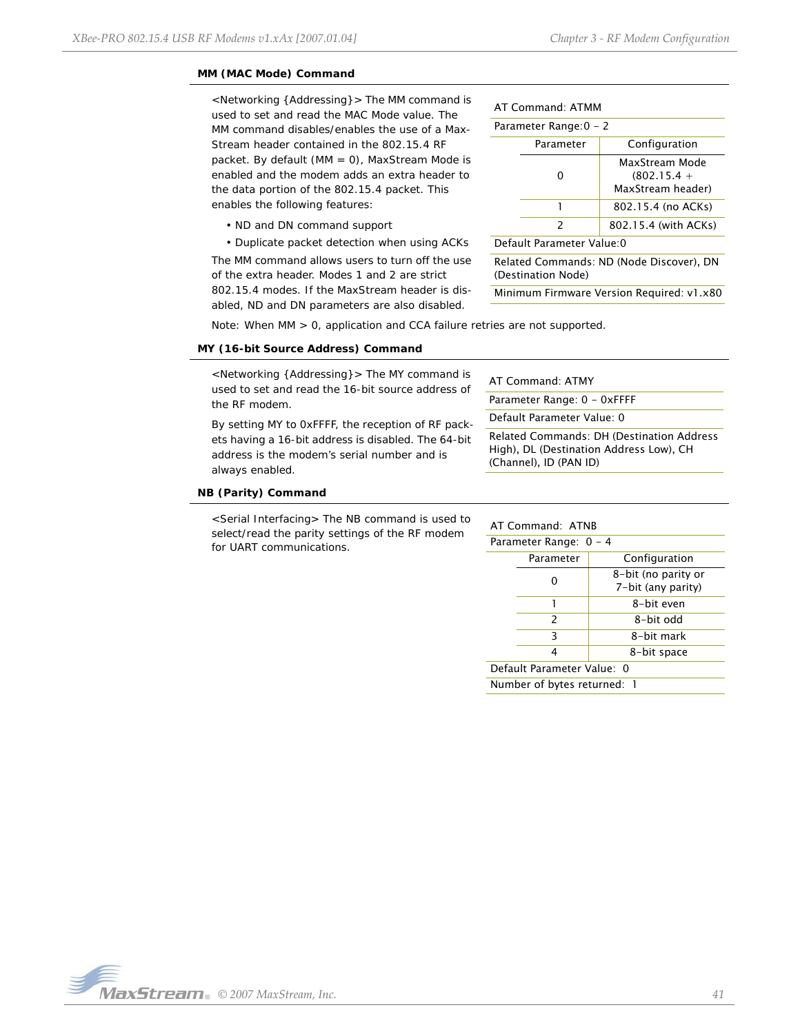#### MM (MAC Mode) Command

<Networking {Addressing}> The MM command is used to set and read the MAC Mode value. The MM command disables/enables the use of a MaxStream header contained in the 802.15.4 RF packet. By default (MM = 0), MaxStream Mode is enabled and the modem adds an extra header to the data portion of the 802.15.4 packet. This enables the following features:

- ND and DN command support
- Duplicate packet detection when using ACKs

The MM command allows users to turn off the use of the extra header. Modes 1 and 2 are strict 802.15.4 modes. If the MaxStream header is disabled, ND and DN parameters are also disabled.

AT Command: ATMM

Parameter Range:0 - 2

| Parameter | Configuration |
|---|---|
| 0 | MaxStream Mode (802.15.4 + MaxStream header) |
| 1 | 802.15.4 (no ACKs) |
| 2 | 802.15.4 (with ACKs) |

Default Parameter Value:0

Related Commands: ND (Node Discover), DN (Destination Node)

Minimum Firmware Version Required: v1.x80

Note: When MM > 0, application and CCA failure retries are not supported.

#### MY (16-bit Source Address) Command

<Networking {Addressing}> The MY command is used to set and read the 16-bit source address of the RF modem.

By setting MY to 0xFFFF, the reception of RF packets having a 16-bit address is disabled. The 64-bit address is the modem's serial number and is always enabled.

AT Command: ATMY

Parameter Range: 0 - 0xFFFF

Default Parameter Value: 0

Related Commands: DH (Destination Address High), DL (Destination Address Low), CH (Channel), ID (PAN ID)

#### NB (Parity) Command

<Serial Interfacing> The NB command is used to select/read the parity settings of the RF modem for UART communications.

AT Command: ATNB

Parameter Range: 0 - 4

| Parameter | Configuration |
|---|---|
| 0 | 8-bit (no parity or 7-bit (any parity) |
| 1 | 8-bit even |
| 2 | 8-bit odd |
| 3 | 8-bit mark |
| 4 | 8-bit space |

Default Parameter Value: 0

Number of bytes returned: 1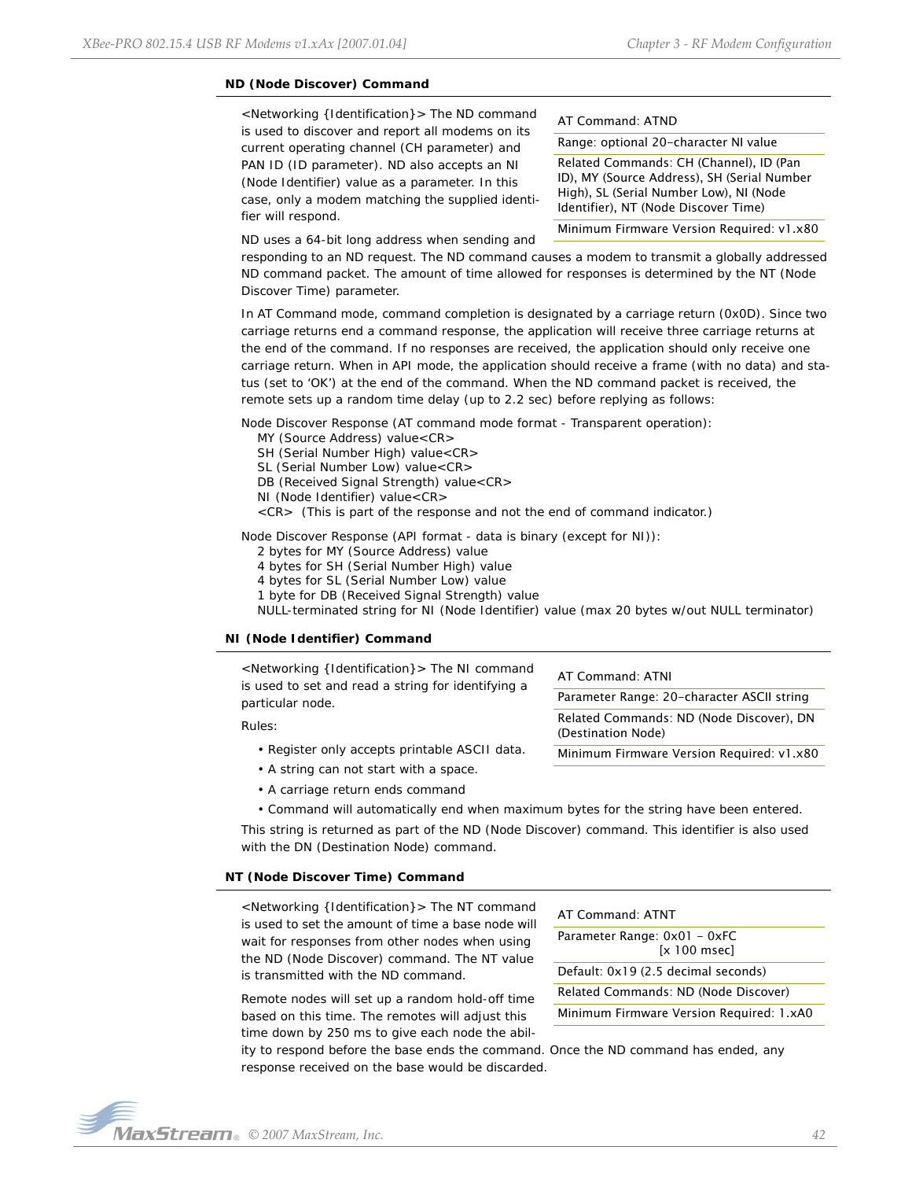### ND (Node Discover) Command

| AT Command: ATND |
|---|
| Range: optional 20-character NI value |
| Related Commands: CH (Channel), ID (Pan ID), MY (Source Address), SH (Serial Number High), SL (Serial Number Low), NI (Node Identifier), NT (Node Discover Time) |
| Minimum Firmware Version Required: v1.x80 |

<Networking {Identification}> The ND command is used to discover and report all modems on its current operating channel (CH parameter) and PAN ID (ID parameter). ND also accepts an NI (Node Identifier) value as a parameter. In this case, only a modem matching the supplied identifier will respond.

ND uses a 64-bit long address when sending and responding to an ND request. The ND command causes a modem to transmit a globally addressed ND command packet. The amount of time allowed for responses is determined by the NT (Node Discover Time) parameter.

In AT Command mode, command completion is designated by a carriage return (0x0D). Since two carriage returns end a command response, the application will receive three carriage returns at the end of the command. If no responses are received, the application should only receive one carriage return. When in API mode, the application should receive a frame (with no data) and status (set to 'OK') at the end of the command. When the ND command packet is received, the remote sets up a random time delay (up to 2.2 sec) before replying as follows:

Node Discover Response (AT command mode format - Transparent operation):
MY (Source Address) value<CR>
SH (Serial Number High) value<CR>
SL (Serial Number Low) value<CR>
DB (Received Signal Strength) value<CR>
NI (Node Identifier) value<CR>
<CR> (This is part of the response and not the end of command indicator.)

Node Discover Response (API format - data is binary (except for NI)):
2 bytes for MY (Source Address) value
4 bytes for SH (Serial Number High) value
4 bytes for SL (Serial Number Low) value
1 byte for DB (Received Signal Strength) value
NULL-terminated string for NI (Node Identifier) value (max 20 bytes w/out NULL terminator)

### NI (Node Identifier) Command

| AT Command: ATNI |
|---|
| Parameter Range: 20-character ASCII string |
| Related Commands: ND (Node Discover), DN (Destination Node) |
| Minimum Firmware Version Required: v1.x80 |

<Networking {Identification}> The NI command is used to set and read a string for identifying a particular node.

Rules:

- Register only accepts printable ASCII data.
- A string can not start with a space.
- A carriage return ends command
- Command will automatically end when maximum bytes for the string have been entered.

This string is returned as part of the ND (Node Discover) command. This identifier is also used with the DN (Destination Node) command.

### NT (Node Discover Time) Command

| AT Command: ATNT |
|---|
| Parameter Range: 0x01 - 0xFC [x 100 msec] |
| Default: 0x19 (2.5 decimal seconds) |
| Related Commands: ND (Node Discover) |
| Minimum Firmware Version Required: 1.xA0 |

<Networking {Identification}> The NT command is used to set the amount of time a base node will wait for responses from other nodes when using the ND (Node Discover) command. The NT value is transmitted with the ND command.

Remote nodes will set up a random hold-off time based on this time. The remotes will adjust this time down by 250 ms to give each node the ability to respond before the base ends the command. Once the ND command has ended, any response received on the base would be discarded.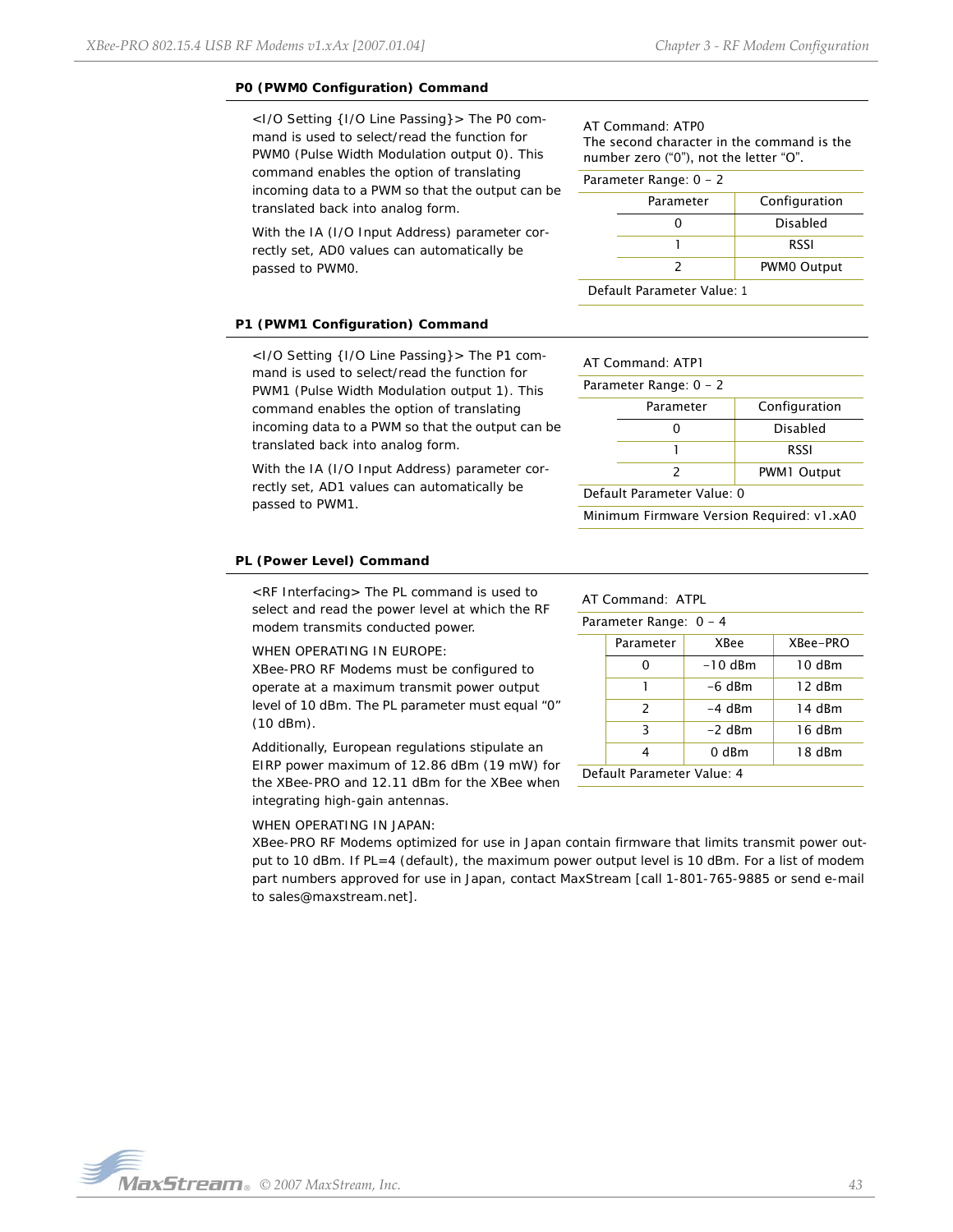### P0 (PWM0 Configuration) Command

<I/O Setting {I/O Line Passing}> The P0 command is used to select/read the function for PWM0 (Pulse Width Modulation output 0). This command enables the option of translating incoming data to a PWM so that the output can be translated back into analog form.

With the IA (I/O Input Address) parameter correctly set, AD0 values can automatically be passed to PWM0.

AT Command: ATP0
The second character in the command is the number zero ("0"), not the letter "O".

Parameter Range: 0 – 2

| Parameter | Configuration |
|---|---|
| 0 | Disabled |
| 1 | RSSI |
| 2 | PWM0 Output |

Default Parameter Value: 1

### P1 (PWM1 Configuration) Command

<I/O Setting {I/O Line Passing}> The P1 command is used to select/read the function for PWM1 (Pulse Width Modulation output 1). This command enables the option of translating incoming data to a PWM so that the output can be translated back into analog form.

With the IA (I/O Input Address) parameter correctly set, AD1 values can automatically be passed to PWM1.

AT Command: ATP1

Parameter Range: 0 – 2

| Parameter | Configuration |
|---|---|
| 0 | Disabled |
| 1 | RSSI |
| 2 | PWM1 Output |

Default Parameter Value: 0

Minimum Firmware Version Required: v1.xA0

### PL (Power Level) Command

<RF Interfacing> The PL command is used to select and read the power level at which the RF modem transmits conducted power.

WHEN OPERATING IN EUROPE:
XBee-PRO RF Modems must be configured to operate at a maximum transmit power output level of 10 dBm. The PL parameter must equal "0" (10 dBm).

Additionally, European regulations stipulate an EIRP power maximum of 12.86 dBm (19 mW) for the XBee-PRO and 12.11 dBm for the XBee when integrating high-gain antennas.

AT Command: ATPL

Parameter Range: 0 – 4

| Parameter | XBee | XBee-PRO |
|---|---|---|
| 0 | -10 dBm | 10 dBm |
| 1 | -6 dBm | 12 dBm |
| 2 | -4 dBm | 14 dBm |
| 3 | -2 dBm | 16 dBm |
| 4 | 0 dBm | 18 dBm |

Default Parameter Value: 4

WHEN OPERATING IN JAPAN:
XBee-PRO RF Modems optimized for use in Japan contain firmware that limits transmit power output to 10 dBm. If PL=4 (default), the maximum power output level is 10 dBm. For a list of modem part numbers approved for use in Japan, contact MaxStream [call 1-801-765-9885 or send e-mail to sales@maxstream.net].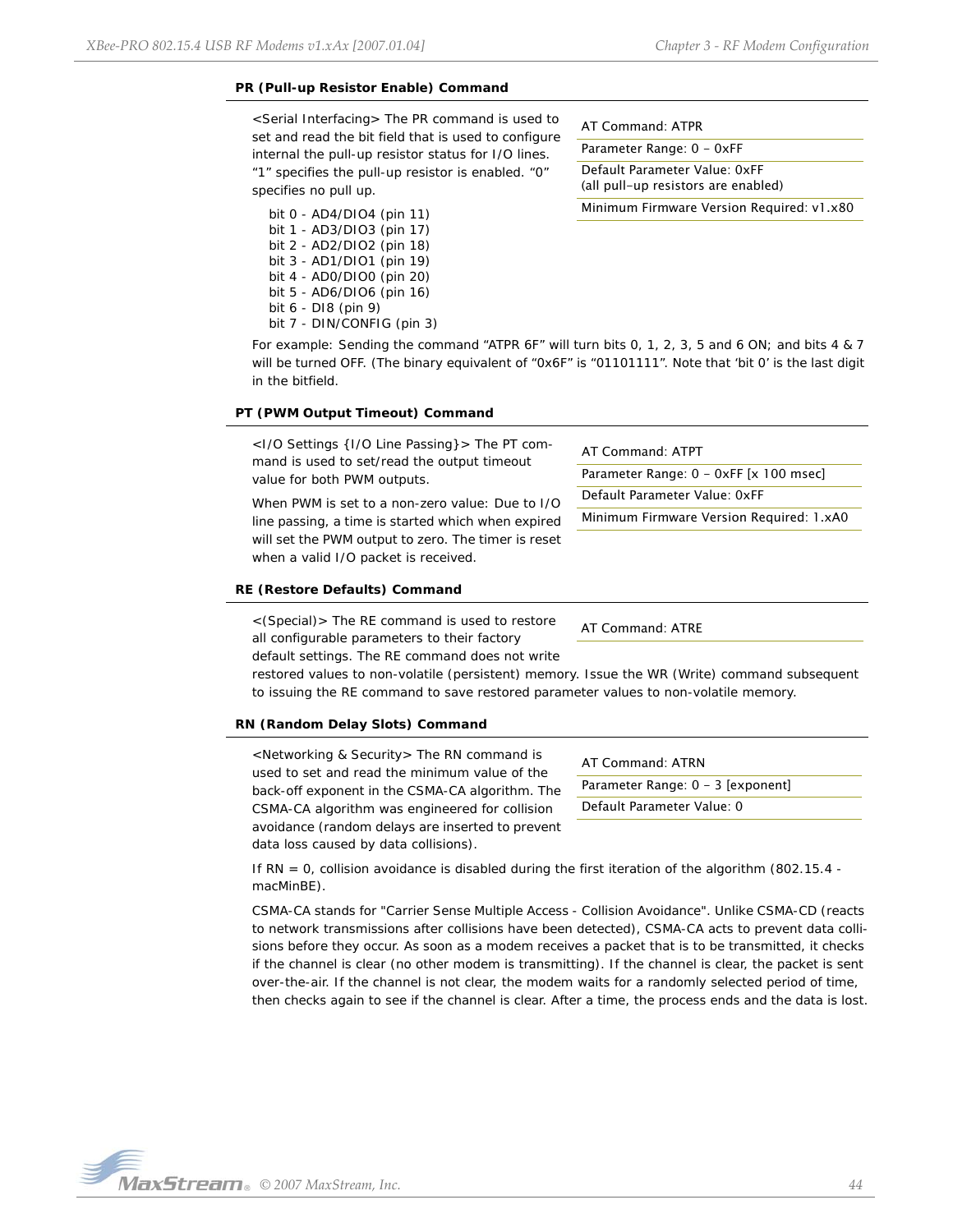### PR (Pull-up Resistor Enable) Command

<Serial Interfacing> The PR command is used to set and read the bit field that is used to configure internal the pull-up resistor status for I/O lines. “1” specifies the pull-up resistor is enabled. “0” specifies no pull up.

| AT Command: ATPR |
|---|
| Parameter Range: 0 – 0xFF |
| Default Parameter Value: 0xFF (all pull–up resistors are enabled) |
| Minimum Firmware Version Required: v1.x80 |

bit 0 - AD4/DIO4 (pin 11)
bit 1 - AD3/DIO3 (pin 17)
bit 2 - AD2/DIO2 (pin 18)
bit 3 - AD1/DIO1 (pin 19)
bit 4 - AD0/DIO0 (pin 20)
bit 5 - AD6/DIO6 (pin 16)
bit 6 - DI8 (pin 9)
bit 7 - DIN/CONFIG (pin 3)

For example: Sending the command “ATPR 6F” will turn bits 0, 1, 2, 3, 5 and 6 ON; and bits 4 & 7 will be turned OFF. (The binary equivalent of “0x6F” is “01101111”. Note that ‘bit 0’ is the last digit in the bitfield.

### PT (PWM Output Timeout) Command

<I/O Settings {I/O Line Passing}> The PT command is used to set/read the output timeout value for both PWM outputs.

| AT Command: ATPT |
|---|
| Parameter Range: 0 – 0xFF [x 100 msec] |
| Default Parameter Value: 0xFF |
| Minimum Firmware Version Required: 1.xA0 |

When PWM is set to a non-zero value: Due to I/O line passing, a time is started which when expired will set the PWM output to zero. The timer is reset when a valid I/O packet is received.

### RE (Restore Defaults) Command

| AT Command: ATRE |
|---|

<(Special)> The RE command is used to restore all configurable parameters to their factory default settings. The RE command does not write restored values to non-volatile (persistent) memory. Issue the WR (Write) command subsequent to issuing the RE command to save restored parameter values to non-volatile memory.

### RN (Random Delay Slots) Command

<Networking & Security> The RN command is used to set and read the minimum value of the back-off exponent in the CSMA-CA algorithm. The CSMA-CA algorithm was engineered for collision avoidance (random delays are inserted to prevent data loss caused by data collisions).

| AT Command: ATRN |
|---|
| Parameter Range: 0 – 3 [exponent] |
| Default Parameter Value: 0 |

If RN = 0, collision avoidance is disabled during the first iteration of the algorithm (802.15.4 - macMinBE).

CSMA-CA stands for "Carrier Sense Multiple Access - Collision Avoidance". Unlike CSMA-CD (reacts to network transmissions after collisions have been detected), CSMA-CA acts to prevent data collisions before they occur. As soon as a modem receives a packet that is to be transmitted, it checks if the channel is clear (no other modem is transmitting). If the channel is clear, the packet is sent over-the-air. If the channel is not clear, the modem waits for a randomly selected period of time, then checks again to see if the channel is clear. After a time, the process ends and the data is lost.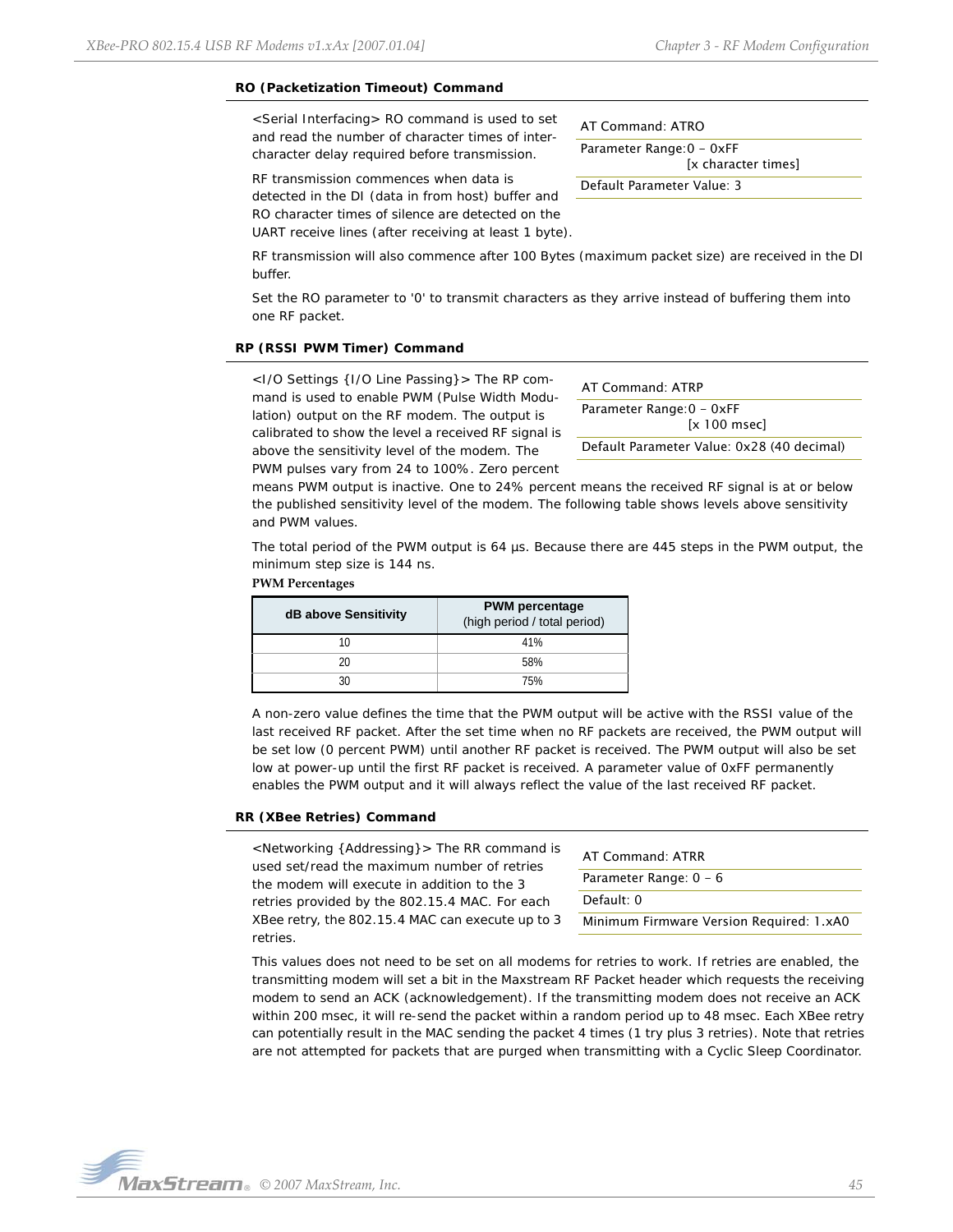### RO (Packetization Timeout) Command

<Serial Interfacing> RO command is used to set and read the number of character times of inter-character delay required before transmission.

| AT Command: ATRO |
|---|
| Parameter Range: 0 – 0xFF [x character times] |
| Default Parameter Value: 3 |

RF transmission commences when data is detected in the DI (data in from host) buffer and RO character times of silence are detected on the UART receive lines (after receiving at least 1 byte).

RF transmission will also commence after 100 Bytes (maximum packet size) are received in the DI buffer.

Set the RO parameter to '0' to transmit characters as they arrive instead of buffering them into one RF packet.

### RP (RSSI PWM Timer) Command

<I/O Settings {I/O Line Passing}> The RP command is used to enable PWM (Pulse Width Modulation) output on the RF modem. The output is calibrated to show the level a received RF signal is above the sensitivity level of the modem. The PWM pulses vary from 24 to 100%. Zero percent means PWM output is inactive. One to 24% percent means the received RF signal is at or below the published sensitivity level of the modem. The following table shows levels above sensitivity and PWM values.

| AT Command: ATRP |
|---|
| Parameter Range: 0 – 0xFF [x 100 msec] |
| Default Parameter Value: 0x28 (40 decimal) |

The total period of the PWM output is 64 µs. Because there are 445 steps in the PWM output, the minimum step size is 144 ns.

**PWM Percentages**

| dB above Sensitivity | PWM percentage (high period / total period) |
|---|---|
| 10 | 41% |
| 20 | 58% |
| 30 | 75% |

A non-zero value defines the time that the PWM output will be active with the RSSI value of the last received RF packet. After the set time when no RF packets are received, the PWM output will be set low (0 percent PWM) until another RF packet is received. The PWM output will also be set low at power-up until the first RF packet is received. A parameter value of 0xFF permanently enables the PWM output and it will always reflect the value of the last received RF packet.

### RR (XBee Retries) Command

<Networking {Addressing}> The RR command is used set/read the maximum number of retries the modem will execute in addition to the 3 retries provided by the 802.15.4 MAC. For each XBee retry, the 802.15.4 MAC can execute up to 3 retries.

| AT Command: ATRR |
|---|
| Parameter Range: 0 – 6 |
| Default: 0 |
| Minimum Firmware Version Required: 1.xA0 |

This values does not need to be set on all modems for retries to work. If retries are enabled, the transmitting modem will set a bit in the Maxstream RF Packet header which requests the receiving modem to send an ACK (acknowledgement). If the transmitting modem does not receive an ACK within 200 msec, it will re-send the packet within a random period up to 48 msec. Each XBee retry can potentially result in the MAC sending the packet 4 times (1 try plus 3 retries). Note that retries are not attempted for packets that are purged when transmitting with a Cyclic Sleep Coordinator.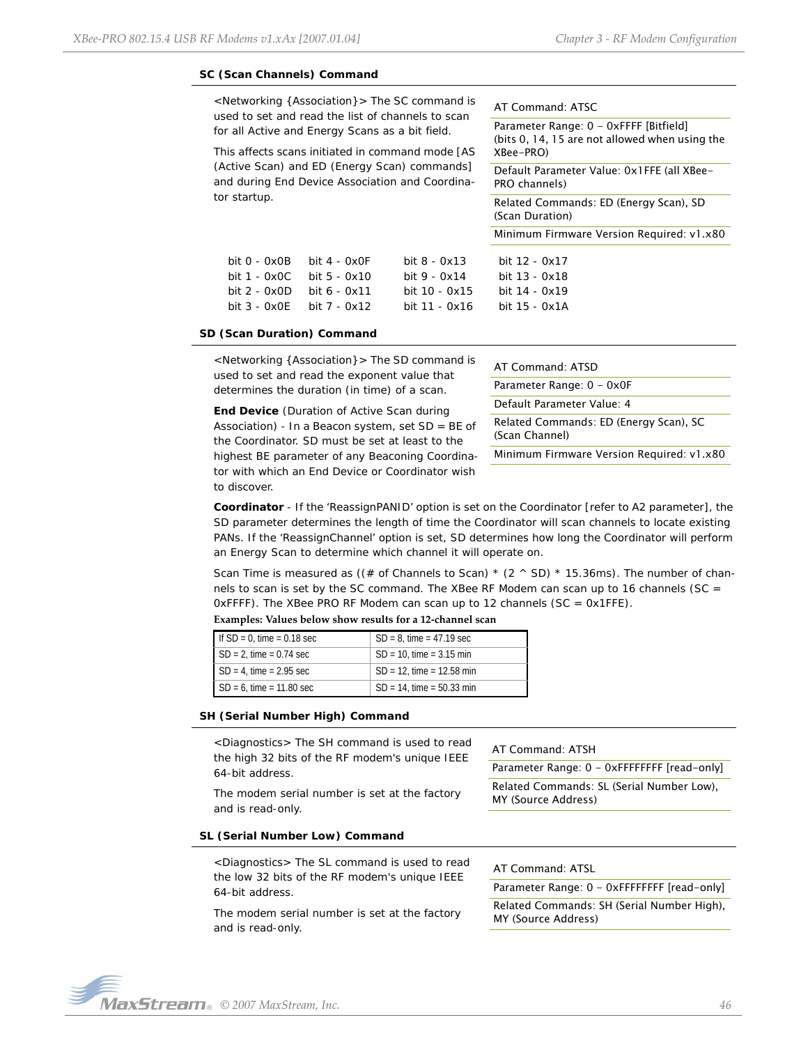### SC (Scan Channels) Command

<Networking {Association}> The SC command is used to set and read the list of channels to scan for all Active and Energy Scans as a bit field.

This affects scans initiated in command mode [AS (Active Scan) and ED (Energy Scan) commands] and during End Device Association and Coordinator startup.

| AT Command: ATSC |
|---|
| Parameter Range: 0 – 0xFFFF [Bitfield] (bits 0, 14, 15 are not allowed when using the XBee-PRO) |
| Default Parameter Value: 0x1FFE (all XBee-PRO channels) |
| Related Commands: ED (Energy Scan), SD (Scan Duration) |
| Minimum Firmware Version Required: v1.x80 |

| | | | |
|---|---|---|---|
| bit 0 - 0x0B | bit 4 - 0x0F | bit 8 - 0x13 | bit 12 - 0x17 |
| bit 1 - 0x0C | bit 5 - 0x10 | bit 9 - 0x14 | bit 13 - 0x18 |
| bit 2 - 0x0D | bit 6 - 0x11 | bit 10 - 0x15 | bit 14 - 0x19 |
| bit 3 - 0x0E | bit 7 - 0x12 | bit 11 - 0x16 | bit 15 - 0x1A |

### SD (Scan Duration) Command

<Networking {Association}> The SD command is used to set and read the exponent value that determines the duration (in time) of a scan.

**End Device** (Duration of Active Scan during Association) - In a Beacon system, set SD = BE of the Coordinator. SD must be set at least to the highest BE parameter of any Beaconing Coordinator with which an End Device or Coordinator wish to discover.

| AT Command: ATSD |
|---|
| Parameter Range: 0 – 0x0F |
| Default Parameter Value: 4 |
| Related Commands: ED (Energy Scan), SC (Scan Channel) |
| Minimum Firmware Version Required: v1.x80 |

**Coordinator** - If the 'ReassignPANID' option is set on the Coordinator [refer to A2 parameter], the SD parameter determines the length of time the Coordinator will scan channels to locate existing PANs. If the 'ReassignChannel' option is set, SD determines how long the Coordinator will perform an Energy Scan to determine which channel it will operate on.

Scan Time is measured as ((# of Channels to Scan) * (2 ^ SD) * 15.36ms). The number of channels to scan is set by the SC command. The XBee RF Modem can scan up to 16 channels (SC = 0xFFFF). The XBee PRO RF Modem can scan up to 12 channels (SC = 0x1FFE).

**Examples: Values below show results for a 12-channel scan**

| | |
|---|---|
| If SD = 0, time = 0.18 sec | SD = 8, time = 47.19 sec |
| SD = 2, time = 0.74 sec | SD = 10, time = 3.15 min |
| SD = 4, time = 2.95 sec | SD = 12, time = 12.58 min |
| SD = 6, time = 11.80 sec | SD = 14, time = 50.33 min |

### SH (Serial Number High) Command

<Diagnostics> The SH command is used to read the high 32 bits of the RF modem's unique IEEE 64-bit address.

The modem serial number is set at the factory and is read-only.

| AT Command: ATSH |
|---|
| Parameter Range: 0 – 0xFFFFFFFF [read-only] |
| Related Commands: SL (Serial Number Low), MY (Source Address) |

### SL (Serial Number Low) Command

<Diagnostics> The SL command is used to read the low 32 bits of the RF modem's unique IEEE 64-bit address.

The modem serial number is set at the factory and is read-only.

| AT Command: ATSL |
|---|
| Parameter Range: 0 – 0xFFFFFFFF [read-only] |
| Related Commands: SH (Serial Number High), MY (Source Address) |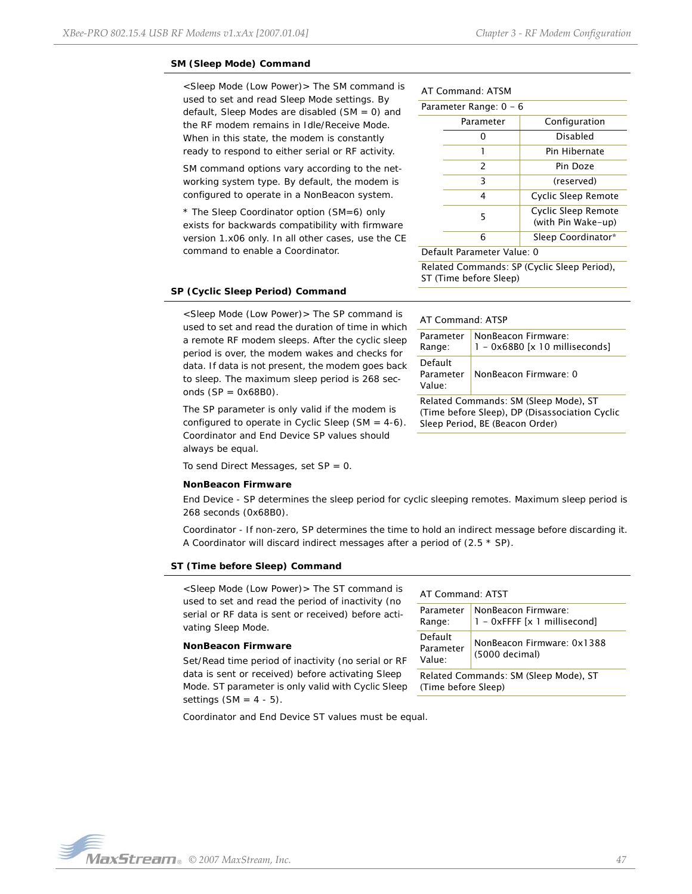### SM (Sleep Mode) Command

<Sleep Mode (Low Power)> The SM command is used to set and read Sleep Mode settings. By default, Sleep Modes are disabled (SM = 0) and the RF modem remains in Idle/Receive Mode. When in this state, the modem is constantly ready to respond to either serial or RF activity.

SM command options vary according to the networking system type. By default, the modem is configured to operate in a NonBeacon system.

* The Sleep Coordinator option (SM=6) only exists for backwards compatibility with firmware version 1.x06 only. In all other cases, use the CE command to enable a Coordinator.

AT Command: ATSM

Parameter Range: 0 – 6

| Parameter | Configuration |
|---|---|
| 0 | Disabled |
| 1 | Pin Hibernate |
| 2 | Pin Doze |
| 3 | (reserved) |
| 4 | Cyclic Sleep Remote |
| 5 | Cyclic Sleep Remote (with Pin Wake-up) |
| 6 | Sleep Coordinator* |

Default Parameter Value: 0

Related Commands: SP (Cyclic Sleep Period), ST (Time before Sleep)

### SP (Cyclic Sleep Period) Command

<Sleep Mode (Low Power)> The SP command is used to set and read the duration of time in which a remote RF modem sleeps. After the cyclic sleep period is over, the modem wakes and checks for data. If data is not present, the modem goes back to sleep. The maximum sleep period is 268 seconds (SP = 0x68B0).

The SP parameter is only valid if the modem is configured to operate in Cyclic Sleep (SM = 4-6). Coordinator and End Device SP values should always be equal.

To send Direct Messages, set SP = 0.

AT Command: ATSP

| | |
|---|---|
| Parameter Range: | NonBeacon Firmware: 1 – 0x68B0 [x 10 milliseconds] |
| Default Parameter Value: | NonBeacon Firmware: 0 |

Related Commands: SM (Sleep Mode), ST (Time before Sleep), DP (Disassociation Cyclic Sleep Period, BE (Beacon Order)

**NonBeacon Firmware**

End Device - SP determines the sleep period for cyclic sleeping remotes. Maximum sleep period is 268 seconds (0x68B0).

Coordinator - If non-zero, SP determines the time to hold an indirect message before discarding it. A Coordinator will discard indirect messages after a period of (2.5 * SP).

### ST (Time before Sleep) Command

<Sleep Mode (Low Power)> The ST command is used to set and read the period of inactivity (no serial or RF data is sent or received) before activating Sleep Mode.

**NonBeacon Firmware**

Set/Read time period of inactivity (no serial or RF data is sent or received) before activating Sleep Mode. ST parameter is only valid with Cyclic Sleep settings (SM = 4 - 5).

Coordinator and End Device ST values must be equal.

AT Command: ATST

| | |
|---|---|
| Parameter Range: | NonBeacon Firmware: 1 – 0xFFFF [x 1 millisecond] |
| Default Parameter Value: | NonBeacon Firmware: 0x1388 (5000 decimal) |

Related Commands: SM (Sleep Mode), ST (Time before Sleep)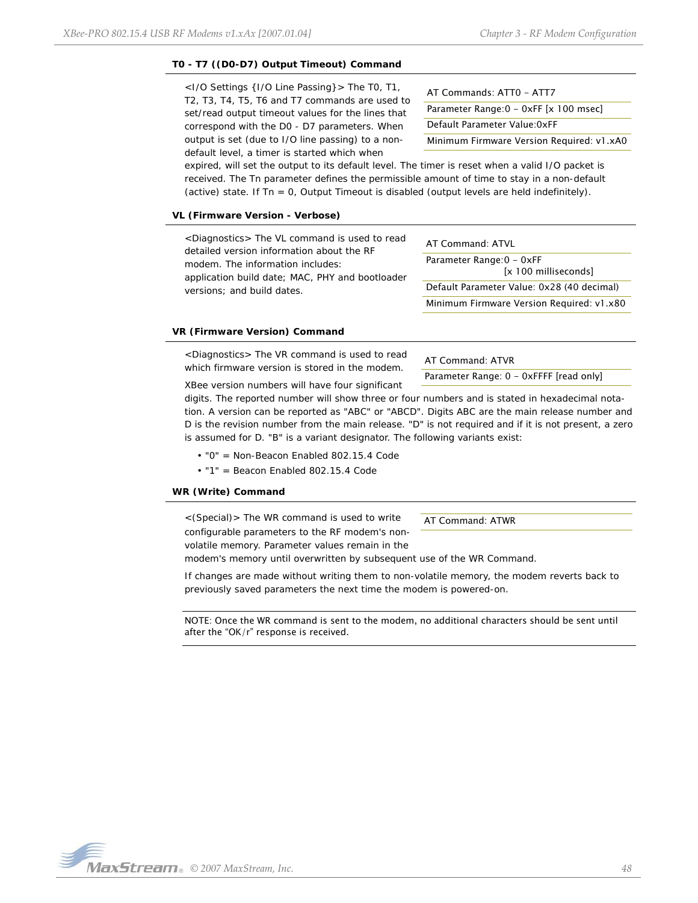### T0 - T7 ((D0-D7) Output Timeout) Command

| AT Commands: ATT0 – ATT7 |
|---|
| Parameter Range:0 – 0xFF [x 100 msec] |
| Default Parameter Value:0xFF |
| Minimum Firmware Version Required: v1.xA0 |

<I/O Settings {I/O Line Passing}> The T0, T1, T2, T3, T4, T5, T6 and T7 commands are used to set/read output timeout values for the lines that correspond with the D0 - D7 parameters. When output is set (due to I/O line passing) to a non-default level, a timer is started which when expired, will set the output to its default level. The timer is reset when a valid I/O packet is received. The Tn parameter defines the permissible amount of time to stay in a non-default (active) state. If Tn = 0, Output Timeout is disabled (output levels are held indefinitely).

### VL (Firmware Version - Verbose)

| AT Command: ATVL |
|---|
| Parameter Range:0 – 0xFF [x 100 milliseconds] |
| Default Parameter Value: 0x28 (40 decimal) |
| Minimum Firmware Version Required: v1.x80 |

<Diagnostics> The VL command is used to read detailed version information about the RF modem. The information includes: application build date; MAC, PHY and bootloader versions; and build dates.

### VR (Firmware Version) Command

| AT Command: ATVR |
|---|
| Parameter Range: 0 – 0xFFFF [read only] |

<Diagnostics> The VR command is used to read which firmware version is stored in the modem.

XBee version numbers will have four significant digits. The reported number will show three or four numbers and is stated in hexadecimal notation. A version can be reported as "ABC" or "ABCD". Digits ABC are the main release number and D is the revision number from the main release. "D" is not required and if it is not present, a zero is assumed for D. "B" is a variant designator. The following variants exist:

- "0" = Non-Beacon Enabled 802.15.4 Code
- "1" = Beacon Enabled 802.15.4 Code

### WR (Write) Command

| AT Command: ATWR |
|---|

<(Special)> The WR command is used to write configurable parameters to the RF modem's non-volatile memory. Parameter values remain in the modem's memory until overwritten by subsequent use of the WR Command.

If changes are made without writing them to non-volatile memory, the modem reverts back to previously saved parameters the next time the modem is powered-on.

NOTE: Once the WR command is sent to the modem, no additional characters should be sent until after the “OK/r” response is received.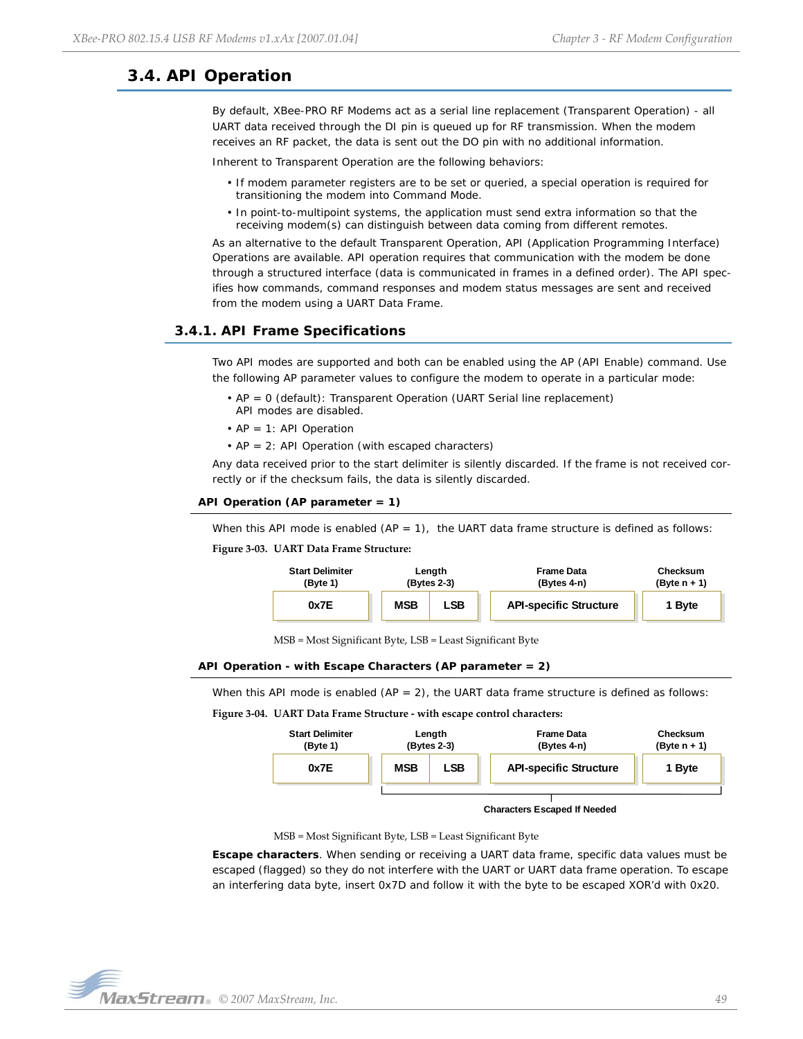## 3.4. API Operation

By default, XBee-PRO RF Modems act as a serial line replacement (Transparent Operation) - all UART data received through the DI pin is queued up for RF transmission. When the modem receives an RF packet, the data is sent out the DO pin with no additional information.

Inherent to Transparent Operation are the following behaviors:

- If modem parameter registers are to be set or queried, a special operation is required for transitioning the modem into Command Mode.
- In point-to-multipoint systems, the application must send extra information so that the receiving modem(s) can distinguish between data coming from different remotes.

As an alternative to the default Transparent Operation, API (Application Programming Interface) Operations are available. API operation requires that communication with the modem be done through a structured interface (data is communicated in frames in a defined order). The API specifies how commands, command responses and modem status messages are sent and received from the modem using a UART Data Frame.

### 3.4.1. API Frame Specifications

Two API modes are supported and both can be enabled using the AP (API Enable) command. Use the following AP parameter values to configure the modem to operate in a particular mode:

- AP = 0 (default): Transparent Operation (UART Serial line replacement) API modes are disabled.
- AP = 1: API Operation
- AP = 2: API Operation (with escaped characters)

Any data received prior to the start delimiter is silently discarded. If the frame is not received correctly or if the checksum fails, the data is silently discarded.

**API Operation (AP parameter = 1)**

When this API mode is enabled (AP = 1), the UART data frame structure is defined as follows:

**Figure 3-03. UART Data Frame Structure:**

| Start Delimiter (Byte 1) | Length (Bytes 2-3) | | Frame Data (Bytes 4-n) | Checksum (Byte n + 1) |
|---|---|---|---|---|
| 0x7E | MSB | LSB | API-specific Structure | 1 Byte |

MSB = Most Significant Byte, LSB = Least Significant Byte

**API Operation - with Escape Characters (AP parameter = 2)**

When this API mode is enabled (AP = 2), the UART data frame structure is defined as follows:

**Figure 3-04. UART Data Frame Structure - with escape control characters:**

| Start Delimiter (Byte 1) | Length (Bytes 2-3) | | Frame Data (Bytes 4-n) | Checksum (Byte n + 1) |
|---|---|---|---|---|
| 0x7E | MSB | LSB | API-specific Structure | 1 Byte |
| | Characters Escaped If Needed | | | |

MSB = Most Significant Byte, LSB = Least Significant Byte

**Escape characters**. When sending or receiving a UART data frame, specific data values must be escaped (flagged) so they do not interfere with the UART or UART data frame operation. To escape an interfering data byte, insert 0x7D and follow it with the byte to be escaped XOR'd with 0x20.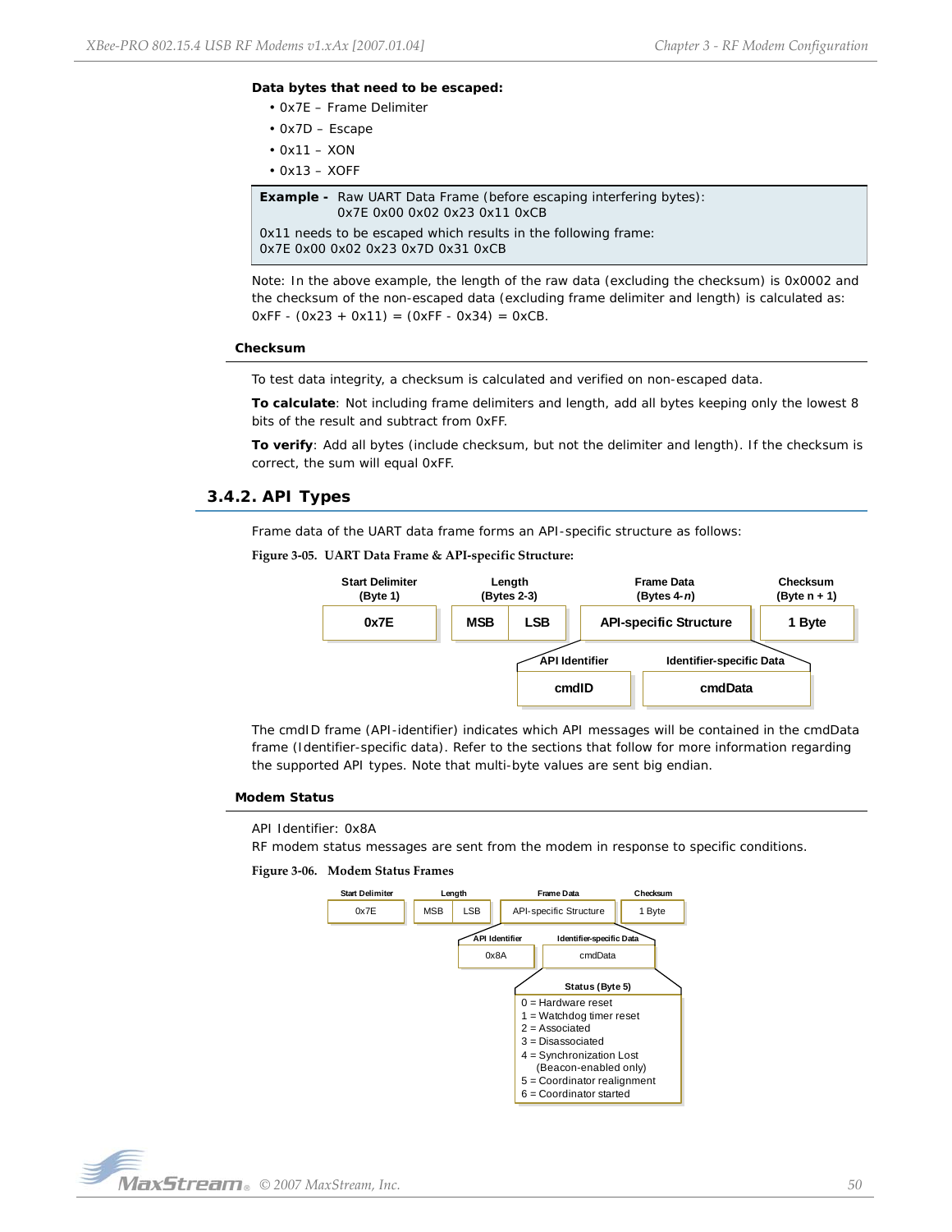**Data bytes that need to be escaped:**

- 0x7E – Frame Delimiter
- 0x7D – Escape
- 0x11 – XON
- 0x13 – XOFF

**Example -** Raw UART Data Frame (before escaping interfering bytes):
0x7E 0x00 0x02 0x23 0x11 0xCB

0x11 needs to be escaped which results in the following frame:
0x7E 0x00 0x02 0x23 0x7D 0x31 0xCB

Note: In the above example, the length of the raw data (excluding the checksum) is 0x0002 and the checksum of the non-escaped data (excluding frame delimiter and length) is calculated as:
0xFF - (0x23 + 0x11) = (0xFF - 0x34) = 0xCB.

#### Checksum

To test data integrity, a checksum is calculated and verified on non-escaped data.

**To calculate**: Not including frame delimiters and length, add all bytes keeping only the lowest 8 bits of the result and subtract from 0xFF.

**To verify**: Add all bytes (include checksum, but not the delimiter and length). If the checksum is correct, the sum will equal 0xFF.

### 3.4.2. API Types

Frame data of the UART data frame forms an API-specific structure as follows:

**Figure 3-05. UART Data Frame & API-specific Structure:**

| Start Delimiter (Byte 1) | Length (Bytes 2-3) | | Frame Data (Bytes 4-*n*) | Checksum (Byte n + 1) |
|---|---|---|---|---|
| 0x7E | MSB | LSB | API-specific Structure | 1 Byte |

API-specific Structure:

| API Identifier | Identifier-specific Data |
|---|---|
| cmdID | cmdData |

The cmdID frame (API-identifier) indicates which API messages will be contained in the cmdData frame (Identifier-specific data). Refer to the sections that follow for more information regarding the supported API types. Note that multi-byte values are sent big endian.

#### Modem Status

API Identifier: 0x8A
RF modem status messages are sent from the modem in response to specific conditions.

**Figure 3-06. Modem Status Frames**

| Start Delimiter | Length | | Frame Data | Checksum |
|---|---|---|---|---|
| 0x7E | MSB | LSB | API-specific Structure | 1 Byte |

| API Identifier | Identifier-specific Data |
|---|---|
| 0x8A | cmdData |

Status (Byte 5)

0 = Hardware reset
1 = Watchdog timer reset
2 = Associated
3 = Disassociated
4 = Synchronization Lost (Beacon-enabled only)
5 = Coordinator realignment
6 = Coordinator started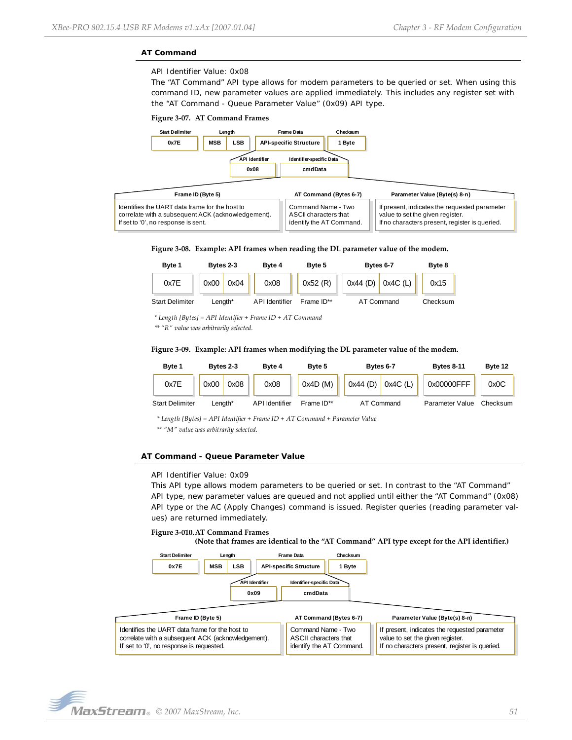### AT Command

API Identifier Value: 0x08

The "AT Command" API type allows for modem parameters to be queried or set. When using this command ID, new parameter values are applied immediately. This includes any register set with the "AT Command - Queue Parameter Value" (0x09) API type.

**Figure 3-07. AT Command Frames**

| Start Delimiter | Length | | Frame Data | Checksum |
|---|---|---|---|---|
| 0x7E | MSB | LSB | API-specific Structure | 1 Byte |

| API Identifier | Identifier-specific Data |
|---|---|
| 0x08 | cmdData |

| Frame ID (Byte 5) | AT Command (Bytes 6-7) | Parameter Value (Byte(s) 8-n) |
|---|---|---|
| Identifies the UART data frame for the host to correlate with a subsequent ACK (acknowledgement). If set to '0', no response is sent. | Command Name - Two ASCII characters that identify the AT Command. | If present, indicates the requested parameter value to set the given register. If no characters present, register is queried. |

**Figure 3-08. Example: API frames when reading the DL parameter value of the modem.**

| Byte 1 | Bytes 2-3 | | Byte 4 | Byte 5 | Bytes 6-7 | | Byte 8 |
|---|---|---|---|---|---|---|---|
| 0x7E | 0x00 | 0x04 | 0x08 | 0x52 (R) | 0x44 (D) | 0x4C (L) | 0x15 |
| Start Delimiter | Length* | | API Identifier | Frame ID** | AT Command | | Checksum |

*\* Length [Bytes] = API Identifier + Frame ID + AT Command*

*\*\* "R" value was arbitrarily selected.*

**Figure 3-09. Example: API frames when modifying the DL parameter value of the modem.**

| Byte 1 | Bytes 2-3 | | Byte 4 | Byte 5 | Bytes 6-7 | | Bytes 8-11 | Byte 12 |
|---|---|---|---|---|---|---|---|---|
| 0x7E | 0x00 | 0x08 | 0x08 | 0x4D (M) | 0x44 (D) | 0x4C (L) | 0x00000FFF | 0x0C |
| Start Delimiter | Length* | | API Identifier | Frame ID** | AT Command | | Parameter Value | Checksum |

*\* Length [Bytes] = API Identifier + Frame ID + AT Command + Parameter Value*

*\*\* "M" value was arbitrarily selected.*

### AT Command - Queue Parameter Value

API Identifier Value: 0x09

This API type allows modem parameters to be queried or set. In contrast to the "AT Command" API type, new parameter values are queued and not applied until either the "AT Command" (0x08) API type or the AC (Apply Changes) command is issued. Register queries (reading parameter values) are returned immediately.

**Figure 3-010. AT Command Frames**

**(Note that frames are identical to the "AT Command" API type except for the API identifier.)**

| Start Delimiter | Length | | Frame Data | Checksum |
|---|---|---|---|---|
| 0x7E | MSB | LSB | API-specific Structure | 1 Byte |

| API Identifier | Identifier-specific Data |
|---|---|
| 0x09 | cmdData |

| Frame ID (Byte 5) | AT Command (Bytes 6-7) | Parameter Value (Byte(s) 8-n) |
|---|---|---|
| Identifies the UART data frame for the host to correlate with a subsequent ACK (acknowledgement). If set to '0', no response is requested. | Command Name - Two ASCII characters that identify the AT Command. | If present, indicates the requested parameter value to set the given register. If no characters present, register is queried. |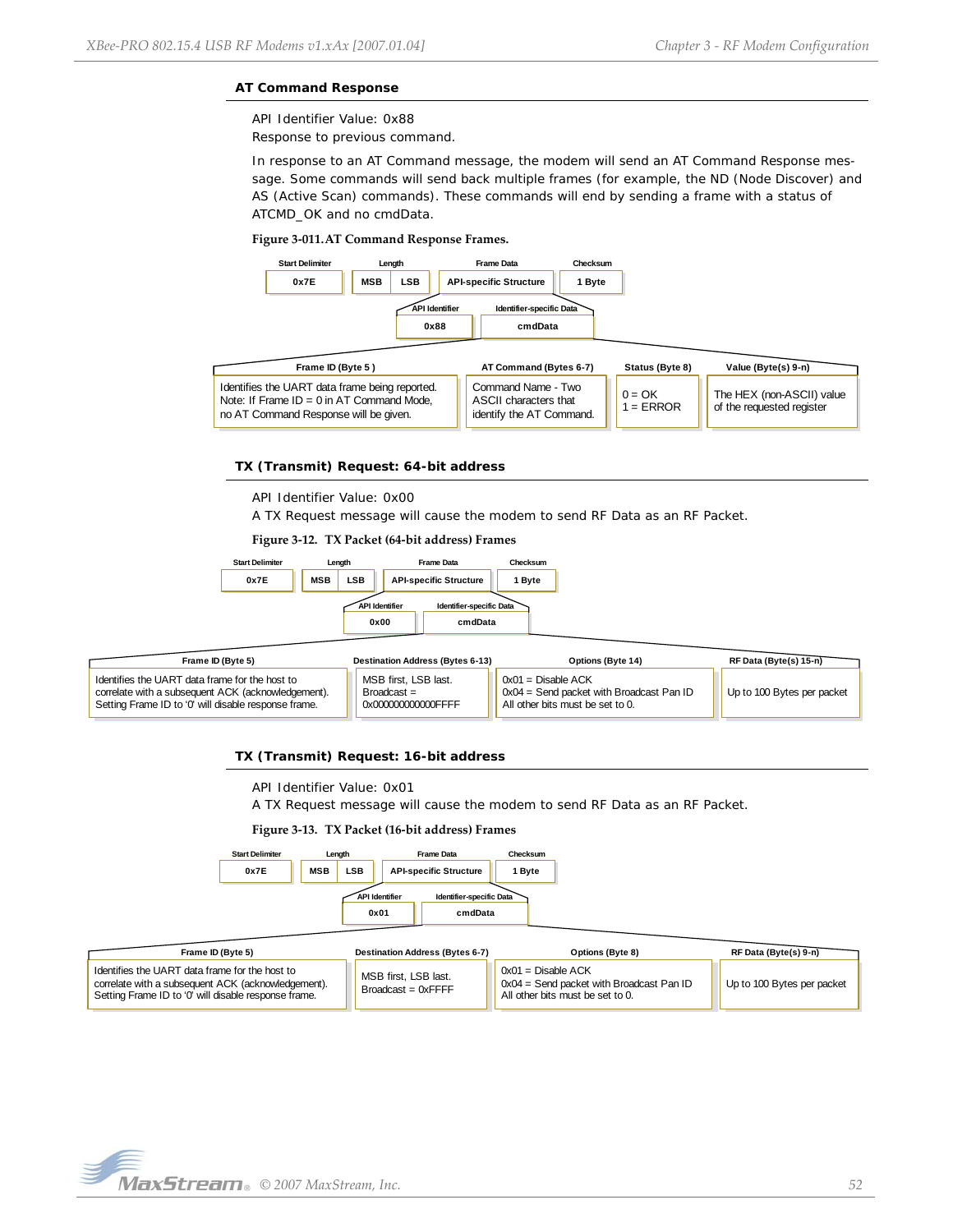### AT Command Response

API Identifier Value: 0x88

Response to previous command.

In response to an AT Command message, the modem will send an AT Command Response message. Some commands will send back multiple frames (for example, the ND (Node Discover) and AS (Active Scan) commands). These commands will end by sending a frame with a status of ATCMD_OK and no cmdData.

**Figure 3-011. AT Command Response Frames.**

| Start Delimiter | Length | | Frame Data | Checksum |
|---|---|---|---|---|
| 0x7E | MSB | LSB | API-specific Structure | 1 Byte |

| API Identifier | Identifier-specific Data |
|---|---|
| 0x88 | cmdData |

| Frame ID (Byte 5 ) | AT Command (Bytes 6-7) | Status (Byte 8) | Value (Byte(s) 9-n) |
|---|---|---|---|
| Identifies the UART data frame being reported. Note: If Frame ID = 0 in AT Command Mode, no AT Command Response will be given. | Command Name - Two ASCII characters that identify the AT Command. | 0 = OK<br>1 = ERROR | The HEX (non-ASCII) value of the requested register |

### TX (Transmit) Request: 64-bit address

API Identifier Value: 0x00

A TX Request message will cause the modem to send RF Data as an RF Packet.

**Figure 3-12. TX Packet (64-bit address) Frames**

| Start Delimiter | Length | | Frame Data | Checksum |
|---|---|---|---|---|
| 0x7E | MSB | LSB | API-specific Structure | 1 Byte |

| API Identifier | Identifier-specific Data |
|---|---|
| 0x00 | cmdData |

| Frame ID (Byte 5) | Destination Address (Bytes 6-13) | Options (Byte 14) | RF Data (Byte(s) 15-n) |
|---|---|---|---|
| Identifies the UART data frame for the host to correlate with a subsequent ACK (acknowledgement). Setting Frame ID to '0' will disable response frame. | MSB first, LSB last. Broadcast = 0x000000000000FFFF | 0x01 = Disable ACK<br>0x04 = Send packet with Broadcast Pan ID<br>All other bits must be set to 0. | Up to 100 Bytes per packet |

### TX (Transmit) Request: 16-bit address

API Identifier Value: 0x01

A TX Request message will cause the modem to send RF Data as an RF Packet.

**Figure 3-13. TX Packet (16-bit address) Frames**

| Start Delimiter | Length | | Frame Data | Checksum |
|---|---|---|---|---|
| 0x7E | MSB | LSB | API-specific Structure | 1 Byte |

| API Identifier | Identifier-specific Data |
|---|---|
| 0x01 | cmdData |

| Frame ID (Byte 5) | Destination Address (Bytes 6-7) | Options (Byte 8) | RF Data (Byte(s) 9-n) |
|---|---|---|---|
| Identifies the UART data frame for the host to correlate with a subsequent ACK (acknowledgement). Setting Frame ID to '0' will disable response frame. | MSB first, LSB last. Broadcast = 0xFFFF | 0x01 = Disable ACK<br>0x04 = Send packet with Broadcast Pan ID<br>All other bits must be set to 0. | Up to 100 Bytes per packet |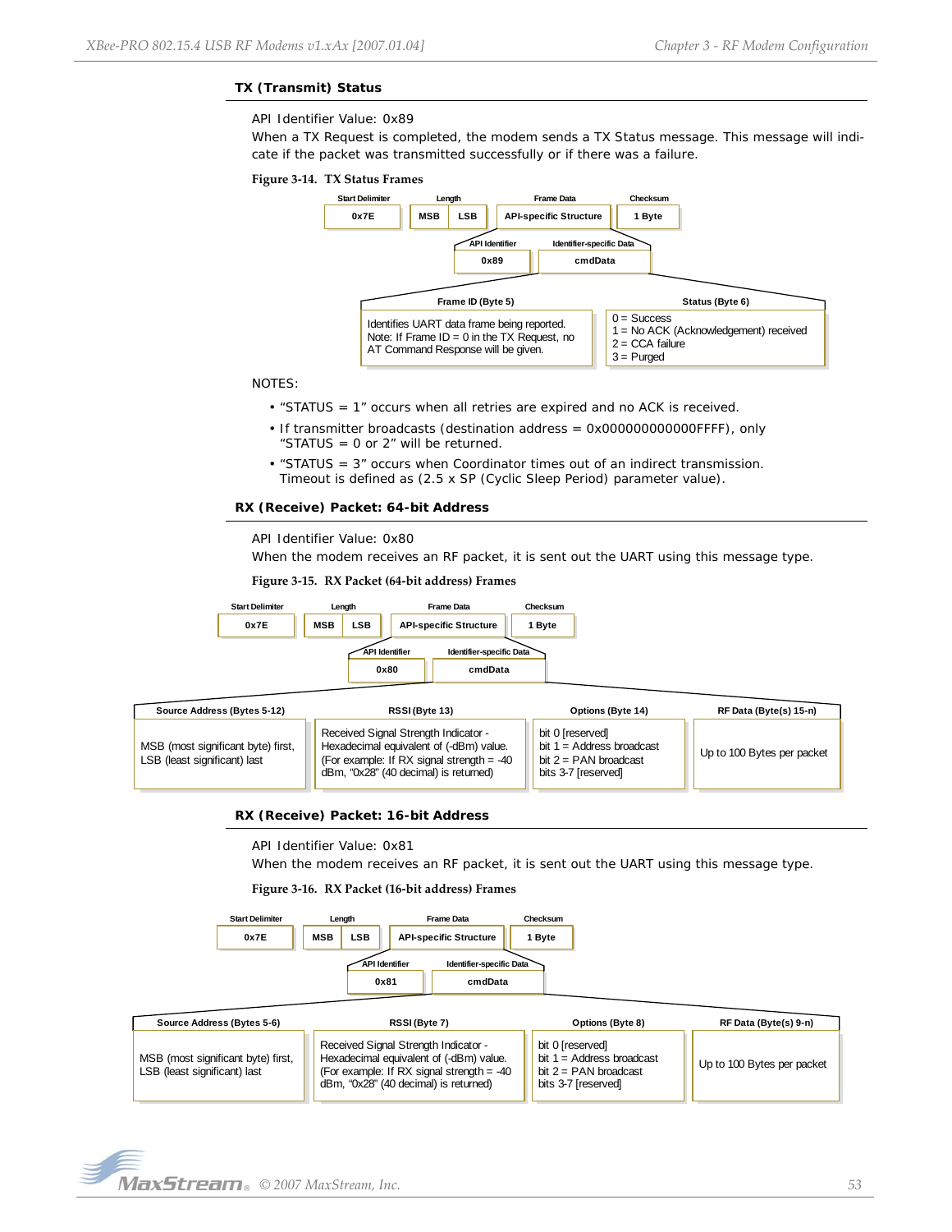### TX (Transmit) Status

API Identifier Value: 0x89

When a TX Request is completed, the modem sends a TX Status message. This message will indicate if the packet was transmitted successfully or if there was a failure.

**Figure 3-14. TX Status Frames**

| Start Delimiter | Length | | Frame Data | Checksum |
|---|---|---|---|---|
| 0x7E | MSB | LSB | API-specific Structure | 1 Byte |

| API Identifier | Identifier-specific Data |
|---|---|
| 0x89 | cmdData |

| Frame ID (Byte 5) | Status (Byte 6) |
|---|---|
| Identifies UART data frame being reported. Note: If Frame ID = 0 in the TX Request, no AT Command Response will be given. | 0 = Success<br>1 = No ACK (Acknowledgement) received<br>2 = CCA failure<br>3 = Purged |

NOTES:

- "STATUS = 1" occurs when all retries are expired and no ACK is received.
- If transmitter broadcasts (destination address = 0x000000000000FFFF), only "STATUS = 0 or 2" will be returned.
- "STATUS = 3" occurs when Coordinator times out of an indirect transmission. Timeout is defined as (2.5 x SP (Cyclic Sleep Period) parameter value).

### RX (Receive) Packet: 64-bit Address

API Identifier Value: 0x80

When the modem receives an RF packet, it is sent out the UART using this message type.

**Figure 3-15. RX Packet (64-bit address) Frames**

| Start Delimiter | Length | | Frame Data | Checksum |
|---|---|---|---|---|
| 0x7E | MSB | LSB | API-specific Structure | 1 Byte |

| API Identifier | Identifier-specific Data |
|---|---|
| 0x80 | cmdData |

| Source Address (Bytes 5-12) | RSSI (Byte 13) | Options (Byte 14) | RF Data (Byte(s) 15-n) |
|---|---|---|---|
| MSB (most significant byte) first, LSB (least significant) last | Received Signal Strength Indicator - Hexadecimal equivalent of (-dBm) value. (For example: If RX signal strength = -40 dBm, "0x28" (40 decimal) is returned) | bit 0 [reserved]<br>bit 1 = Address broadcast<br>bit 2 = PAN broadcast<br>bits 3-7 [reserved] | Up to 100 Bytes per packet |

### RX (Receive) Packet: 16-bit Address

API Identifier Value: 0x81

When the modem receives an RF packet, it is sent out the UART using this message type.

**Figure 3-16. RX Packet (16-bit address) Frames**

| Start Delimiter | Length | | Frame Data | Checksum |
|---|---|---|---|---|
| 0x7E | MSB | LSB | API-specific Structure | 1 Byte |

| API Identifier | Identifier-specific Data |
|---|---|
| 0x81 | cmdData |

| Source Address (Bytes 5-6) | RSSI (Byte 7) | Options (Byte 8) | RF Data (Byte(s) 9-n) |
|---|---|---|---|
| MSB (most significant byte) first, LSB (least significant) last | Received Signal Strength Indicator - Hexadecimal equivalent of (-dBm) value. (For example: If RX signal strength = -40 dBm, "0x28" (40 decimal) is returned) | bit 0 [reserved]<br>bit 1 = Address broadcast<br>bit 2 = PAN broadcast<br>bits 3-7 [reserved] | Up to 100 Bytes per packet |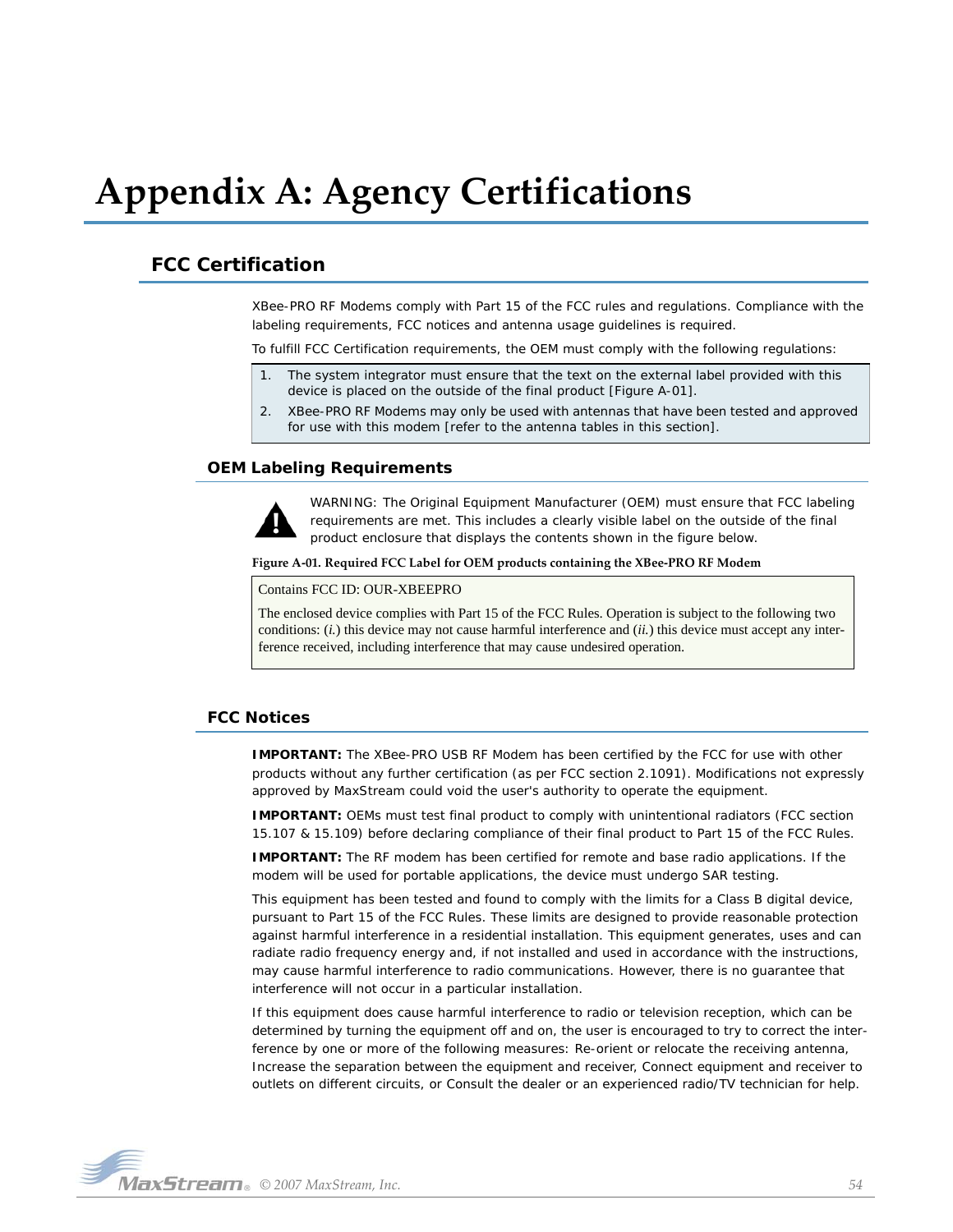# Appendix A: Agency Certifications

## FCC Certification

XBee-PRO RF Modems comply with Part 15 of the FCC rules and regulations. Compliance with the labeling requirements, FCC notices and antenna usage guidelines is required.

To fulfill FCC Certification requirements, the OEM must comply with the following regulations:

1. The system integrator must ensure that the text on the external label provided with this device is placed on the outside of the final product [Figure A-01].
2. XBee-PRO RF Modems may only be used with antennas that have been tested and approved for use with this modem [refer to the antenna tables in this section].

### OEM Labeling Requirements

WARNING: The Original Equipment Manufacturer (OEM) must ensure that FCC labeling requirements are met. This includes a clearly visible label on the outside of the final product enclosure that displays the contents shown in the figure below.

**Figure A-01. Required FCC Label for OEM products containing the XBee-PRO RF Modem**

> Contains FCC ID: OUR-XBEEPRO
>
> The enclosed device complies with Part 15 of the FCC Rules. Operation is subject to the following two conditions: (*i.*) this device may not cause harmful interference and (*ii.*) this device must accept any interference received, including interference that may cause undesired operation.

### FCC Notices

**IMPORTANT:** The XBee-PRO USB RF Modem has been certified by the FCC for use with other products without any further certification (as per FCC section 2.1091). Modifications not expressly approved by MaxStream could void the user's authority to operate the equipment.

**IMPORTANT:** OEMs must test final product to comply with unintentional radiators (FCC section 15.107 & 15.109) before declaring compliance of their final product to Part 15 of the FCC Rules.

**IMPORTANT:** The RF modem has been certified for remote and base radio applications. If the modem will be used for portable applications, the device must undergo SAR testing.

This equipment has been tested and found to comply with the limits for a Class B digital device, pursuant to Part 15 of the FCC Rules. These limits are designed to provide reasonable protection against harmful interference in a residential installation. This equipment generates, uses and can radiate radio frequency energy and, if not installed and used in accordance with the instructions, may cause harmful interference to radio communications. However, there is no guarantee that interference will not occur in a particular installation.

If this equipment does cause harmful interference to radio or television reception, which can be determined by turning the equipment off and on, the user is encouraged to try to correct the interference by one or more of the following measures: Re-orient or relocate the receiving antenna, Increase the separation between the equipment and receiver, Connect equipment and receiver to outlets on different circuits, or Consult the dealer or an experienced radio/TV technician for help.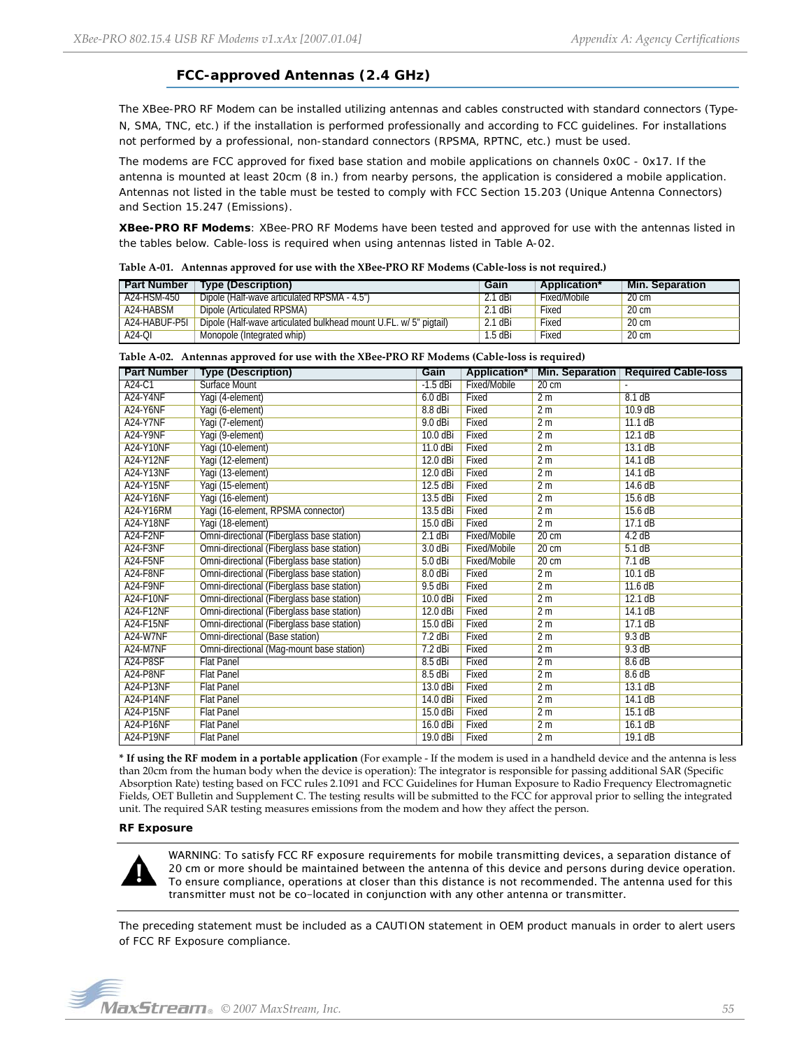## FCC-approved Antennas (2.4 GHz)

The XBee-PRO RF Modem can be installed utilizing antennas and cables constructed with standard connectors (Type-N, SMA, TNC, etc.) if the installation is performed professionally and according to FCC guidelines. For installations not performed by a professional, non-standard connectors (RPSMA, RPTNC, etc.) must be used.

The modems are FCC approved for fixed base station and mobile applications on channels 0x0C - 0x17. If the antenna is mounted at least 20cm (8 in.) from nearby persons, the application is considered a mobile application. Antennas not listed in the table must be tested to comply with FCC Section 15.203 (Unique Antenna Connectors) and Section 15.247 (Emissions).

**XBee-PRO RF Modems**: XBee-PRO RF Modems have been tested and approved for use with the antennas listed in the tables below. Cable-loss is required when using antennas listed in Table A-02.

**Table A-01. Antennas approved for use with the XBee-PRO RF Modems (Cable-loss is not required.)**

| Part Number | Type (Description) | Gain | Application* | Min. Separation |
|---|---|---|---|---|
| A24-HSM-450 | Dipole (Half-wave articulated RPSMA - 4.5") | 2.1 dBi | Fixed/Mobile | 20 cm |
| A24-HABSM | Dipole (Articulated RPSMA) | 2.1 dBi | Fixed | 20 cm |
| A24-HABUF-P5I | Dipole (Half-wave articulated bulkhead mount U.FL. w/ 5" pigtail) | 2.1 dBi | Fixed | 20 cm |
| A24-QI | Monopole (Integrated whip) | 1.5 dBi | Fixed | 20 cm |

**Table A-02. Antennas approved for use with the XBee-PRO RF Modems (Cable-loss is required)**

| Part Number | Type (Description) | Gain | Application* | Min. Separation | Required Cable-loss |
|---|---|---|---|---|---|
| A24-C1 | Surface Mount | -1.5 dBi | Fixed/Mobile | 20 cm | - |
| A24-Y4NF | Yagi (4-element) | 6.0 dBi | Fixed | 2 m | 8.1 dB |
| A24-Y6NF | Yagi (6-element) | 8.8 dBi | Fixed | 2 m | 10.9 dB |
| A24-Y7NF | Yagi (7-element) | 9.0 dBi | Fixed | 2 m | 11.1 dB |
| A24-Y9NF | Yagi (9-element) | 10.0 dBi | Fixed | 2 m | 12.1 dB |
| A24-Y10NF | Yagi (10-element) | 11.0 dBi | Fixed | 2 m | 13.1 dB |
| A24-Y12NF | Yagi (12-element) | 12.0 dBi | Fixed | 2 m | 14.1 dB |
| A24-Y13NF | Yagi (13-element) | 12.0 dBi | Fixed | 2 m | 14.1 dB |
| A24-Y15NF | Yagi (15-element) | 12.5 dBi | Fixed | 2 m | 14.6 dB |
| A24-Y16NF | Yagi (16-element) | 13.5 dBi | Fixed | 2 m | 15.6 dB |
| A24-Y16RM | Yagi (16-element, RPSMA connector) | 13.5 dBi | Fixed | 2 m | 15.6 dB |
| A24-Y18NF | Yagi (18-element) | 15.0 dBi | Fixed | 2 m | 17.1 dB |
| A24-F2NF | Omni-directional (Fiberglass base station) | 2.1 dBi | Fixed/Mobile | 20 cm | 4.2 dB |
| A24-F3NF | Omni-directional (Fiberglass base station) | 3.0 dBi | Fixed/Mobile | 20 cm | 5.1 dB |
| A24-F5NF | Omni-directional (Fiberglass base station) | 5.0 dBi | Fixed/Mobile | 20 cm | 7.1 dB |
| A24-F8NF | Omni-directional (Fiberglass base station) | 8.0 dBi | Fixed | 2 m | 10.1 dB |
| A24-F9NF | Omni-directional (Fiberglass base station) | 9.5 dBi | Fixed | 2 m | 11.6 dB |
| A24-F10NF | Omni-directional (Fiberglass base station) | 10.0 dBi | Fixed | 2 m | 12.1 dB |
| A24-F12NF | Omni-directional (Fiberglass base station) | 12.0 dBi | Fixed | 2 m | 14.1 dB |
| A24-F15NF | Omni-directional (Fiberglass base station) | 15.0 dBi | Fixed | 2 m | 17.1 dB |
| A24-W7NF | Omni-directional (Base station) | 7.2 dBi | Fixed | 2 m | 9.3 dB |
| A24-M7NF | Omni-directional (Mag-mount base station) | 7.2 dBi | Fixed | 2 m | 9.3 dB |
| A24-P8SF | Flat Panel | 8.5 dBi | Fixed | 2 m | 8.6 dB |
| A24-P8NF | Flat Panel | 8.5 dBi | Fixed | 2 m | 8.6 dB |
| A24-P13NF | Flat Panel | 13.0 dBi | Fixed | 2 m | 13.1 dB |
| A24-P14NF | Flat Panel | 14.0 dBi | Fixed | 2 m | 14.1 dB |
| A24-P15NF | Flat Panel | 15.0 dBi | Fixed | 2 m | 15.1 dB |
| A24-P16NF | Flat Panel | 16.0 dBi | Fixed | 2 m | 16.1 dB |
| A24-P19NF | Flat Panel | 19.0 dBi | Fixed | 2 m | 19.1 dB |

**\* If using the RF modem in a portable application** (For example - If the modem is used in a handheld device and the antenna is less than 20cm from the human body when the device is operation): The integrator is responsible for passing additional SAR (Specific Absorption Rate) testing based on FCC rules 2.1091 and FCC Guidelines for Human Exposure to Radio Frequency Electromagnetic Fields, OET Bulletin and Supplement C. The testing results will be submitted to the FCC for approval prior to selling the integrated unit. The required SAR testing measures emissions from the modem and how they affect the person.

**RF Exposure**

WARNING: To satisfy FCC RF exposure requirements for mobile transmitting devices, a separation distance of 20 cm or more should be maintained between the antenna of this device and persons during device operation. To ensure compliance, operations at closer than this distance is not recommended. The antenna used for this transmitter must not be co-located in conjunction with any other antenna or transmitter.

The preceding statement must be included as a CAUTION statement in OEM product manuals in order to alert users of FCC RF Exposure compliance.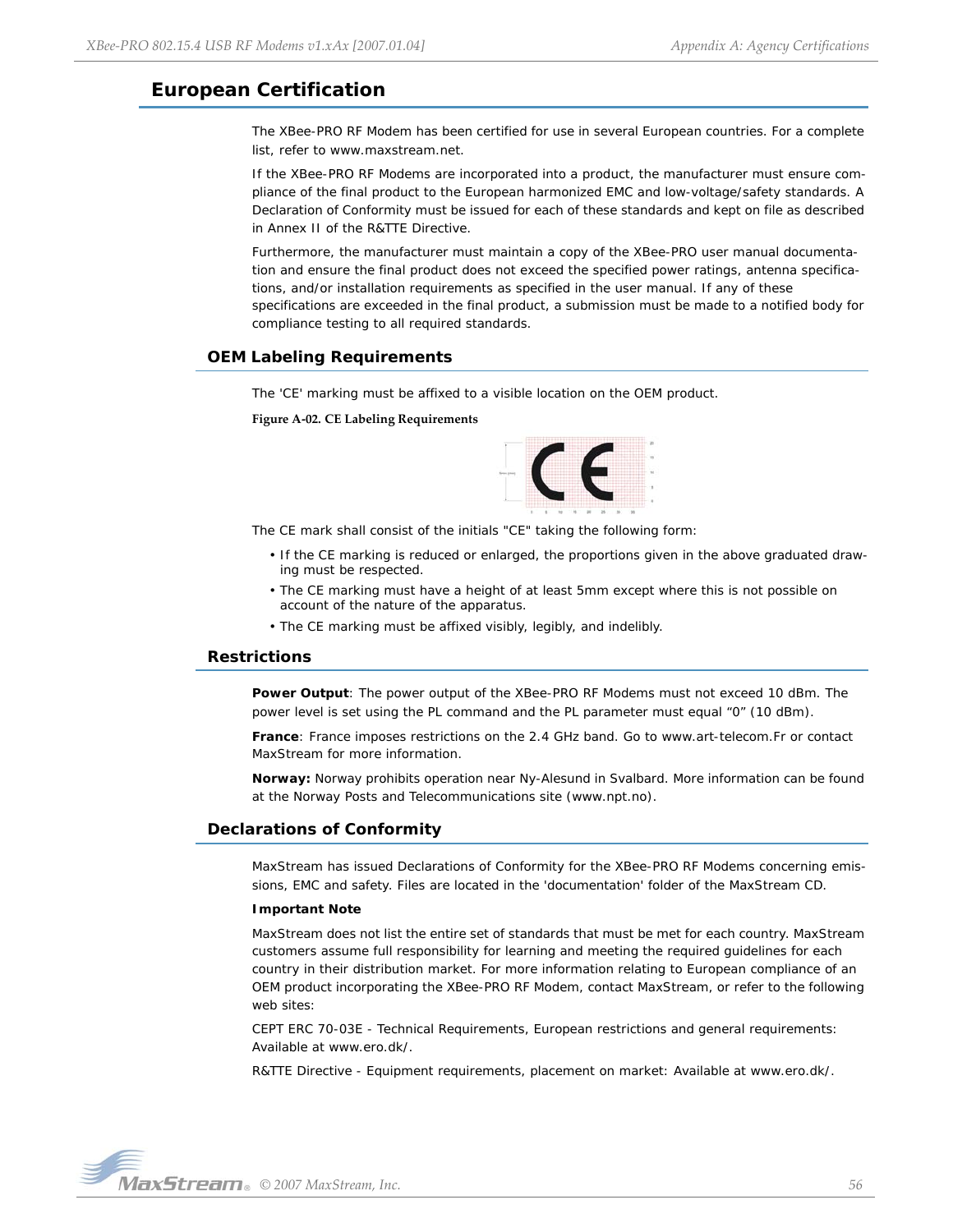## European Certification

The XBee-PRO RF Modem has been certified for use in several European countries. For a complete list, refer to www.maxstream.net.

If the XBee-PRO RF Modems are incorporated into a product, the manufacturer must ensure compliance of the final product to the European harmonized EMC and low-voltage/safety standards. A Declaration of Conformity must be issued for each of these standards and kept on file as described in Annex II of the R&TTE Directive.

Furthermore, the manufacturer must maintain a copy of the XBee-PRO user manual documentation and ensure the final product does not exceed the specified power ratings, antenna specifications, and/or installation requirements as specified in the user manual. If any of these specifications are exceeded in the final product, a submission must be made to a notified body for compliance testing to all required standards.

### OEM Labeling Requirements

The 'CE' marking must be affixed to a visible location on the OEM product.

**Figure A-02. CE Labeling Requirements**

The CE mark shall consist of the initials "CE" taking the following form:

- If the CE marking is reduced or enlarged, the proportions given in the above graduated drawing must be respected.
- The CE marking must have a height of at least 5mm except where this is not possible on account of the nature of the apparatus.
- The CE marking must be affixed visibly, legibly, and indelibly.

### Restrictions

**Power Output**: The power output of the XBee-PRO RF Modems must not exceed 10 dBm. The power level is set using the PL command and the PL parameter must equal “0” (10 dBm).

**France**: France imposes restrictions on the 2.4 GHz band. Go to www.art-telecom.Fr or contact MaxStream for more information.

**Norway:** Norway prohibits operation near Ny-Alesund in Svalbard. More information can be found at the Norway Posts and Telecommunications site (www.npt.no).

### Declarations of Conformity

MaxStream has issued Declarations of Conformity for the XBee-PRO RF Modems concerning emissions, EMC and safety. Files are located in the 'documentation' folder of the MaxStream CD.

**Important Note**

MaxStream does not list the entire set of standards that must be met for each country. MaxStream customers assume full responsibility for learning and meeting the required guidelines for each country in their distribution market. For more information relating to European compliance of an OEM product incorporating the XBee-PRO RF Modem, contact MaxStream, or refer to the following web sites:

CEPT ERC 70-03E - Technical Requirements, European restrictions and general requirements: Available at www.ero.dk/.

R&TTE Directive - Equipment requirements, placement on market: Available at www.ero.dk/.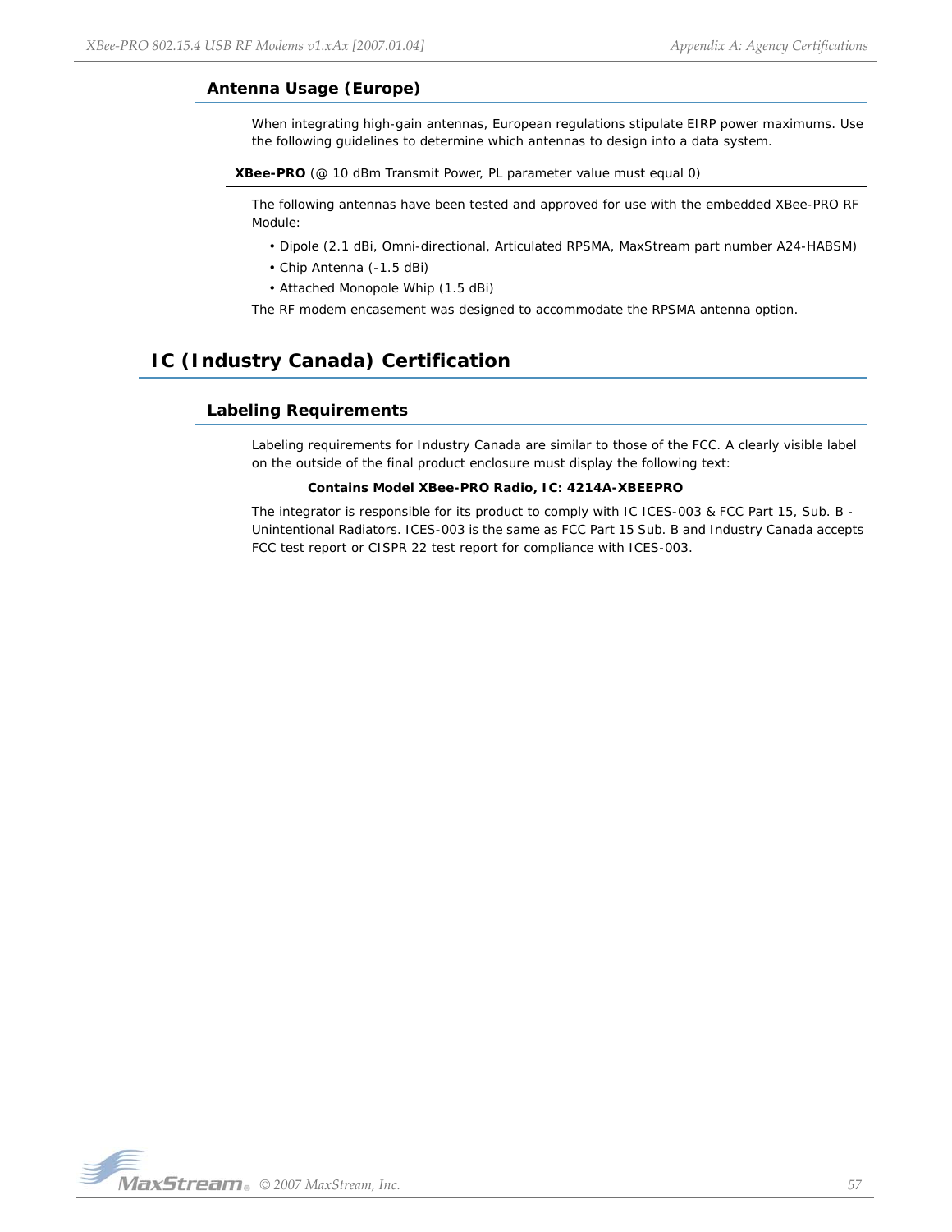### Antenna Usage (Europe)

When integrating high-gain antennas, European regulations stipulate EIRP power maximums. Use the following guidelines to determine which antennas to design into a data system.

**XBee-PRO** (@ 10 dBm Transmit Power, PL parameter value must equal 0)

The following antennas have been tested and approved for use with the embedded XBee-PRO RF Module:

- Dipole (2.1 dBi, Omni-directional, Articulated RPSMA, MaxStream part number A24-HABSM)
- Chip Antenna (-1.5 dBi)
- Attached Monopole Whip (1.5 dBi)

The RF modem encasement was designed to accommodate the RPSMA antenna option.

## IC (Industry Canada) Certification

### Labeling Requirements

Labeling requirements for Industry Canada are similar to those of the FCC. A clearly visible label on the outside of the final product enclosure must display the following text:

**Contains Model XBee-PRO Radio, IC: 4214A-XBEEPRO**

The integrator is responsible for its product to comply with IC ICES-003 & FCC Part 15, Sub. B - Unintentional Radiators. ICES-003 is the same as FCC Part 15 Sub. B and Industry Canada accepts FCC test report or CISPR 22 test report for compliance with ICES-003.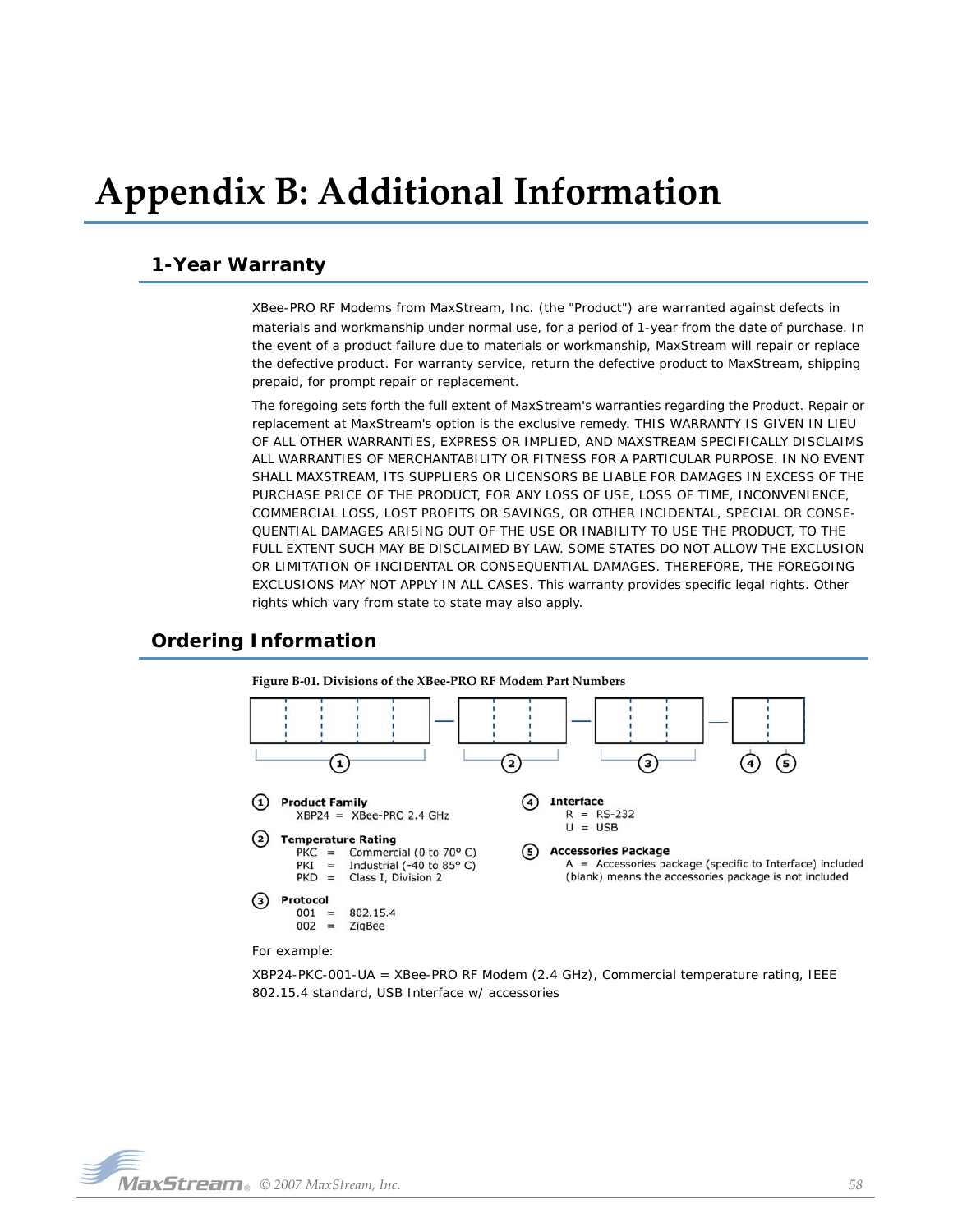# Appendix B: Additional Information

## 1-Year Warranty

XBee-PRO RF Modems from MaxStream, Inc. (the "Product") are warranted against defects in materials and workmanship under normal use, for a period of 1-year from the date of purchase. In the event of a product failure due to materials or workmanship, MaxStream will repair or replace the defective product. For warranty service, return the defective product to MaxStream, shipping prepaid, for prompt repair or replacement.

The foregoing sets forth the full extent of MaxStream's warranties regarding the Product. Repair or replacement at MaxStream's option is the exclusive remedy. THIS WARRANTY IS GIVEN IN LIEU OF ALL OTHER WARRANTIES, EXPRESS OR IMPLIED, AND MAXSTREAM SPECIFICALLY DISCLAIMS ALL WARRANTIES OF MERCHANTABILITY OR FITNESS FOR A PARTICULAR PURPOSE. IN NO EVENT SHALL MAXSTREAM, ITS SUPPLIERS OR LICENSORS BE LIABLE FOR DAMAGES IN EXCESS OF THE PURCHASE PRICE OF THE PRODUCT, FOR ANY LOSS OF USE, LOSS OF TIME, INCONVENIENCE, COMMERCIAL LOSS, LOST PROFITS OR SAVINGS, OR OTHER INCIDENTAL, SPECIAL OR CONSEQUENTIAL DAMAGES ARISING OUT OF THE USE OR INABILITY TO USE THE PRODUCT, TO THE FULL EXTENT SUCH MAY BE DISCLAIMED BY LAW. SOME STATES DO NOT ALLOW THE EXCLUSION OR LIMITATION OF INCIDENTAL OR CONSEQUENTIAL DAMAGES. THEREFORE, THE FOREGOING EXCLUSIONS MAY NOT APPLY IN ALL CASES. This warranty provides specific legal rights. Other rights which vary from state to state may also apply.

## Ordering Information

**Figure B-01. Divisions of the XBee-PRO RF Modem Part Numbers**

① **Product Family**
- XBP24 = XBee-PRO 2.4 GHz

② **Temperature Rating**
- PKC = Commercial (0 to 70° C)
- PKI = Industrial (-40 to 85° C)
- PKD = Class I, Division 2

③ **Protocol**
- 001 = 802.15.4
- 002 = ZigBee

④ **Interface**
- R = RS-232
- U = USB

⑤ **Accessories Package**
- A = Accessories package (specific to Interface) included
- (blank) means the accessories package is not included

For example:

XBP24-PKC-001-UA = XBee-PRO RF Modem (2.4 GHz), Commercial temperature rating, IEEE 802.15.4 standard, USB Interface w/ accessories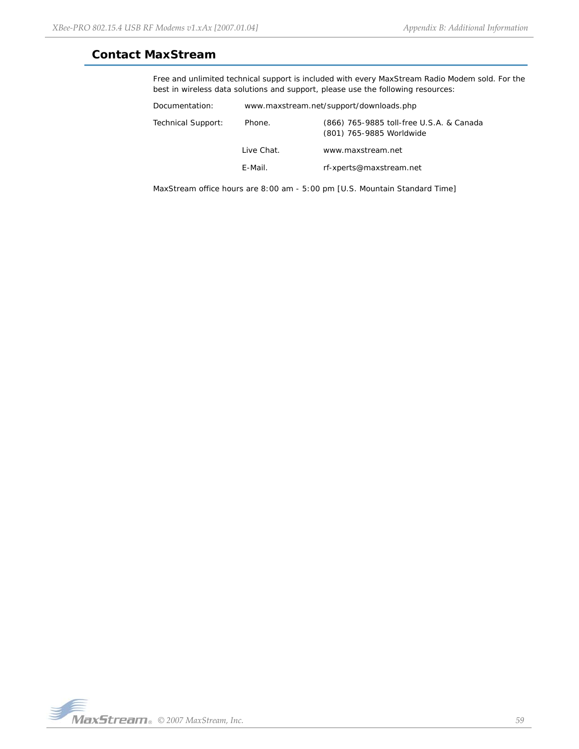## Contact MaxStream

Free and unlimited technical support is included with every MaxStream Radio Modem sold. For the best in wireless data solutions and support, please use the following resources:

| | | |
|---|---|---|
| Documentation: | www.maxstream.net/support/downloads.php | |
| Technical Support: | Phone. | (866) 765-9885 toll-free U.S.A. & Canada<br>(801) 765-9885 Worldwide |
| | Live Chat. | www.maxstream.net |
| | E-Mail. | rf-xperts@maxstream.net |

MaxStream office hours are 8:00 am - 5:00 pm [U.S. Mountain Standard Time]